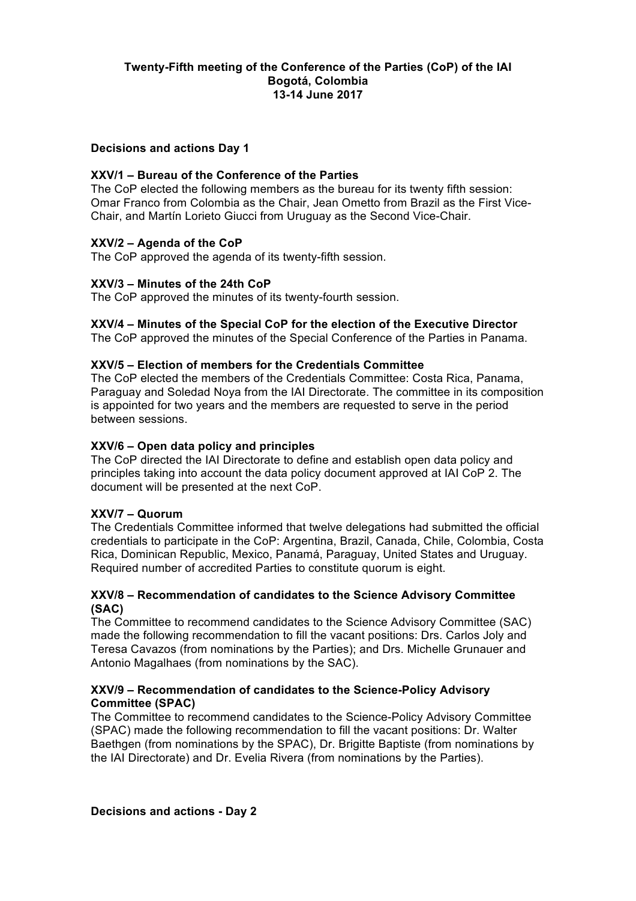**Twenty-Fifth meeting of the Conference of the Parties (CoP) of the IAI**
**Bogotá, Colombia**
**13-14 June 2017**

**Decisions and actions Day 1**

**XXV/1 – Bureau of the Conference of the Parties**

The CoP elected the following members as the bureau for its twenty fifth session: Omar Franco from Colombia as the Chair, Jean Ometto from Brazil as the First Vice-Chair, and Martín Lorieto Giucci from Uruguay as the Second Vice-Chair.

**XXV/2 – Agenda of the CoP**

The CoP approved the agenda of its twenty-fifth session.

**XXV/3 – Minutes of the 24th CoP**

The CoP approved the minutes of its twenty-fourth session.

**XXV/4 – Minutes of the Special CoP for the election of the Executive Director**

The CoP approved the minutes of the Special Conference of the Parties in Panama.

**XXV/5 – Election of members for the Credentials Committee**

The CoP elected the members of the Credentials Committee: Costa Rica, Panama, Paraguay and Soledad Noya from the IAI Directorate. The committee in its composition is appointed for two years and the members are requested to serve in the period between sessions.

**XXV/6 – Open data policy and principles**

The CoP directed the IAI Directorate to define and establish open data policy and principles taking into account the data policy document approved at IAI CoP 2. The document will be presented at the next CoP.

**XXV/7 – Quorum**

The Credentials Committee informed that twelve delegations had submitted the official credentials to participate in the CoP: Argentina, Brazil, Canada, Chile, Colombia, Costa Rica, Dominican Republic, Mexico, Panamá, Paraguay, United States and Uruguay. Required number of accredited Parties to constitute quorum is eight.

**XXV/8 – Recommendation of candidates to the Science Advisory Committee (SAC)**

The Committee to recommend candidates to the Science Advisory Committee (SAC) made the following recommendation to fill the vacant positions: Drs. Carlos Joly and Teresa Cavazos (from nominations by the Parties); and Drs. Michelle Grunauer and Antonio Magalhaes (from nominations by the SAC).

**XXV/9 – Recommendation of candidates to the Science-Policy Advisory Committee (SPAC)**

The Committee to recommend candidates to the Science-Policy Advisory Committee (SPAC) made the following recommendation to fill the vacant positions: Dr. Walter Baethgen (from nominations by the SPAC), Dr. Brigitte Baptiste (from nominations by the IAI Directorate) and Dr. Evelia Rivera (from nominations by the Parties).

**Decisions and actions - Day 2**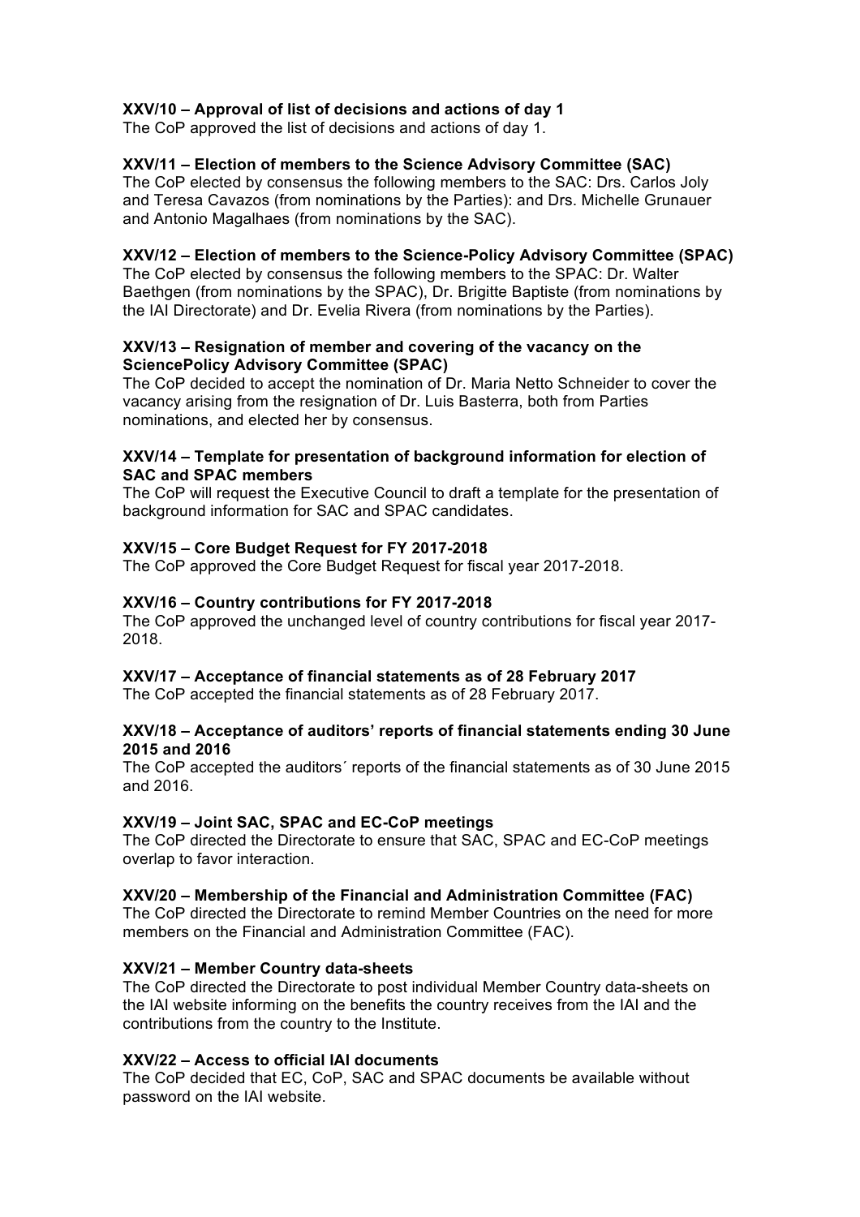**XXV/10 – Approval of list of decisions and actions of day 1**
The CoP approved the list of decisions and actions of day 1.

**XXV/11 – Election of members to the Science Advisory Committee (SAC)**
The CoP elected by consensus the following members to the SAC: Drs. Carlos Joly and Teresa Cavazos (from nominations by the Parties): and Drs. Michelle Grunauer and Antonio Magalhaes (from nominations by the SAC).

**XXV/12 – Election of members to the Science-Policy Advisory Committee (SPAC)**
The CoP elected by consensus the following members to the SPAC: Dr. Walter Baethgen (from nominations by the SPAC), Dr. Brigitte Baptiste (from nominations by the IAI Directorate) and Dr. Evelia Rivera (from nominations by the Parties).

**XXV/13 – Resignation of member and covering of the vacancy on the SciencePolicy Advisory Committee (SPAC)**
The CoP decided to accept the nomination of Dr. Maria Netto Schneider to cover the vacancy arising from the resignation of Dr. Luis Basterra, both from Parties nominations, and elected her by consensus.

**XXV/14 – Template for presentation of background information for election of SAC and SPAC members**
The CoP will request the Executive Council to draft a template for the presentation of background information for SAC and SPAC candidates.

**XXV/15 – Core Budget Request for FY 2017-2018**
The CoP approved the Core Budget Request for fiscal year 2017-2018.

**XXV/16 – Country contributions for FY 2017-2018**
The CoP approved the unchanged level of country contributions for fiscal year 2017-2018.

**XXV/17 – Acceptance of financial statements as of 28 February 2017**
The CoP accepted the financial statements as of 28 February 2017.

**XXV/18 – Acceptance of auditors' reports of financial statements ending 30 June 2015 and 2016**
The CoP accepted the auditors´ reports of the financial statements as of 30 June 2015 and 2016.

**XXV/19 – Joint SAC, SPAC and EC-CoP meetings**
The CoP directed the Directorate to ensure that SAC, SPAC and EC-CoP meetings overlap to favor interaction.

**XXV/20 – Membership of the Financial and Administration Committee (FAC)**
The CoP directed the Directorate to remind Member Countries on the need for more members on the Financial and Administration Committee (FAC).

**XXV/21 – Member Country data-sheets**
The CoP directed the Directorate to post individual Member Country data-sheets on the IAI website informing on the benefits the country receives from the IAI and the contributions from the country to the Institute.

**XXV/22 – Access to official IAI documents**
The CoP decided that EC, CoP, SAC and SPAC documents be available without password on the IAI website.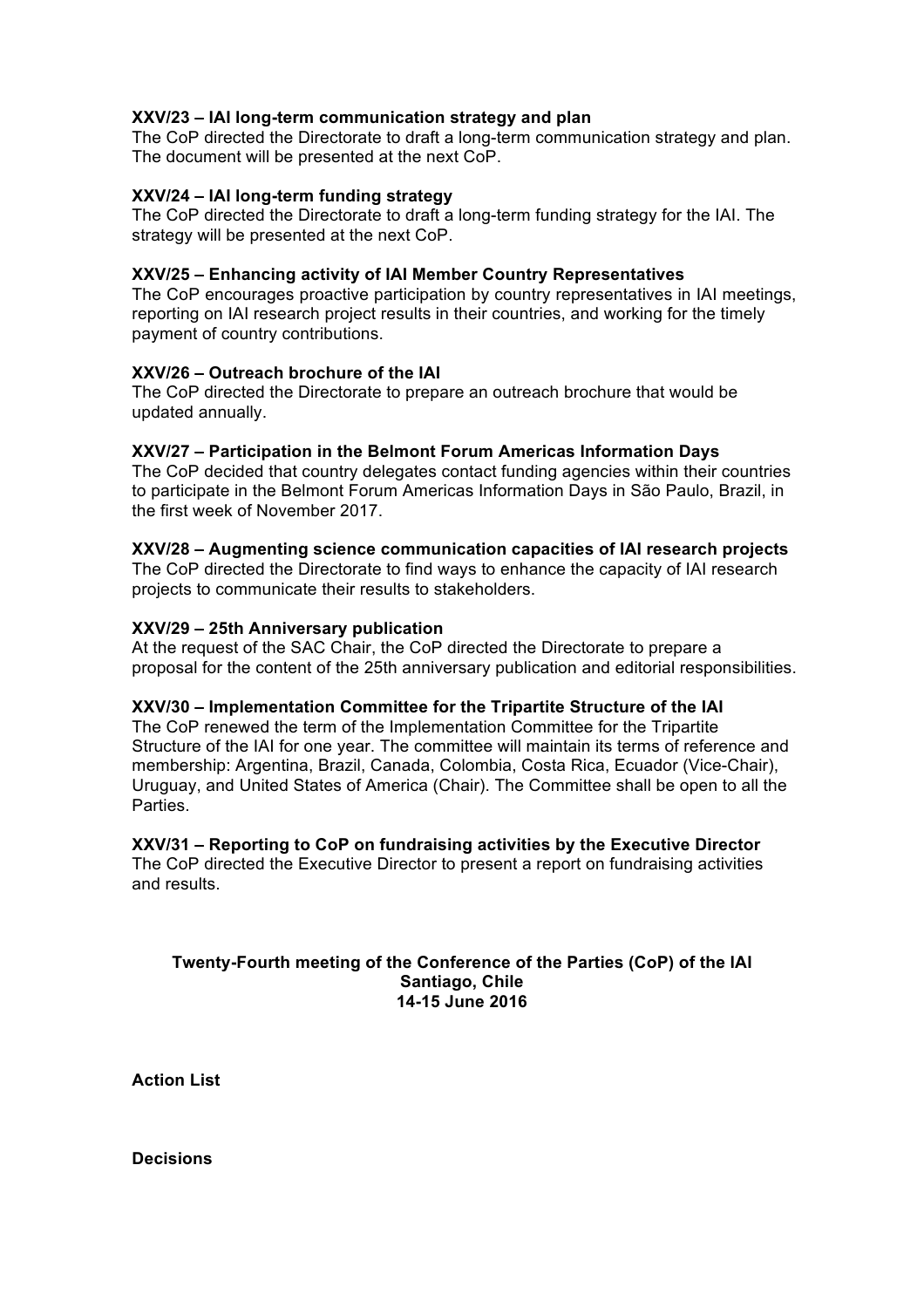**XXV/23 – IAI long-term communication strategy and plan**
The CoP directed the Directorate to draft a long-term communication strategy and plan. The document will be presented at the next CoP.

**XXV/24 – IAI long-term funding strategy**
The CoP directed the Directorate to draft a long-term funding strategy for the IAI. The strategy will be presented at the next CoP.

**XXV/25 – Enhancing activity of IAI Member Country Representatives**
The CoP encourages proactive participation by country representatives in IAI meetings, reporting on IAI research project results in their countries, and working for the timely payment of country contributions.

**XXV/26 – Outreach brochure of the IAI**
The CoP directed the Directorate to prepare an outreach brochure that would be updated annually.

**XXV/27 – Participation in the Belmont Forum Americas Information Days**
The CoP decided that country delegates contact funding agencies within their countries to participate in the Belmont Forum Americas Information Days in São Paulo, Brazil, in the first week of November 2017.

**XXV/28 – Augmenting science communication capacities of IAI research projects**
The CoP directed the Directorate to find ways to enhance the capacity of IAI research projects to communicate their results to stakeholders.

**XXV/29 – 25th Anniversary publication**
At the request of the SAC Chair, the CoP directed the Directorate to prepare a proposal for the content of the 25th anniversary publication and editorial responsibilities.

**XXV/30 – Implementation Committee for the Tripartite Structure of the IAI**
The CoP renewed the term of the Implementation Committee for the Tripartite Structure of the IAI for one year. The committee will maintain its terms of reference and membership: Argentina, Brazil, Canada, Colombia, Costa Rica, Ecuador (Vice-Chair), Uruguay, and United States of America (Chair). The Committee shall be open to all the Parties.

**XXV/31 – Reporting to CoP on fundraising activities by the Executive Director**
The CoP directed the Executive Director to present a report on fundraising activities and results.

## Twenty-Fourth meeting of the Conference of the Parties (CoP) of the IAI
## Santiago, Chile
## 14-15 June 2016

**Action List**

**Decisions**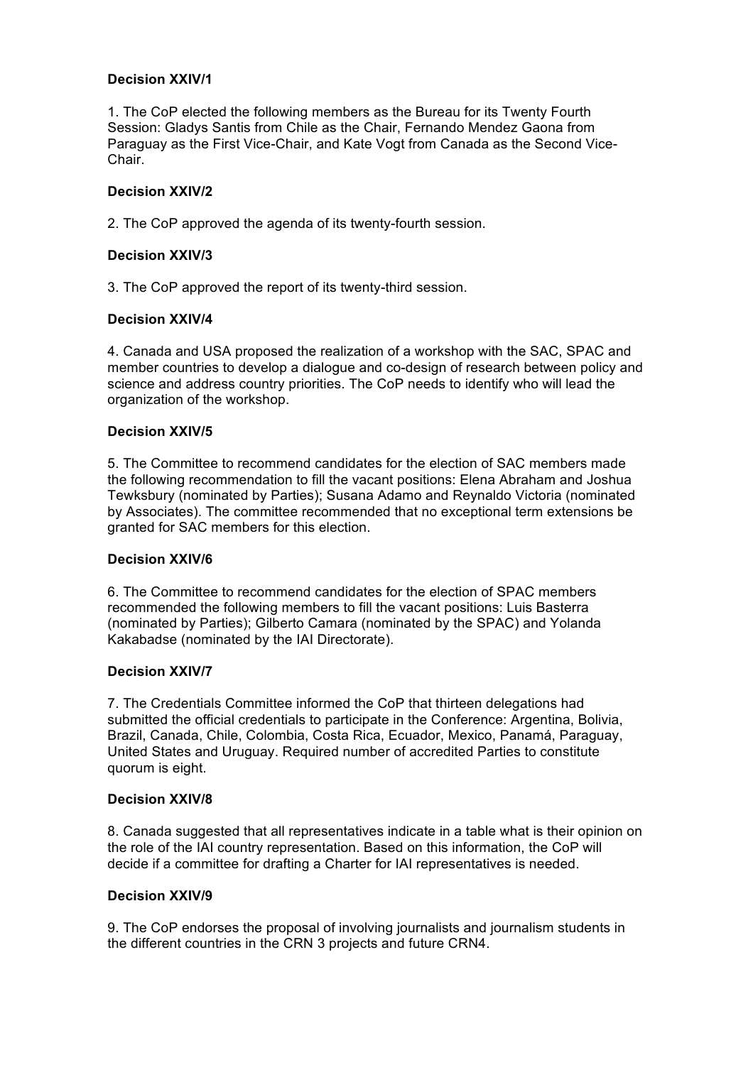**Decision XXIV/1**

1. The CoP elected the following members as the Bureau for its Twenty Fourth Session: Gladys Santis from Chile as the Chair, Fernando Mendez Gaona from Paraguay as the First Vice-Chair, and Kate Vogt from Canada as the Second Vice-Chair.

**Decision XXIV/2**

2. The CoP approved the agenda of its twenty-fourth session.

**Decision XXIV/3**

3. The CoP approved the report of its twenty-third session.

**Decision XXIV/4**

4. Canada and USA proposed the realization of a workshop with the SAC, SPAC and member countries to develop a dialogue and co-design of research between policy and science and address country priorities. The CoP needs to identify who will lead the organization of the workshop.

**Decision XXIV/5**

5. The Committee to recommend candidates for the election of SAC members made the following recommendation to fill the vacant positions: Elena Abraham and Joshua Tewksbury (nominated by Parties); Susana Adamo and Reynaldo Victoria (nominated by Associates). The committee recommended that no exceptional term extensions be granted for SAC members for this election.

**Decision XXIV/6**

6. The Committee to recommend candidates for the election of SPAC members recommended the following members to fill the vacant positions: Luis Basterra (nominated by Parties); Gilberto Camara (nominated by the SPAC) and Yolanda Kakabadse (nominated by the IAI Directorate).

**Decision XXIV/7**

7. The Credentials Committee informed the CoP that thirteen delegations had submitted the official credentials to participate in the Conference: Argentina, Bolivia, Brazil, Canada, Chile, Colombia, Costa Rica, Ecuador, Mexico, Panamá, Paraguay, United States and Uruguay. Required number of accredited Parties to constitute quorum is eight.

**Decision XXIV/8**

8. Canada suggested that all representatives indicate in a table what is their opinion on the role of the IAI country representation. Based on this information, the CoP will decide if a committee for drafting a Charter for IAI representatives is needed.

**Decision XXIV/9**

9. The CoP endorses the proposal of involving journalists and journalism students in the different countries in the CRN 3 projects and future CRN4.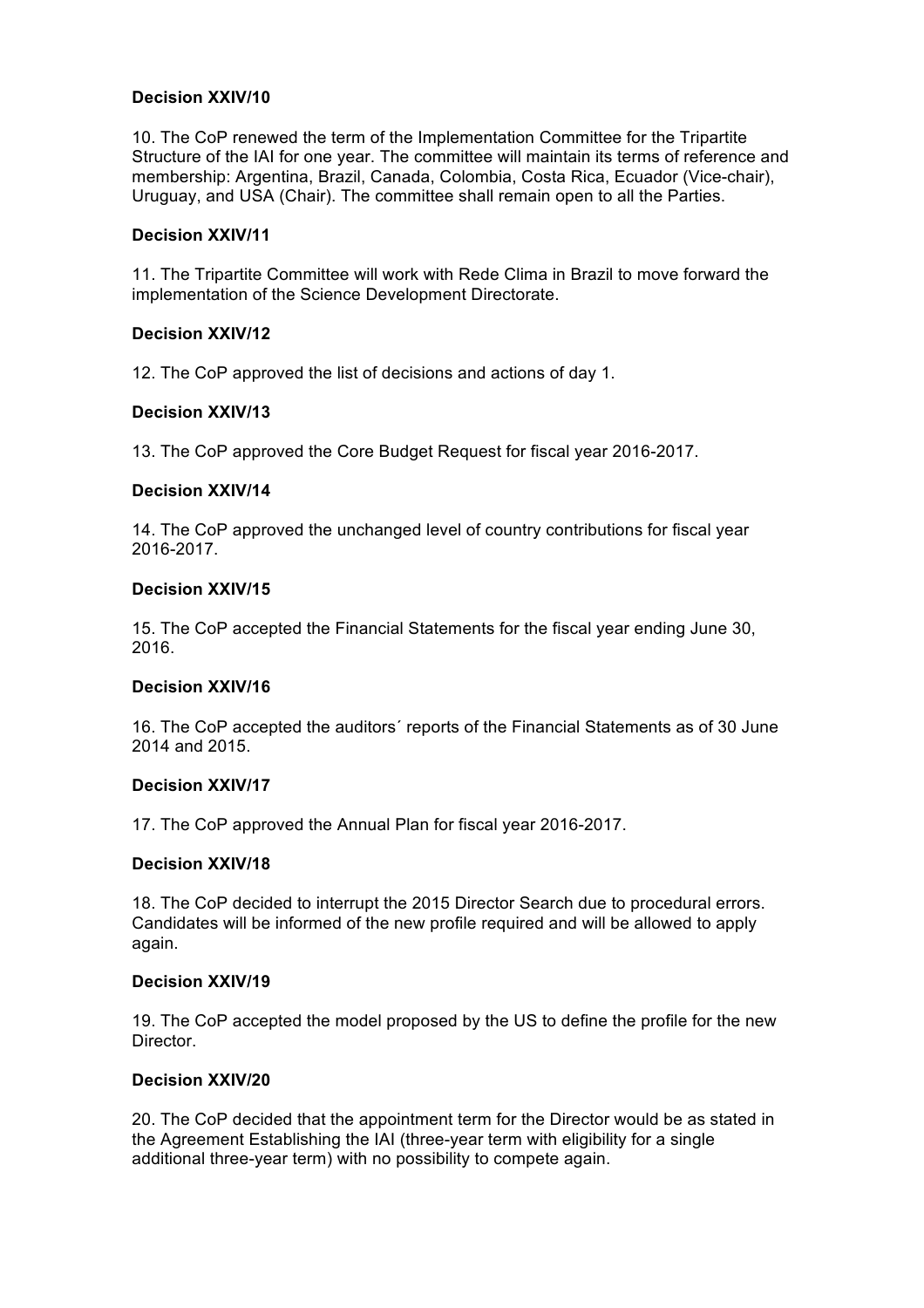**Decision XXIV/10**

10. The CoP renewed the term of the Implementation Committee for the Tripartite Structure of the IAI for one year. The committee will maintain its terms of reference and membership: Argentina, Brazil, Canada, Colombia, Costa Rica, Ecuador (Vice-chair), Uruguay, and USA (Chair). The committee shall remain open to all the Parties.

**Decision XXIV/11**

11. The Tripartite Committee will work with Rede Clima in Brazil to move forward the implementation of the Science Development Directorate.

**Decision XXIV/12**

12. The CoP approved the list of decisions and actions of day 1.

**Decision XXIV/13**

13. The CoP approved the Core Budget Request for fiscal year 2016-2017.

**Decision XXIV/14**

14. The CoP approved the unchanged level of country contributions for fiscal year 2016-2017.

**Decision XXIV/15**

15. The CoP accepted the Financial Statements for the fiscal year ending June 30, 2016.

**Decision XXIV/16**

16. The CoP accepted the auditors´ reports of the Financial Statements as of 30 June 2014 and 2015.

**Decision XXIV/17**

17. The CoP approved the Annual Plan for fiscal year 2016-2017.

**Decision XXIV/18**

18. The CoP decided to interrupt the 2015 Director Search due to procedural errors. Candidates will be informed of the new profile required and will be allowed to apply again.

**Decision XXIV/19**

19. The CoP accepted the model proposed by the US to define the profile for the new Director.

**Decision XXIV/20**

20. The CoP decided that the appointment term for the Director would be as stated in the Agreement Establishing the IAI (three-year term with eligibility for a single additional three-year term) with no possibility to compete again.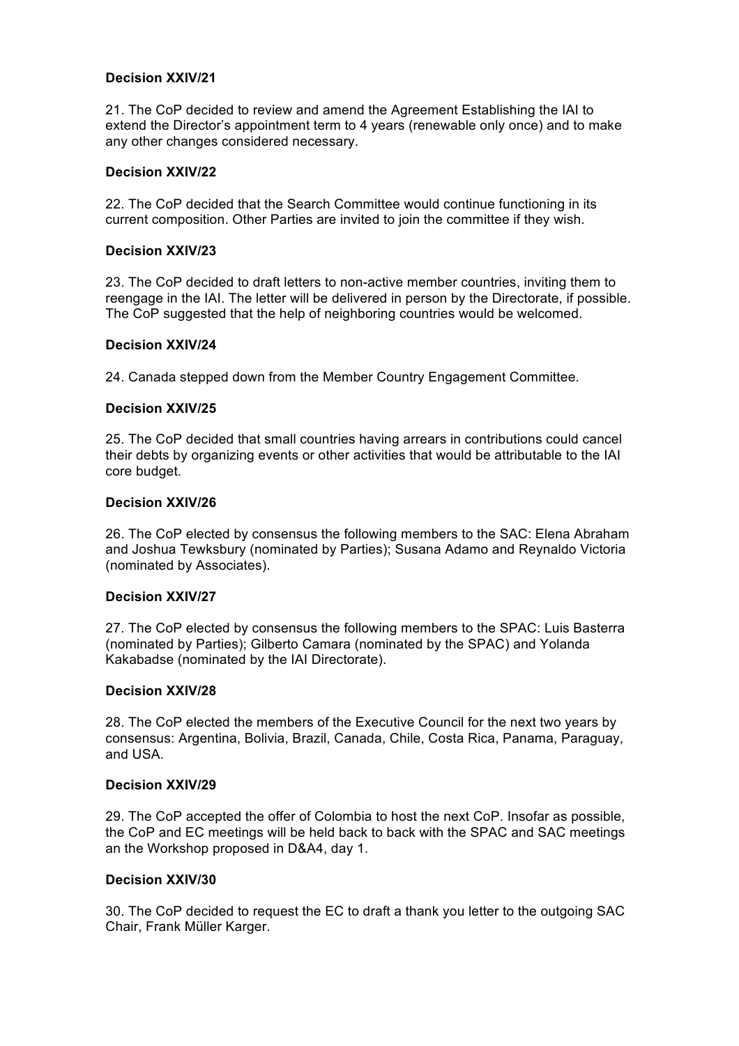**Decision XXIV/21**

21. The CoP decided to review and amend the Agreement Establishing the IAI to extend the Director's appointment term to 4 years (renewable only once) and to make any other changes considered necessary.

**Decision XXIV/22**

22. The CoP decided that the Search Committee would continue functioning in its current composition. Other Parties are invited to join the committee if they wish.

**Decision XXIV/23**

23. The CoP decided to draft letters to non-active member countries, inviting them to reengage in the IAI. The letter will be delivered in person by the Directorate, if possible. The CoP suggested that the help of neighboring countries would be welcomed.

**Decision XXIV/24**

24. Canada stepped down from the Member Country Engagement Committee.

**Decision XXIV/25**

25. The CoP decided that small countries having arrears in contributions could cancel their debts by organizing events or other activities that would be attributable to the IAI core budget.

**Decision XXIV/26**

26. The CoP elected by consensus the following members to the SAC: Elena Abraham and Joshua Tewksbury (nominated by Parties); Susana Adamo and Reynaldo Victoria (nominated by Associates).

**Decision XXIV/27**

27. The CoP elected by consensus the following members to the SPAC: Luis Basterra (nominated by Parties); Gilberto Camara (nominated by the SPAC) and Yolanda Kakabadse (nominated by the IAI Directorate).

**Decision XXIV/28**

28. The CoP elected the members of the Executive Council for the next two years by consensus: Argentina, Bolivia, Brazil, Canada, Chile, Costa Rica, Panama, Paraguay, and USA.

**Decision XXIV/29**

29. The CoP accepted the offer of Colombia to host the next CoP. Insofar as possible, the CoP and EC meetings will be held back to back with the SPAC and SAC meetings an the Workshop proposed in D&A4, day 1.

**Decision XXIV/30**

30. The CoP decided to request the EC to draft a thank you letter to the outgoing SAC Chair, Frank Müller Karger.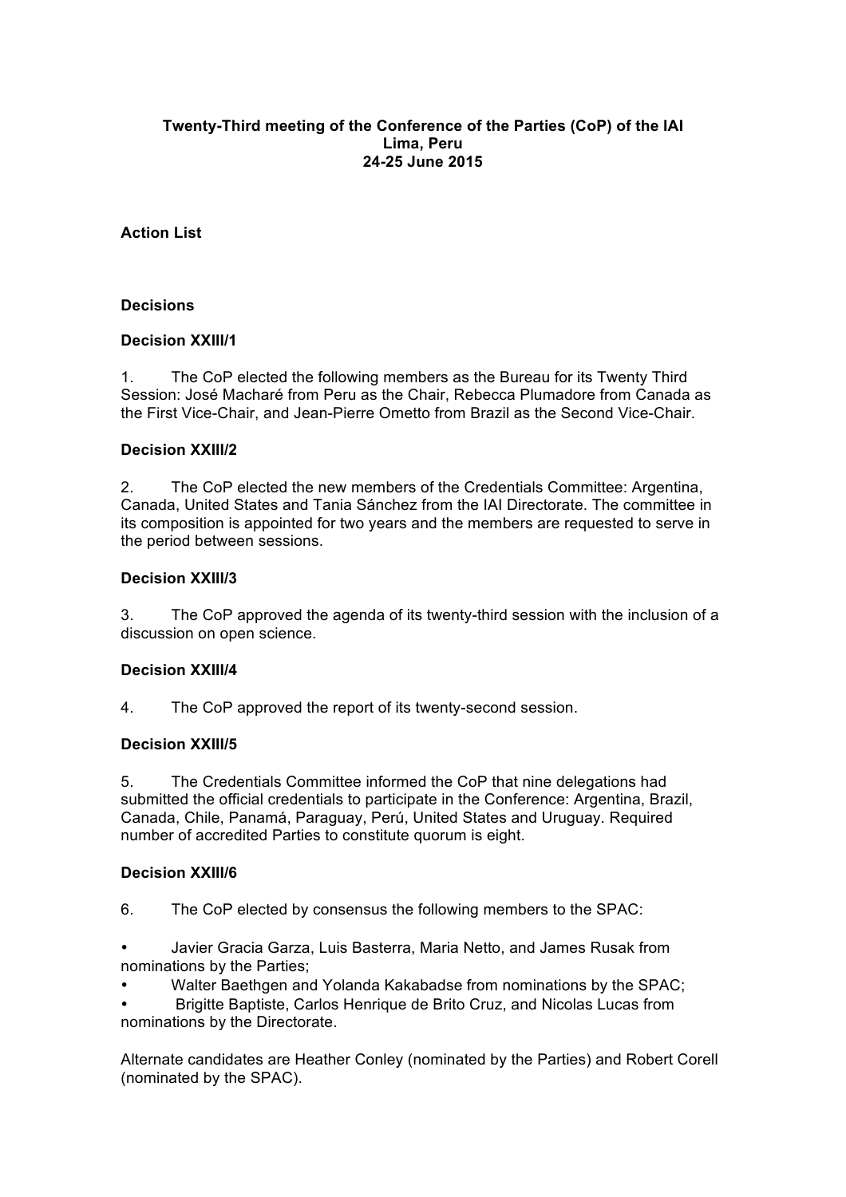**Twenty-Third meeting of the Conference of the Parties (CoP) of the IAI**
**Lima, Peru**
**24-25 June 2015**

## Action List

## Decisions

### Decision XXIII/1

1. The CoP elected the following members as the Bureau for its Twenty Third Session: José Macharé from Peru as the Chair, Rebecca Plumadore from Canada as the First Vice-Chair, and Jean-Pierre Ometto from Brazil as the Second Vice-Chair.

### Decision XXIII/2

2. The CoP elected the new members of the Credentials Committee: Argentina, Canada, United States and Tania Sánchez from the IAI Directorate. The committee in its composition is appointed for two years and the members are requested to serve in the period between sessions.

### Decision XXIII/3

3. The CoP approved the agenda of its twenty-third session with the inclusion of a discussion on open science.

### Decision XXIII/4

4. The CoP approved the report of its twenty-second session.

### Decision XXIII/5

5. The Credentials Committee informed the CoP that nine delegations had submitted the official credentials to participate in the Conference: Argentina, Brazil, Canada, Chile, Panamá, Paraguay, Perú, United States and Uruguay. Required number of accredited Parties to constitute quorum is eight.

### Decision XXIII/6

6. The CoP elected by consensus the following members to the SPAC:

- Javier Gracia Garza, Luis Basterra, Maria Netto, and James Rusak from nominations by the Parties;
- Walter Baethgen and Yolanda Kakabadse from nominations by the SPAC;
- Brigitte Baptiste, Carlos Henrique de Brito Cruz, and Nicolas Lucas from nominations by the Directorate.

Alternate candidates are Heather Conley (nominated by the Parties) and Robert Corell (nominated by the SPAC).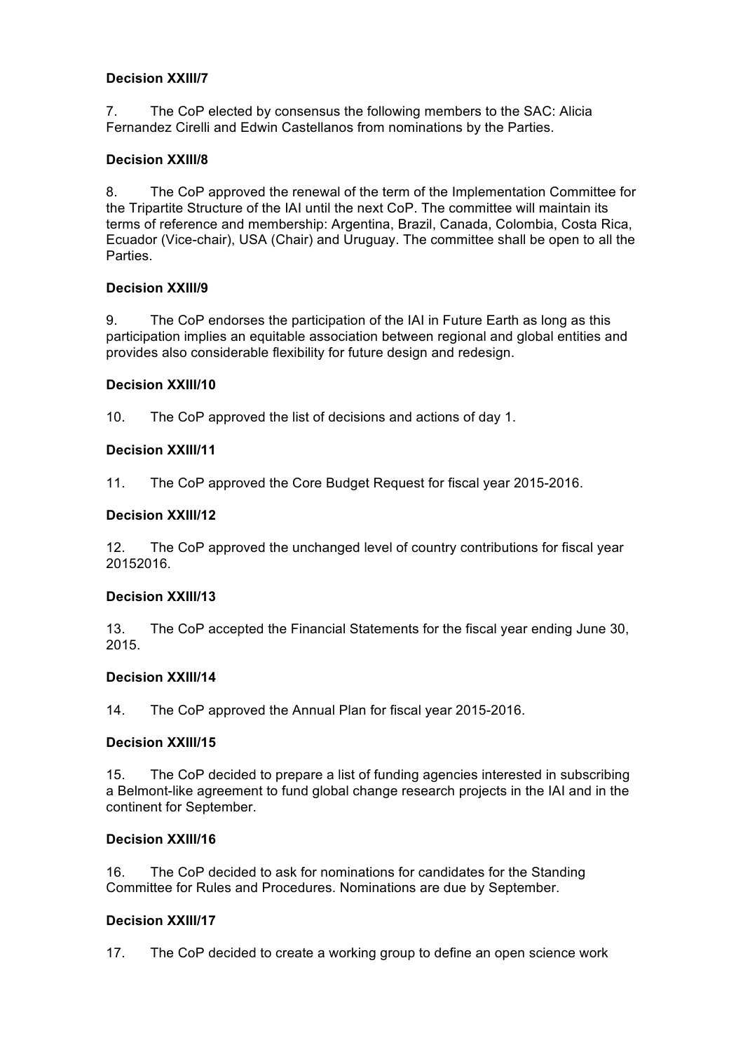**Decision XXIII/7**

7. The CoP elected by consensus the following members to the SAC: Alicia Fernandez Cirelli and Edwin Castellanos from nominations by the Parties.

**Decision XXIII/8**

8. The CoP approved the renewal of the term of the Implementation Committee for the Tripartite Structure of the IAI until the next CoP. The committee will maintain its terms of reference and membership: Argentina, Brazil, Canada, Colombia, Costa Rica, Ecuador (Vice-chair), USA (Chair) and Uruguay. The committee shall be open to all the Parties.

**Decision XXIII/9**

9. The CoP endorses the participation of the IAI in Future Earth as long as this participation implies an equitable association between regional and global entities and provides also considerable flexibility for future design and redesign.

**Decision XXIII/10**

10. The CoP approved the list of decisions and actions of day 1.

**Decision XXIII/11**

11. The CoP approved the Core Budget Request for fiscal year 2015-2016.

**Decision XXIII/12**

12. The CoP approved the unchanged level of country contributions for fiscal year 20152016.

**Decision XXIII/13**

13. The CoP accepted the Financial Statements for the fiscal year ending June 30, 2015.

**Decision XXIII/14**

14. The CoP approved the Annual Plan for fiscal year 2015-2016.

**Decision XXIII/15**

15. The CoP decided to prepare a list of funding agencies interested in subscribing a Belmont-like agreement to fund global change research projects in the IAI and in the continent for September.

**Decision XXIII/16**

16. The CoP decided to ask for nominations for candidates for the Standing Committee for Rules and Procedures. Nominations are due by September.

**Decision XXIII/17**

17. The CoP decided to create a working group to define an open science work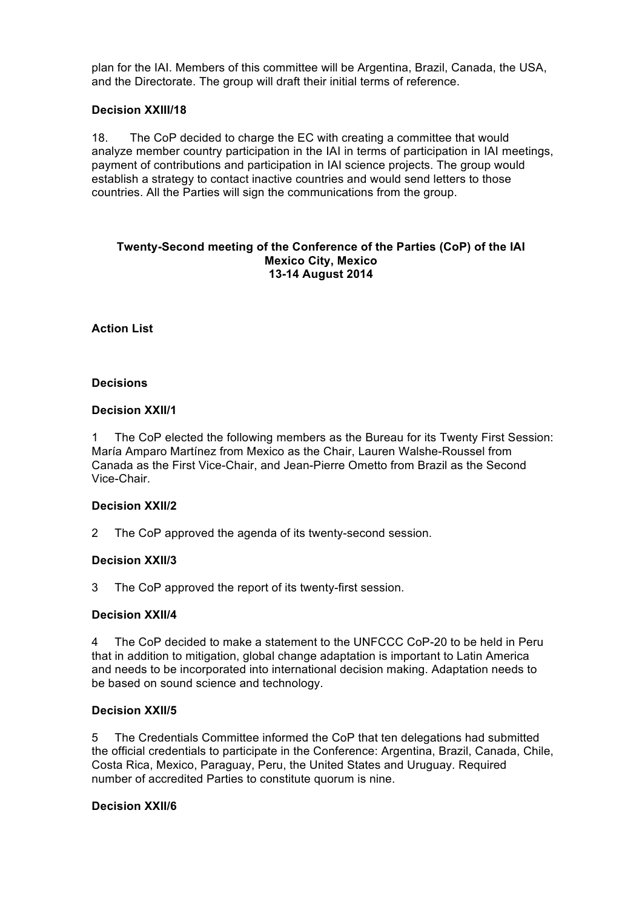plan for the IAI. Members of this committee will be Argentina, Brazil, Canada, the USA, and the Directorate. The group will draft their initial terms of reference.

**Decision XXIII/18**

18. The CoP decided to charge the EC with creating a committee that would analyze member country participation in the IAI in terms of participation in IAI meetings, payment of contributions and participation in IAI science projects. The group would establish a strategy to contact inactive countries and would send letters to those countries. All the Parties will sign the communications from the group.

## Twenty-Second meeting of the Conference of the Parties (CoP) of the IAI
## Mexico City, Mexico
## 13-14 August 2014

**Action List**

**Decisions**

**Decision XXII/1**

1 The CoP elected the following members as the Bureau for its Twenty First Session: María Amparo Martínez from Mexico as the Chair, Lauren Walshe-Roussel from Canada as the First Vice-Chair, and Jean-Pierre Ometto from Brazil as the Second Vice-Chair.

**Decision XXII/2**

2 The CoP approved the agenda of its twenty-second session.

**Decision XXII/3**

3 The CoP approved the report of its twenty-first session.

**Decision XXII/4**

4 The CoP decided to make a statement to the UNFCCC CoP-20 to be held in Peru that in addition to mitigation, global change adaptation is important to Latin America and needs to be incorporated into international decision making. Adaptation needs to be based on sound science and technology.

**Decision XXII/5**

5 The Credentials Committee informed the CoP that ten delegations had submitted the official credentials to participate in the Conference: Argentina, Brazil, Canada, Chile, Costa Rica, Mexico, Paraguay, Peru, the United States and Uruguay. Required number of accredited Parties to constitute quorum is nine.

**Decision XXII/6**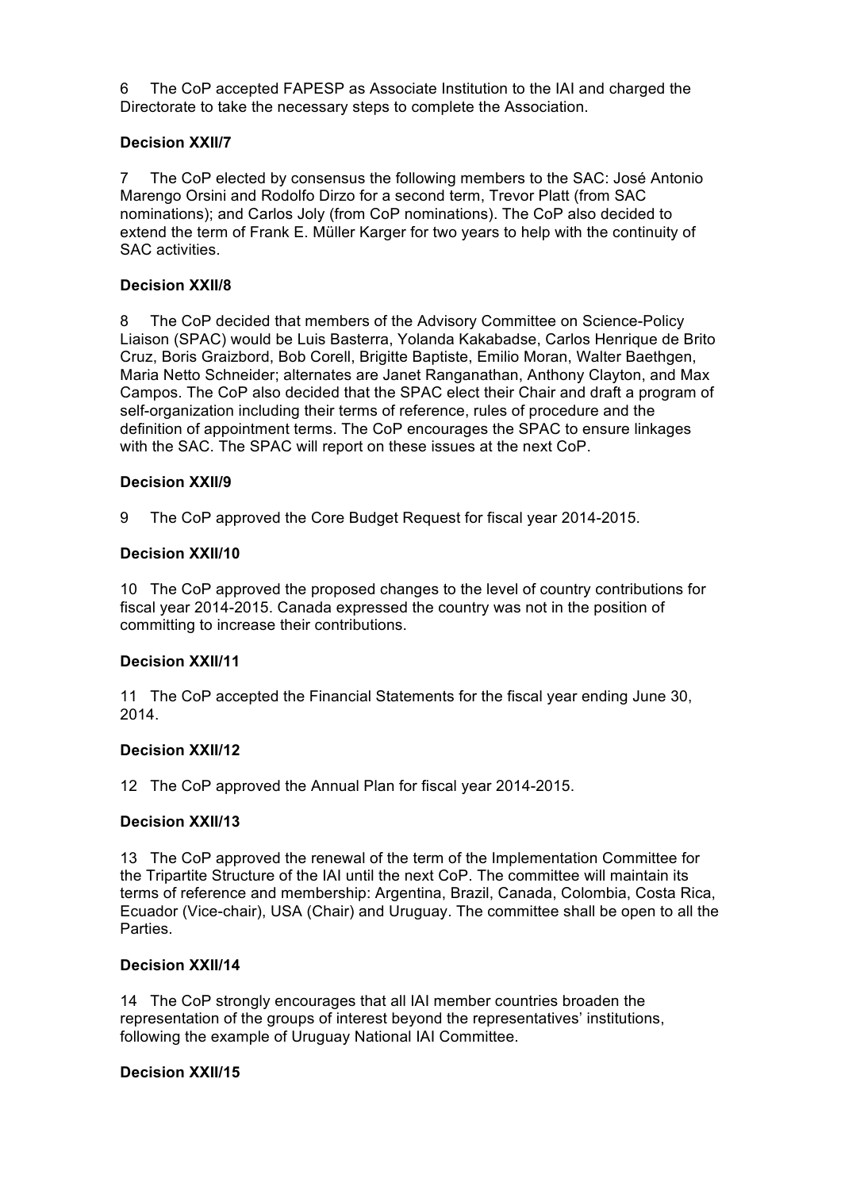6 The CoP accepted FAPESP as Associate Institution to the IAI and charged the Directorate to take the necessary steps to complete the Association.

**Decision XXII/7**

7 The CoP elected by consensus the following members to the SAC: José Antonio Marengo Orsini and Rodolfo Dirzo for a second term, Trevor Platt (from SAC nominations); and Carlos Joly (from CoP nominations). The CoP also decided to extend the term of Frank E. Müller Karger for two years to help with the continuity of SAC activities.

**Decision XXII/8**

8 The CoP decided that members of the Advisory Committee on Science-Policy Liaison (SPAC) would be Luis Basterra, Yolanda Kakabadse, Carlos Henrique de Brito Cruz, Boris Graizbord, Bob Corell, Brigitte Baptiste, Emilio Moran, Walter Baethgen, Maria Netto Schneider; alternates are Janet Ranganathan, Anthony Clayton, and Max Campos. The CoP also decided that the SPAC elect their Chair and draft a program of self-organization including their terms of reference, rules of procedure and the definition of appointment terms. The CoP encourages the SPAC to ensure linkages with the SAC. The SPAC will report on these issues at the next CoP.

**Decision XXII/9**

9 The CoP approved the Core Budget Request for fiscal year 2014-2015.

**Decision XXII/10**

10 The CoP approved the proposed changes to the level of country contributions for fiscal year 2014-2015. Canada expressed the country was not in the position of committing to increase their contributions.

**Decision XXII/11**

11 The CoP accepted the Financial Statements for the fiscal year ending June 30, 2014.

**Decision XXII/12**

12 The CoP approved the Annual Plan for fiscal year 2014-2015.

**Decision XXII/13**

13 The CoP approved the renewal of the term of the Implementation Committee for the Tripartite Structure of the IAI until the next CoP. The committee will maintain its terms of reference and membership: Argentina, Brazil, Canada, Colombia, Costa Rica, Ecuador (Vice-chair), USA (Chair) and Uruguay. The committee shall be open to all the Parties.

**Decision XXII/14**

14 The CoP strongly encourages that all IAI member countries broaden the representation of the groups of interest beyond the representatives' institutions, following the example of Uruguay National IAI Committee.

**Decision XXII/15**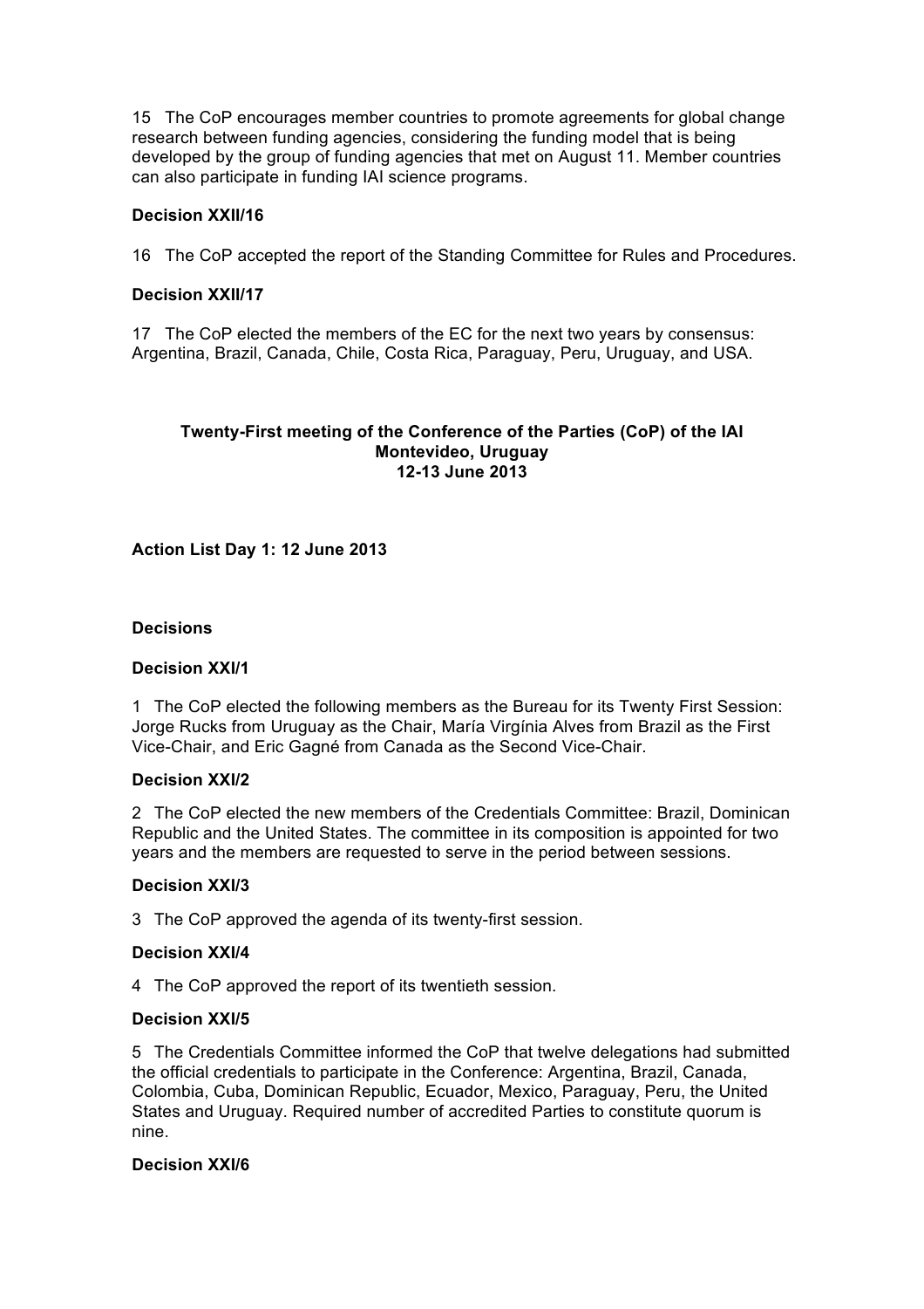15 The CoP encourages member countries to promote agreements for global change research between funding agencies, considering the funding model that is being developed by the group of funding agencies that met on August 11. Member countries can also participate in funding IAI science programs.

**Decision XXII/16**

16 The CoP accepted the report of the Standing Committee for Rules and Procedures.

**Decision XXII/17**

17 The CoP elected the members of the EC for the next two years by consensus: Argentina, Brazil, Canada, Chile, Costa Rica, Paraguay, Peru, Uruguay, and USA.

## Twenty-First meeting of the Conference of the Parties (CoP) of the IAI
## Montevideo, Uruguay
## 12-13 June 2013

**Action List Day 1: 12 June 2013**

**Decisions**

**Decision XXI/1**

1 The CoP elected the following members as the Bureau for its Twenty First Session: Jorge Rucks from Uruguay as the Chair, María Virgínia Alves from Brazil as the First Vice-Chair, and Eric Gagné from Canada as the Second Vice-Chair.

**Decision XXI/2**

2 The CoP elected the new members of the Credentials Committee: Brazil, Dominican Republic and the United States. The committee in its composition is appointed for two years and the members are requested to serve in the period between sessions.

**Decision XXI/3**

3 The CoP approved the agenda of its twenty-first session.

**Decision XXI/4**

4 The CoP approved the report of its twentieth session.

**Decision XXI/5**

5 The Credentials Committee informed the CoP that twelve delegations had submitted the official credentials to participate in the Conference: Argentina, Brazil, Canada, Colombia, Cuba, Dominican Republic, Ecuador, Mexico, Paraguay, Peru, the United States and Uruguay. Required number of accredited Parties to constitute quorum is nine.

**Decision XXI/6**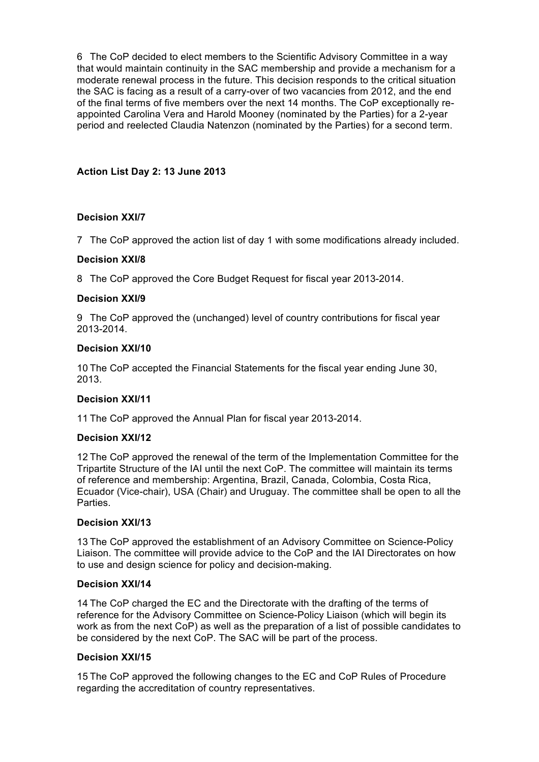6 The CoP decided to elect members to the Scientific Advisory Committee in a way that would maintain continuity in the SAC membership and provide a mechanism for a moderate renewal process in the future. This decision responds to the critical situation the SAC is facing as a result of a carry-over of two vacancies from 2012, and the end of the final terms of five members over the next 14 months. The CoP exceptionally re-appointed Carolina Vera and Harold Mooney (nominated by the Parties) for a 2-year period and reelected Claudia Natenzon (nominated by the Parties) for a second term.

**Action List Day 2: 13 June 2013**

**Decision XXI/7**

7 The CoP approved the action list of day 1 with some modifications already included.

**Decision XXI/8**

8 The CoP approved the Core Budget Request for fiscal year 2013-2014.

**Decision XXI/9**

9 The CoP approved the (unchanged) level of country contributions for fiscal year 2013-2014.

**Decision XXI/10**

10 The CoP accepted the Financial Statements for the fiscal year ending June 30, 2013.

**Decision XXI/11**

11 The CoP approved the Annual Plan for fiscal year 2013-2014.

**Decision XXI/12**

12 The CoP approved the renewal of the term of the Implementation Committee for the Tripartite Structure of the IAI until the next CoP. The committee will maintain its terms of reference and membership: Argentina, Brazil, Canada, Colombia, Costa Rica, Ecuador (Vice-chair), USA (Chair) and Uruguay. The committee shall be open to all the Parties.

**Decision XXI/13**

13 The CoP approved the establishment of an Advisory Committee on Science-Policy Liaison. The committee will provide advice to the CoP and the IAI Directorates on how to use and design science for policy and decision-making.

**Decision XXI/14**

14 The CoP charged the EC and the Directorate with the drafting of the terms of reference for the Advisory Committee on Science-Policy Liaison (which will begin its work as from the next CoP) as well as the preparation of a list of possible candidates to be considered by the next CoP. The SAC will be part of the process.

**Decision XXI/15**

15 The CoP approved the following changes to the EC and CoP Rules of Procedure regarding the accreditation of country representatives.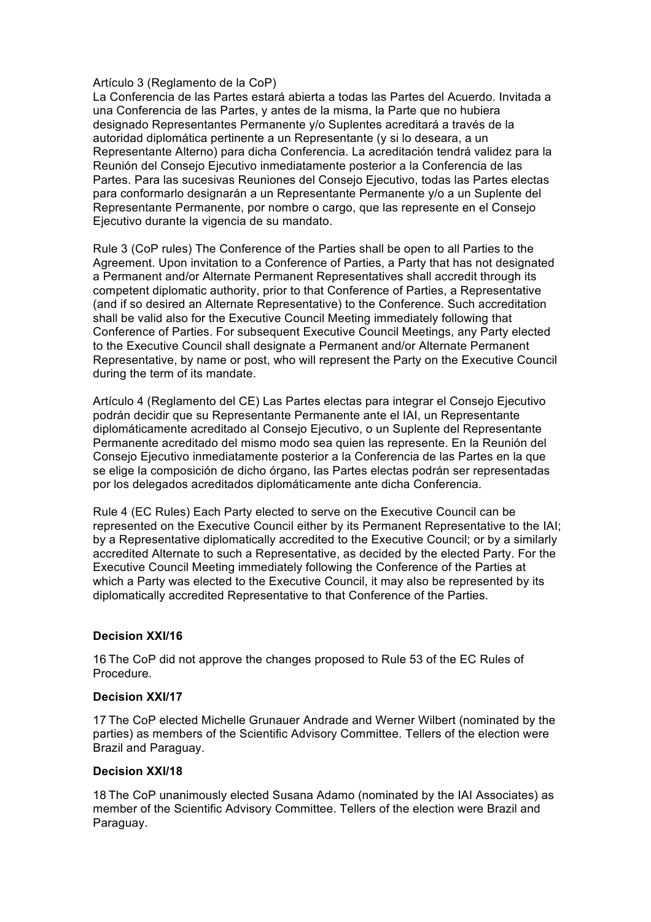Artículo 3 (Reglamento de la CoP)
La Conferencia de las Partes estará abierta a todas las Partes del Acuerdo. Invitada a una Conferencia de las Partes, y antes de la misma, la Parte que no hubiera designado Representantes Permanente y/o Suplentes acreditará a través de la autoridad diplomática pertinente a un Representante (y si lo deseara, a un Representante Alterno) para dicha Conferencia. La acreditación tendrá validez para la Reunión del Consejo Ejecutivo inmediatamente posterior a la Conferencia de las Partes. Para las sucesivas Reuniones del Consejo Ejecutivo, todas las Partes electas para conformarlo designarán a un Representante Permanente y/o a un Suplente del Representante Permanente, por nombre o cargo, que las represente en el Consejo Ejecutivo durante la vigencia de su mandato.

Rule 3 (CoP rules) The Conference of the Parties shall be open to all Parties to the Agreement. Upon invitation to a Conference of Parties, a Party that has not designated a Permanent and/or Alternate Permanent Representatives shall accredit through its competent diplomatic authority, prior to that Conference of Parties, a Representative (and if so desired an Alternate Representative) to the Conference. Such accreditation shall be valid also for the Executive Council Meeting immediately following that Conference of Parties. For subsequent Executive Council Meetings, any Party elected to the Executive Council shall designate a Permanent and/or Alternate Permanent Representative, by name or post, who will represent the Party on the Executive Council during the term of its mandate.

Artículo 4 (Reglamento del CE) Las Partes electas para integrar el Consejo Ejecutivo podrán decidir que su Representante Permanente ante el IAI, un Representante diplomáticamente acreditado al Consejo Ejecutivo, o un Suplente del Representante Permanente acreditado del mismo modo sea quien las represente. En la Reunión del Consejo Ejecutivo inmediatamente posterior a la Conferencia de las Partes en la que se elige la composición de dicho órgano, las Partes electas podrán ser representadas por los delegados acreditados diplomáticamente ante dicha Conferencia.

Rule 4 (EC Rules) Each Party elected to serve on the Executive Council can be represented on the Executive Council either by its Permanent Representative to the IAI; by a Representative diplomatically accredited to the Executive Council; or by a similarly accredited Alternate to such a Representative, as decided by the elected Party. For the Executive Council Meeting immediately following the Conference of the Parties at which a Party was elected to the Executive Council, it may also be represented by its diplomatically accredited Representative to that Conference of the Parties.

**Decision XXI/16**

16 The CoP did not approve the changes proposed to Rule 53 of the EC Rules of Procedure.

**Decision XXI/17**

17 The CoP elected Michelle Grunauer Andrade and Werner Wilbert (nominated by the parties) as members of the Scientific Advisory Committee. Tellers of the election were Brazil and Paraguay.

**Decision XXI/18**

18 The CoP unanimously elected Susana Adamo (nominated by the IAI Associates) as member of the Scientific Advisory Committee. Tellers of the election were Brazil and Paraguay.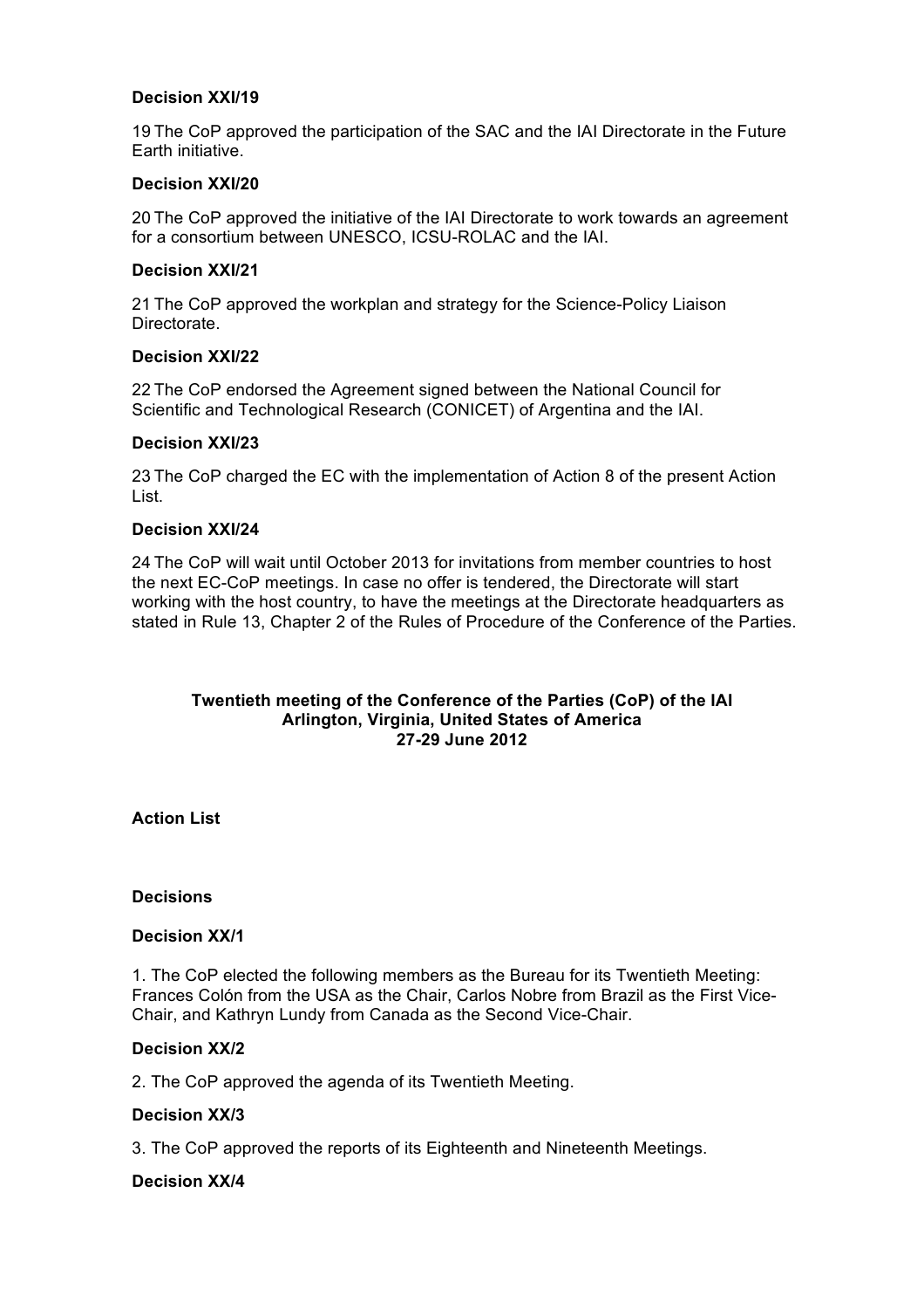**Decision XXI/19**

19 The CoP approved the participation of the SAC and the IAI Directorate in the Future Earth initiative.

**Decision XXI/20**

20 The CoP approved the initiative of the IAI Directorate to work towards an agreement for a consortium between UNESCO, ICSU-ROLAC and the IAI.

**Decision XXI/21**

21 The CoP approved the workplan and strategy for the Science-Policy Liaison Directorate.

**Decision XXI/22**

22 The CoP endorsed the Agreement signed between the National Council for Scientific and Technological Research (CONICET) of Argentina and the IAI.

**Decision XXI/23**

23 The CoP charged the EC with the implementation of Action 8 of the present Action List.

**Decision XXI/24**

24 The CoP will wait until October 2013 for invitations from member countries to host the next EC-CoP meetings. In case no offer is tendered, the Directorate will start working with the host country, to have the meetings at the Directorate headquarters as stated in Rule 13, Chapter 2 of the Rules of Procedure of the Conference of the Parties.

**Twentieth meeting of the Conference of the Parties (CoP) of the IAI**
**Arlington, Virginia, United States of America**
**27-29 June 2012**

**Action List**

**Decisions**

**Decision XX/1**

1. The CoP elected the following members as the Bureau for its Twentieth Meeting: Frances Colón from the USA as the Chair, Carlos Nobre from Brazil as the First Vice-Chair, and Kathryn Lundy from Canada as the Second Vice-Chair.

**Decision XX/2**

2. The CoP approved the agenda of its Twentieth Meeting.

**Decision XX/3**

3. The CoP approved the reports of its Eighteenth and Nineteenth Meetings.

**Decision XX/4**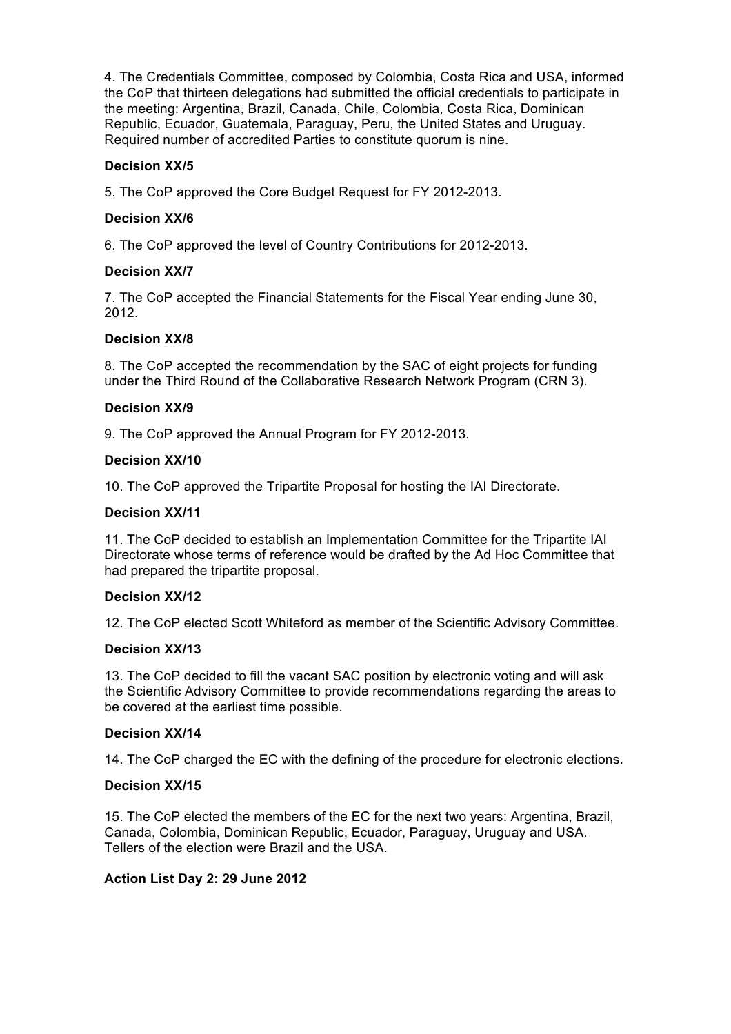4. The Credentials Committee, composed by Colombia, Costa Rica and USA, informed the CoP that thirteen delegations had submitted the official credentials to participate in the meeting: Argentina, Brazil, Canada, Chile, Colombia, Costa Rica, Dominican Republic, Ecuador, Guatemala, Paraguay, Peru, the United States and Uruguay. Required number of accredited Parties to constitute quorum is nine.

**Decision XX/5**

5. The CoP approved the Core Budget Request for FY 2012-2013.

**Decision XX/6**

6. The CoP approved the level of Country Contributions for 2012-2013.

**Decision XX/7**

7. The CoP accepted the Financial Statements for the Fiscal Year ending June 30, 2012.

**Decision XX/8**

8. The CoP accepted the recommendation by the SAC of eight projects for funding under the Third Round of the Collaborative Research Network Program (CRN 3).

**Decision XX/9**

9. The CoP approved the Annual Program for FY 2012-2013.

**Decision XX/10**

10. The CoP approved the Tripartite Proposal for hosting the IAI Directorate.

**Decision XX/11**

11. The CoP decided to establish an Implementation Committee for the Tripartite IAI Directorate whose terms of reference would be drafted by the Ad Hoc Committee that had prepared the tripartite proposal.

**Decision XX/12**

12. The CoP elected Scott Whiteford as member of the Scientific Advisory Committee.

**Decision XX/13**

13. The CoP decided to fill the vacant SAC position by electronic voting and will ask the Scientific Advisory Committee to provide recommendations regarding the areas to be covered at the earliest time possible.

**Decision XX/14**

14. The CoP charged the EC with the defining of the procedure for electronic elections.

**Decision XX/15**

15. The CoP elected the members of the EC for the next two years: Argentina, Brazil, Canada, Colombia, Dominican Republic, Ecuador, Paraguay, Uruguay and USA. Tellers of the election were Brazil and the USA.

**Action List Day 2: 29 June 2012**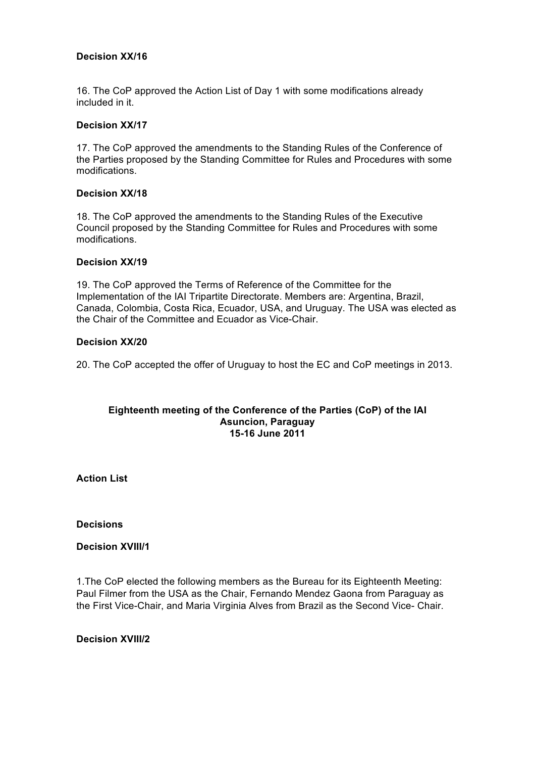**Decision XX/16**

16. The CoP approved the Action List of Day 1 with some modifications already included in it.

**Decision XX/17**

17. The CoP approved the amendments to the Standing Rules of the Conference of the Parties proposed by the Standing Committee for Rules and Procedures with some modifications.

**Decision XX/18**

18. The CoP approved the amendments to the Standing Rules of the Executive Council proposed by the Standing Committee for Rules and Procedures with some modifications.

**Decision XX/19**

19. The CoP approved the Terms of Reference of the Committee for the Implementation of the IAI Tripartite Directorate. Members are: Argentina, Brazil, Canada, Colombia, Costa Rica, Ecuador, USA, and Uruguay. The USA was elected as the Chair of the Committee and Ecuador as Vice-Chair.

**Decision XX/20**

20. The CoP accepted the offer of Uruguay to host the EC and CoP meetings in 2013.

## Eighteenth meeting of the Conference of the Parties (CoP) of the IAI
**Asuncion, Paraguay**
**15-16 June 2011**

**Action List**

**Decisions**

**Decision XVIII/1**

1.The CoP elected the following members as the Bureau for its Eighteenth Meeting: Paul Filmer from the USA as the Chair, Fernando Mendez Gaona from Paraguay as the First Vice-Chair, and Maria Virginia Alves from Brazil as the Second Vice- Chair.

**Decision XVIII/2**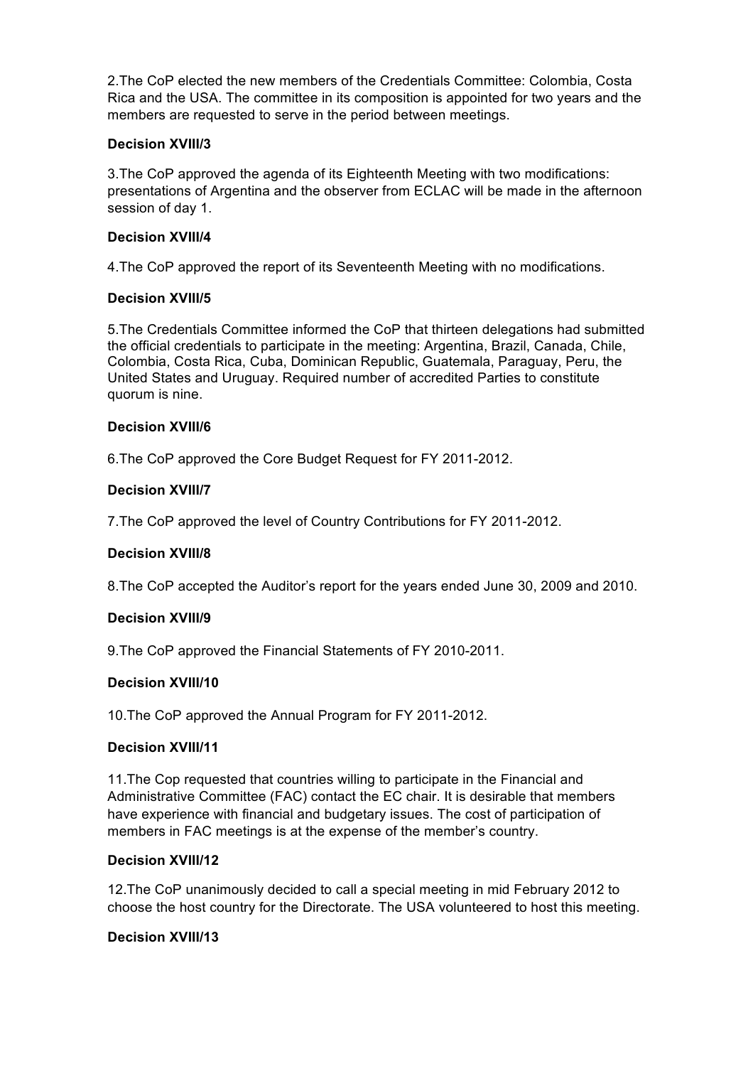2.The CoP elected the new members of the Credentials Committee: Colombia, Costa Rica and the USA. The committee in its composition is appointed for two years and the members are requested to serve in the period between meetings.

**Decision XVIII/3**

3.The CoP approved the agenda of its Eighteenth Meeting with two modifications: presentations of Argentina and the observer from ECLAC will be made in the afternoon session of day 1.

**Decision XVIII/4**

4.The CoP approved the report of its Seventeenth Meeting with no modifications.

**Decision XVIII/5**

5.The Credentials Committee informed the CoP that thirteen delegations had submitted the official credentials to participate in the meeting: Argentina, Brazil, Canada, Chile, Colombia, Costa Rica, Cuba, Dominican Republic, Guatemala, Paraguay, Peru, the United States and Uruguay. Required number of accredited Parties to constitute quorum is nine.

**Decision XVIII/6**

6.The CoP approved the Core Budget Request for FY 2011-2012.

**Decision XVIII/7**

7.The CoP approved the level of Country Contributions for FY 2011-2012.

**Decision XVIII/8**

8.The CoP accepted the Auditor's report for the years ended June 30, 2009 and 2010.

**Decision XVIII/9**

9.The CoP approved the Financial Statements of FY 2010-2011.

**Decision XVIII/10**

10.The CoP approved the Annual Program for FY 2011-2012.

**Decision XVIII/11**

11.The Cop requested that countries willing to participate in the Financial and Administrative Committee (FAC) contact the EC chair. It is desirable that members have experience with financial and budgetary issues. The cost of participation of members in FAC meetings is at the expense of the member's country.

**Decision XVIII/12**

12.The CoP unanimously decided to call a special meeting in mid February 2012 to choose the host country for the Directorate. The USA volunteered to host this meeting.

**Decision XVIII/13**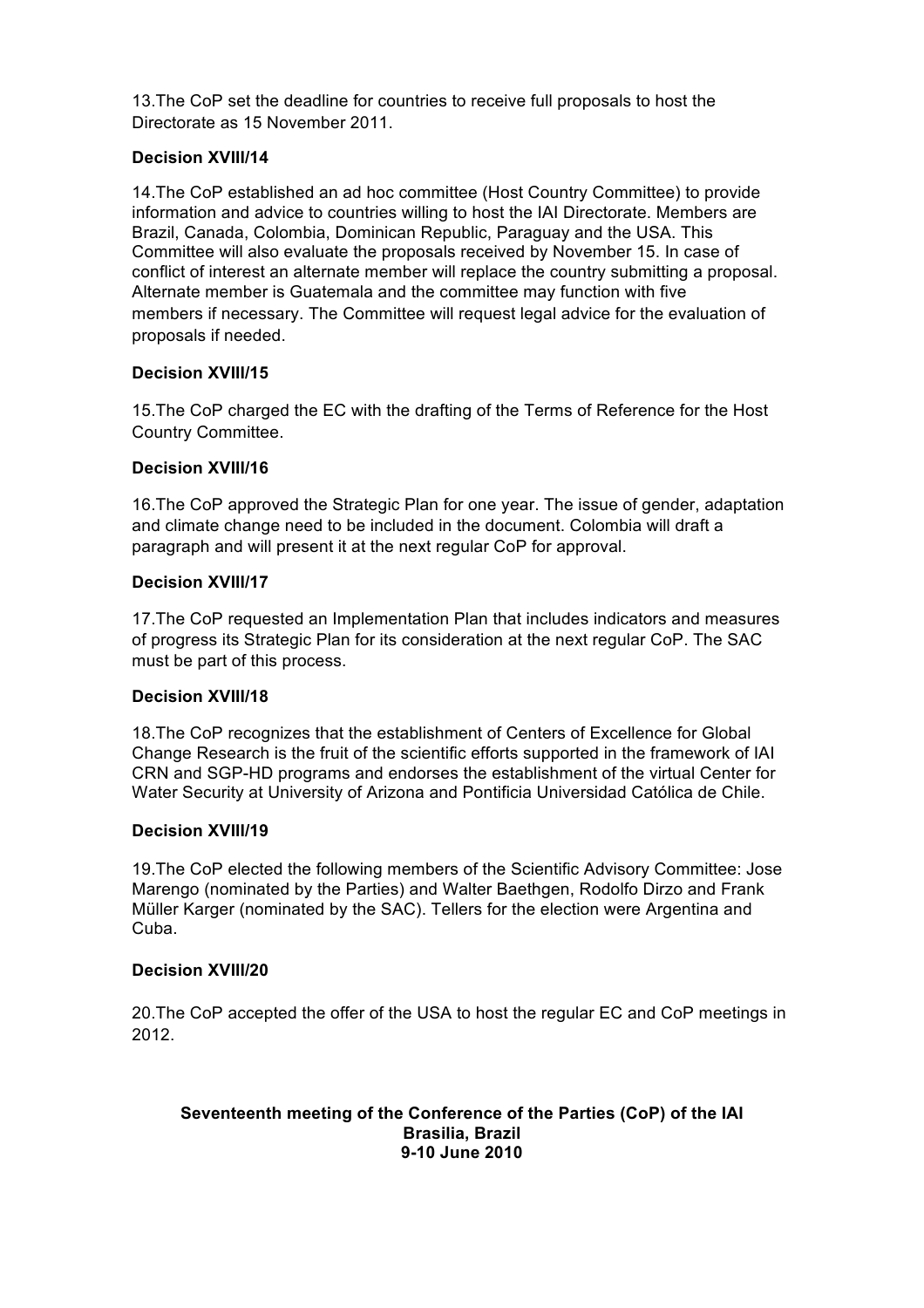13.The CoP set the deadline for countries to receive full proposals to host the Directorate as 15 November 2011.

**Decision XVIII/14**

14.The CoP established an ad hoc committee (Host Country Committee) to provide information and advice to countries willing to host the IAI Directorate. Members are Brazil, Canada, Colombia, Dominican Republic, Paraguay and the USA. This Committee will also evaluate the proposals received by November 15. In case of conflict of interest an alternate member will replace the country submitting a proposal. Alternate member is Guatemala and the committee may function with five members if necessary. The Committee will request legal advice for the evaluation of proposals if needed.

**Decision XVIII/15**

15.The CoP charged the EC with the drafting of the Terms of Reference for the Host Country Committee.

**Decision XVIII/16**

16.The CoP approved the Strategic Plan for one year. The issue of gender, adaptation and climate change need to be included in the document. Colombia will draft a paragraph and will present it at the next regular CoP for approval.

**Decision XVIII/17**

17.The CoP requested an Implementation Plan that includes indicators and measures of progress its Strategic Plan for its consideration at the next regular CoP. The SAC must be part of this process.

**Decision XVIII/18**

18.The CoP recognizes that the establishment of Centers of Excellence for Global Change Research is the fruit of the scientific efforts supported in the framework of IAI CRN and SGP-HD programs and endorses the establishment of the virtual Center for Water Security at University of Arizona and Pontificia Universidad Católica de Chile.

**Decision XVIII/19**

19.The CoP elected the following members of the Scientific Advisory Committee: Jose Marengo (nominated by the Parties) and Walter Baethgen, Rodolfo Dirzo and Frank Müller Karger (nominated by the SAC). Tellers for the election were Argentina and Cuba.

**Decision XVIII/20**

20.The CoP accepted the offer of the USA to host the regular EC and CoP meetings in 2012.

**Seventeenth meeting of the Conference of the Parties (CoP) of the IAI**
**Brasilia, Brazil**
**9-10 June 2010**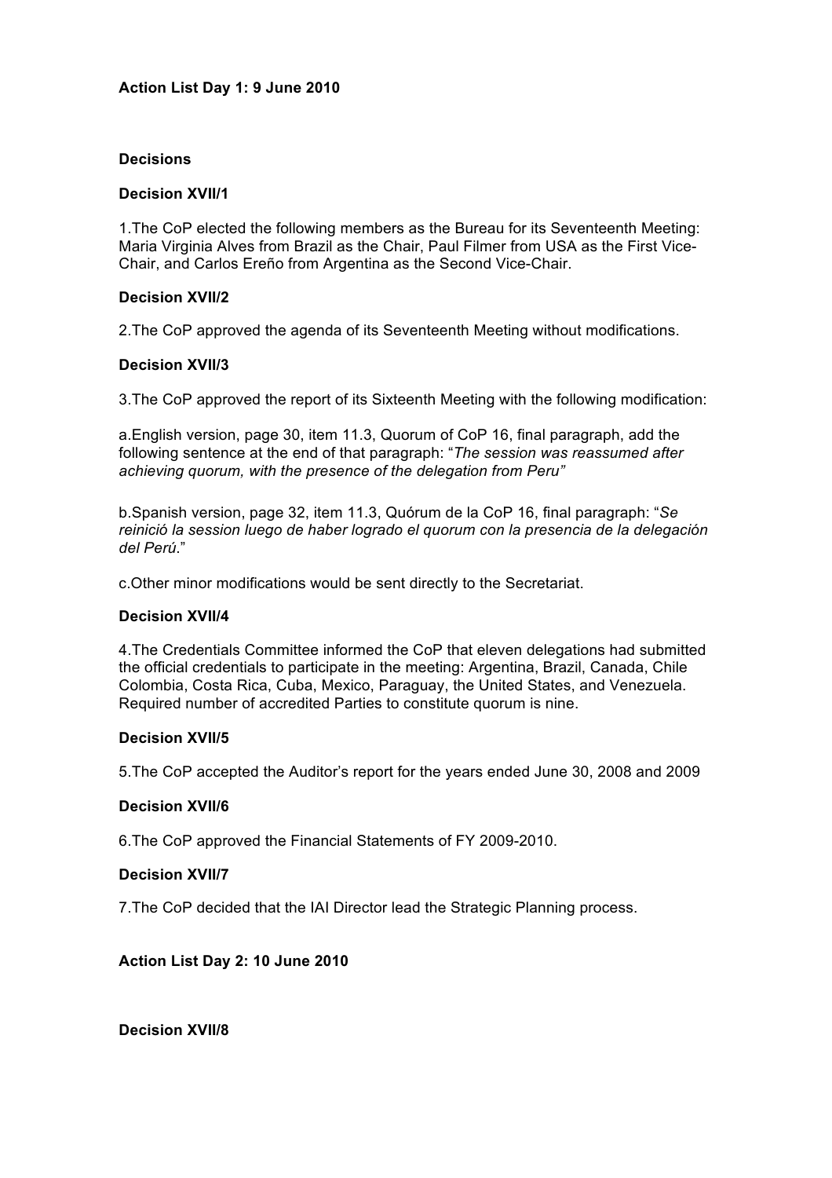**Action List Day 1: 9 June 2010**

**Decisions**

**Decision XVII/1**

1.The CoP elected the following members as the Bureau for its Seventeenth Meeting: Maria Virginia Alves from Brazil as the Chair, Paul Filmer from USA as the First Vice-Chair, and Carlos Ereño from Argentina as the Second Vice-Chair.

**Decision XVII/2**

2.The CoP approved the agenda of its Seventeenth Meeting without modifications.

**Decision XVII/3**

3.The CoP approved the report of its Sixteenth Meeting with the following modification:

a.English version, page 30, item 11.3, Quorum of CoP 16, final paragraph, add the following sentence at the end of that paragraph: "*The session was reassumed after achieving quorum, with the presence of the delegation from Peru"*

b.Spanish version, page 32, item 11.3, Quórum de la CoP 16, final paragraph: "*Se reinició la session luego de haber logrado el quorum con la presencia de la delegación del Perú*."

c.Other minor modifications would be sent directly to the Secretariat.

**Decision XVII/4**

4.The Credentials Committee informed the CoP that eleven delegations had submitted the official credentials to participate in the meeting: Argentina, Brazil, Canada, Chile Colombia, Costa Rica, Cuba, Mexico, Paraguay, the United States, and Venezuela. Required number of accredited Parties to constitute quorum is nine.

**Decision XVII/5**

5.The CoP accepted the Auditor's report for the years ended June 30, 2008 and 2009

**Decision XVII/6**

6.The CoP approved the Financial Statements of FY 2009-2010.

**Decision XVII/7**

7.The CoP decided that the IAI Director lead the Strategic Planning process.

**Action List Day 2: 10 June 2010**

**Decision XVII/8**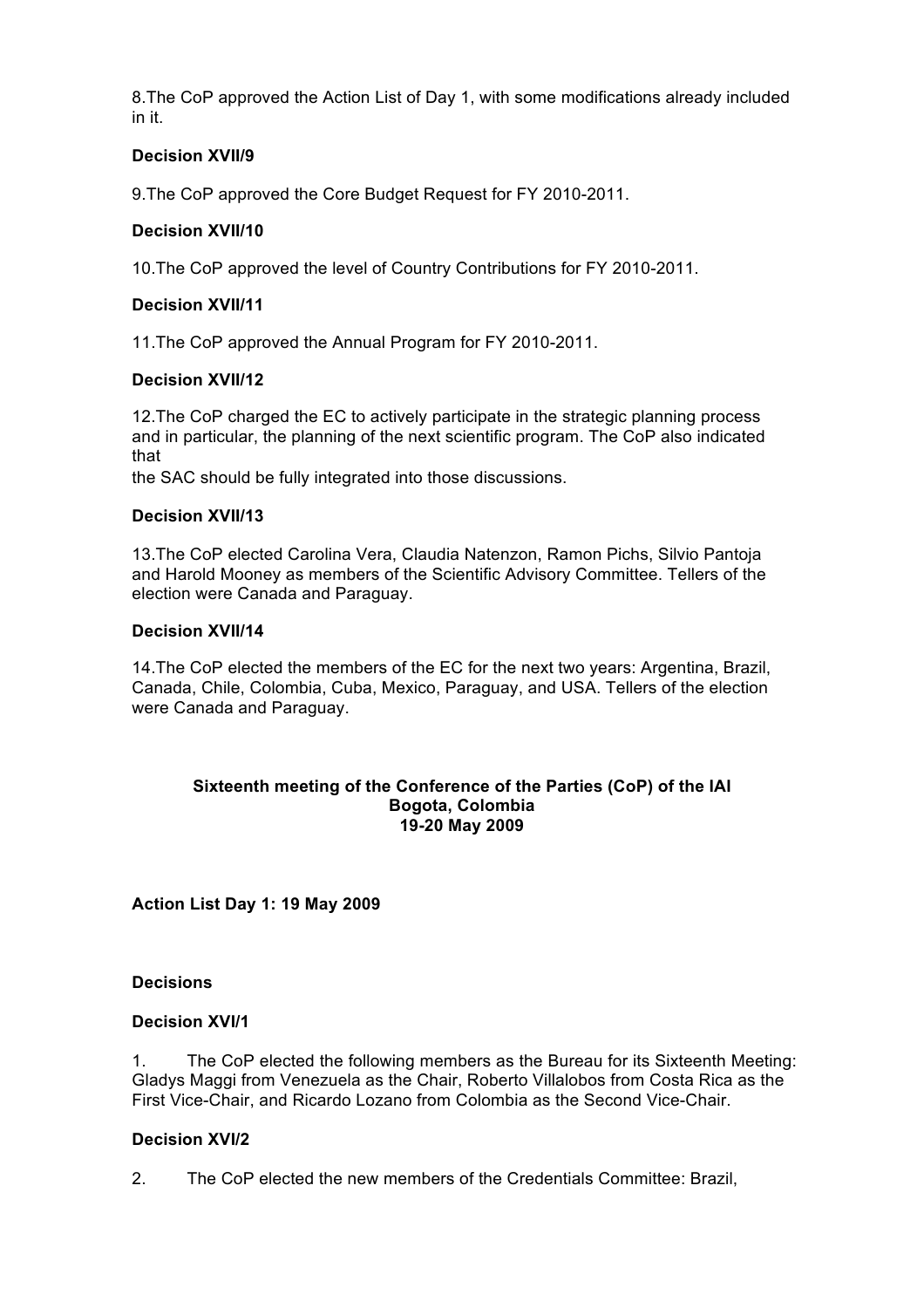8.The CoP approved the Action List of Day 1, with some modifications already included in it.

**Decision XVII/9**

9.The CoP approved the Core Budget Request for FY 2010-2011.

**Decision XVII/10**

10.The CoP approved the level of Country Contributions for FY 2010-2011.

**Decision XVII/11**

11.The CoP approved the Annual Program for FY 2010-2011.

**Decision XVII/12**

12.The CoP charged the EC to actively participate in the strategic planning process and in particular, the planning of the next scientific program. The CoP also indicated that
the SAC should be fully integrated into those discussions.

**Decision XVII/13**

13.The CoP elected Carolina Vera, Claudia Natenzon, Ramon Pichs, Silvio Pantoja and Harold Mooney as members of the Scientific Advisory Committee. Tellers of the election were Canada and Paraguay.

**Decision XVII/14**

14.The CoP elected the members of the EC for the next two years: Argentina, Brazil, Canada, Chile, Colombia, Cuba, Mexico, Paraguay, and USA. Tellers of the election were Canada and Paraguay.

**Sixteenth meeting of the Conference of the Parties (CoP) of the IAI**
**Bogota, Colombia**
**19-20 May 2009**

**Action List Day 1: 19 May 2009**

**Decisions**

**Decision XVI/1**

1. The CoP elected the following members as the Bureau for its Sixteenth Meeting: Gladys Maggi from Venezuela as the Chair, Roberto Villalobos from Costa Rica as the First Vice-Chair, and Ricardo Lozano from Colombia as the Second Vice-Chair.

**Decision XVI/2**

2. The CoP elected the new members of the Credentials Committee: Brazil,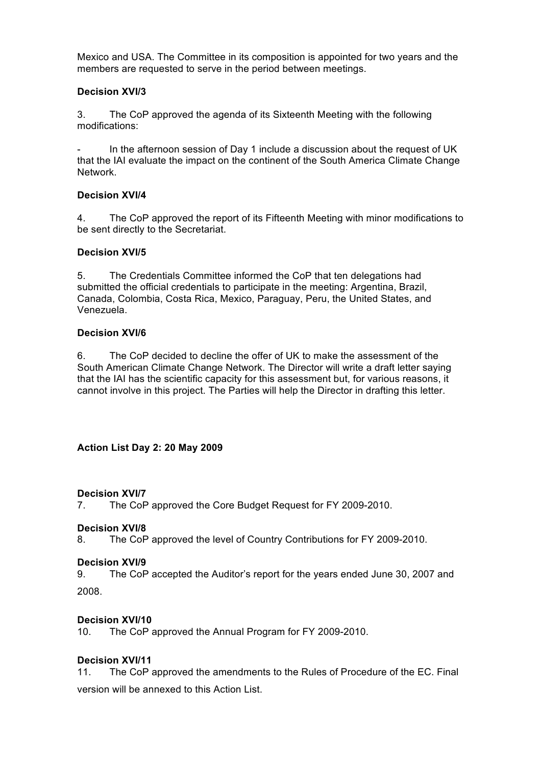Mexico and USA. The Committee in its composition is appointed for two years and the members are requested to serve in the period between meetings.

**Decision XVI/3**

3. The CoP approved the agenda of its Sixteenth Meeting with the following modifications:

- In the afternoon session of Day 1 include a discussion about the request of UK that the IAI evaluate the impact on the continent of the South America Climate Change Network.

**Decision XVI/4**

4. The CoP approved the report of its Fifteenth Meeting with minor modifications to be sent directly to the Secretariat.

**Decision XVI/5**

5. The Credentials Committee informed the CoP that ten delegations had submitted the official credentials to participate in the meeting: Argentina, Brazil, Canada, Colombia, Costa Rica, Mexico, Paraguay, Peru, the United States, and Venezuela.

**Decision XVI/6**

6. The CoP decided to decline the offer of UK to make the assessment of the South American Climate Change Network. The Director will write a draft letter saying that the IAI has the scientific capacity for this assessment but, for various reasons, it cannot involve in this project. The Parties will help the Director in drafting this letter.

**Action List Day 2: 20 May 2009**

**Decision XVI/7**

7. The CoP approved the Core Budget Request for FY 2009-2010.

**Decision XVI/8**

8. The CoP approved the level of Country Contributions for FY 2009-2010.

**Decision XVI/9**

9. The CoP accepted the Auditor's report for the years ended June 30, 2007 and 2008.

**Decision XVI/10**

10. The CoP approved the Annual Program for FY 2009-2010.

**Decision XVI/11**

11. The CoP approved the amendments to the Rules of Procedure of the EC. Final version will be annexed to this Action List.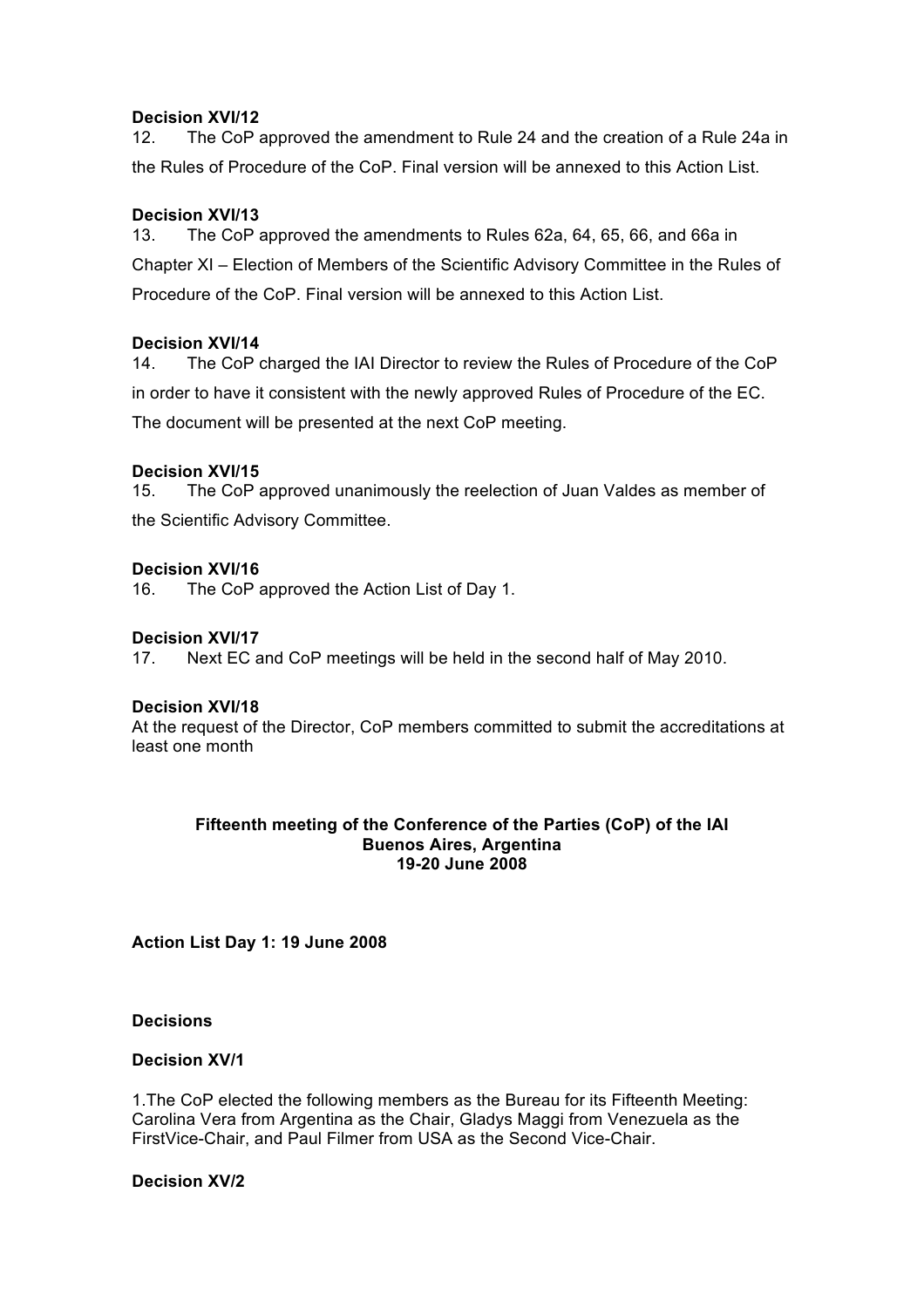**Decision XVI/12**

12. The CoP approved the amendment to Rule 24 and the creation of a Rule 24a in the Rules of Procedure of the CoP. Final version will be annexed to this Action List.

**Decision XVI/13**

13. The CoP approved the amendments to Rules 62a, 64, 65, 66, and 66a in Chapter XI – Election of Members of the Scientific Advisory Committee in the Rules of Procedure of the CoP. Final version will be annexed to this Action List.

**Decision XVI/14**

14. The CoP charged the IAI Director to review the Rules of Procedure of the CoP in order to have it consistent with the newly approved Rules of Procedure of the EC. The document will be presented at the next CoP meeting.

**Decision XVI/15**

15. The CoP approved unanimously the reelection of Juan Valdes as member of the Scientific Advisory Committee.

**Decision XVI/16**

16. The CoP approved the Action List of Day 1.

**Decision XVI/17**

17. Next EC and CoP meetings will be held in the second half of May 2010.

**Decision XVI/18**

At the request of the Director, CoP members committed to submit the accreditations at least one month

**Fifteenth meeting of the Conference of the Parties (CoP) of the IAI**
**Buenos Aires, Argentina**
**19-20 June 2008**

**Action List Day 1: 19 June 2008**

**Decisions**

**Decision XV/1**

1.The CoP elected the following members as the Bureau for its Fifteenth Meeting: Carolina Vera from Argentina as the Chair, Gladys Maggi from Venezuela as the FirstVice-Chair, and Paul Filmer from USA as the Second Vice-Chair.

**Decision XV/2**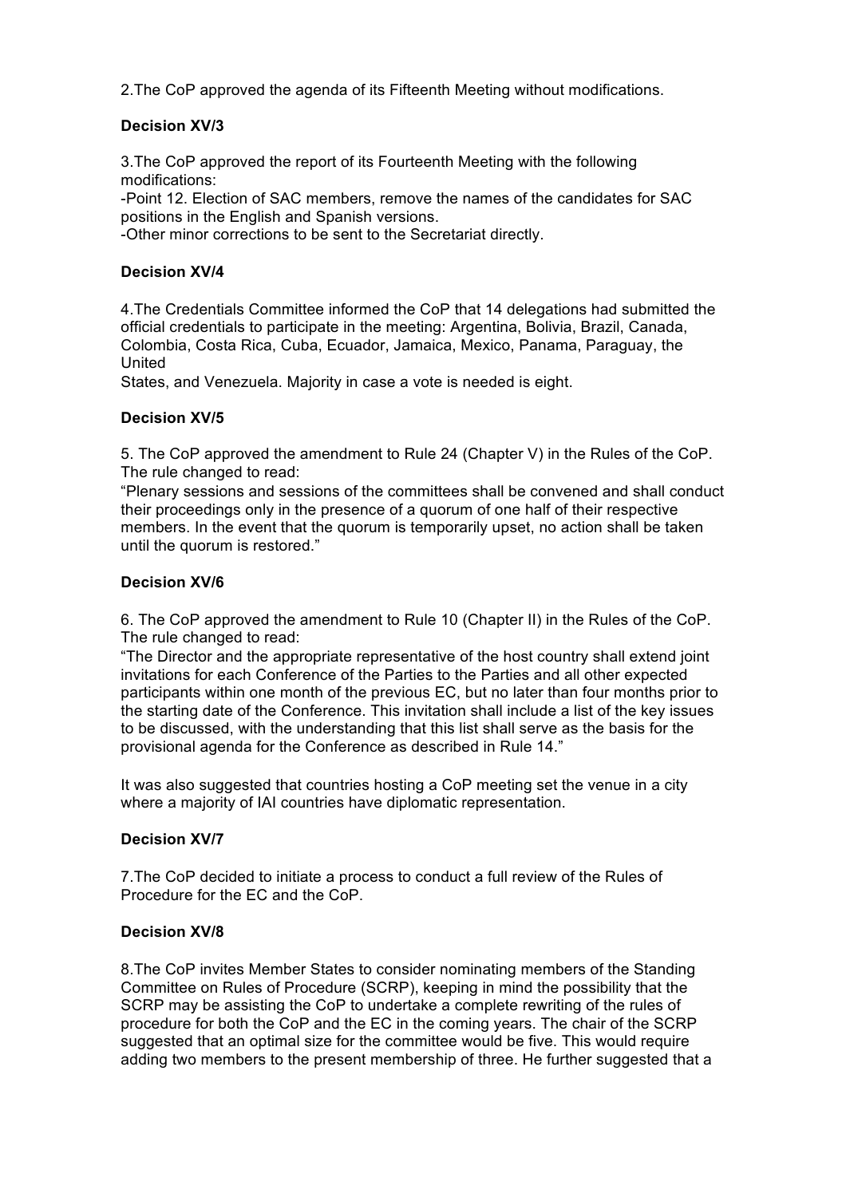2.The CoP approved the agenda of its Fifteenth Meeting without modifications.

**Decision XV/3**

3.The CoP approved the report of its Fourteenth Meeting with the following modifications:
-Point 12. Election of SAC members, remove the names of the candidates for SAC positions in the English and Spanish versions.
-Other minor corrections to be sent to the Secretariat directly.

**Decision XV/4**

4.The Credentials Committee informed the CoP that 14 delegations had submitted the official credentials to participate in the meeting: Argentina, Bolivia, Brazil, Canada, Colombia, Costa Rica, Cuba, Ecuador, Jamaica, Mexico, Panama, Paraguay, the United
States, and Venezuela. Majority in case a vote is needed is eight.

**Decision XV/5**

5. The CoP approved the amendment to Rule 24 (Chapter V) in the Rules of the CoP. The rule changed to read:
“Plenary sessions and sessions of the committees shall be convened and shall conduct their proceedings only in the presence of a quorum of one half of their respective members. In the event that the quorum is temporarily upset, no action shall be taken until the quorum is restored.”

**Decision XV/6**

6. The CoP approved the amendment to Rule 10 (Chapter II) in the Rules of the CoP. The rule changed to read:
“The Director and the appropriate representative of the host country shall extend joint invitations for each Conference of the Parties to the Parties and all other expected participants within one month of the previous EC, but no later than four months prior to the starting date of the Conference. This invitation shall include a list of the key issues to be discussed, with the understanding that this list shall serve as the basis for the provisional agenda for the Conference as described in Rule 14.”

It was also suggested that countries hosting a CoP meeting set the venue in a city where a majority of IAI countries have diplomatic representation.

**Decision XV/7**

7.The CoP decided to initiate a process to conduct a full review of the Rules of Procedure for the EC and the CoP.

**Decision XV/8**

8.The CoP invites Member States to consider nominating members of the Standing Committee on Rules of Procedure (SCRP), keeping in mind the possibility that the SCRP may be assisting the CoP to undertake a complete rewriting of the rules of procedure for both the CoP and the EC in the coming years. The chair of the SCRP suggested that an optimal size for the committee would be five. This would require adding two members to the present membership of three. He further suggested that a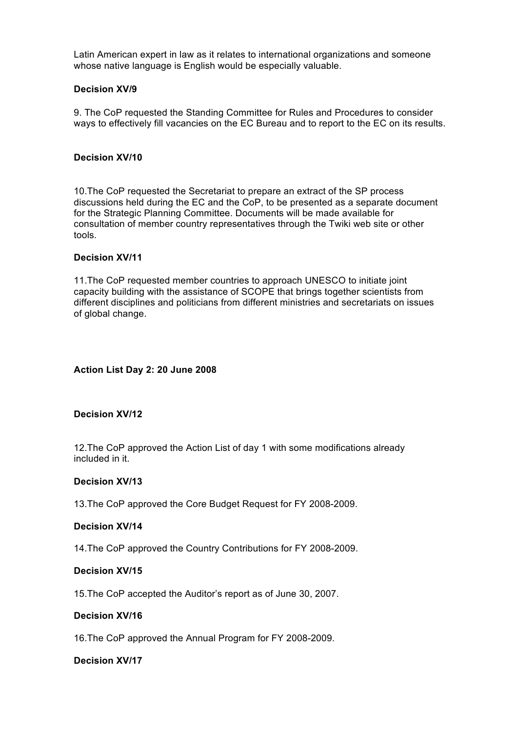Latin American expert in law as it relates to international organizations and someone whose native language is English would be especially valuable.

**Decision XV/9**

9. The CoP requested the Standing Committee for Rules and Procedures to consider ways to effectively fill vacancies on the EC Bureau and to report to the EC on its results.

**Decision XV/10**

10.The CoP requested the Secretariat to prepare an extract of the SP process discussions held during the EC and the CoP, to be presented as a separate document for the Strategic Planning Committee. Documents will be made available for consultation of member country representatives through the Twiki web site or other tools.

**Decision XV/11**

11.The CoP requested member countries to approach UNESCO to initiate joint capacity building with the assistance of SCOPE that brings together scientists from different disciplines and politicians from different ministries and secretariats on issues of global change.

**Action List Day 2: 20 June 2008**

**Decision XV/12**

12.The CoP approved the Action List of day 1 with some modifications already included in it.

**Decision XV/13**

13.The CoP approved the Core Budget Request for FY 2008-2009.

**Decision XV/14**

14.The CoP approved the Country Contributions for FY 2008-2009.

**Decision XV/15**

15.The CoP accepted the Auditor's report as of June 30, 2007.

**Decision XV/16**

16.The CoP approved the Annual Program for FY 2008-2009.

**Decision XV/17**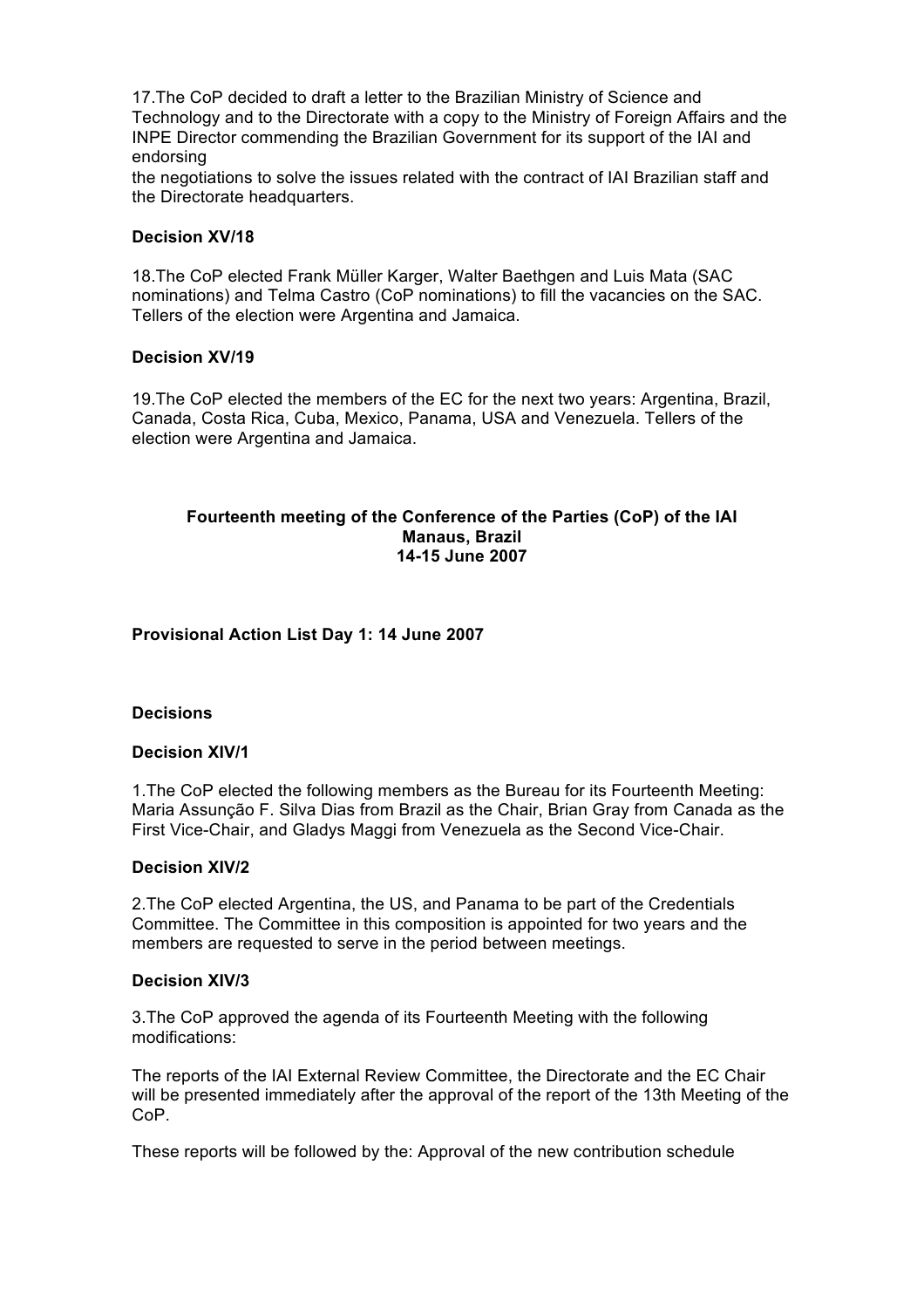17.The CoP decided to draft a letter to the Brazilian Ministry of Science and Technology and to the Directorate with a copy to the Ministry of Foreign Affairs and the INPE Director commending the Brazilian Government for its support of the IAI and endorsing
the negotiations to solve the issues related with the contract of IAI Brazilian staff and the Directorate headquarters.

**Decision XV/18**

18.The CoP elected Frank Müller Karger, Walter Baethgen and Luis Mata (SAC nominations) and Telma Castro (CoP nominations) to fill the vacancies on the SAC. Tellers of the election were Argentina and Jamaica.

**Decision XV/19**

19.The CoP elected the members of the EC for the next two years: Argentina, Brazil, Canada, Costa Rica, Cuba, Mexico, Panama, USA and Venezuela. Tellers of the election were Argentina and Jamaica.

**Fourteenth meeting of the Conference of the Parties (CoP) of the IAI**
**Manaus, Brazil**
**14-15 June 2007**

**Provisional Action List Day 1: 14 June 2007**

**Decisions**

**Decision XIV/1**

1.The CoP elected the following members as the Bureau for its Fourteenth Meeting: Maria Assunção F. Silva Dias from Brazil as the Chair, Brian Gray from Canada as the First Vice-Chair, and Gladys Maggi from Venezuela as the Second Vice-Chair.

**Decision XIV/2**

2.The CoP elected Argentina, the US, and Panama to be part of the Credentials Committee. The Committee in this composition is appointed for two years and the members are requested to serve in the period between meetings.

**Decision XIV/3**

3.The CoP approved the agenda of its Fourteenth Meeting with the following modifications:

The reports of the IAI External Review Committee, the Directorate and the EC Chair will be presented immediately after the approval of the report of the 13th Meeting of the CoP.

These reports will be followed by the: Approval of the new contribution schedule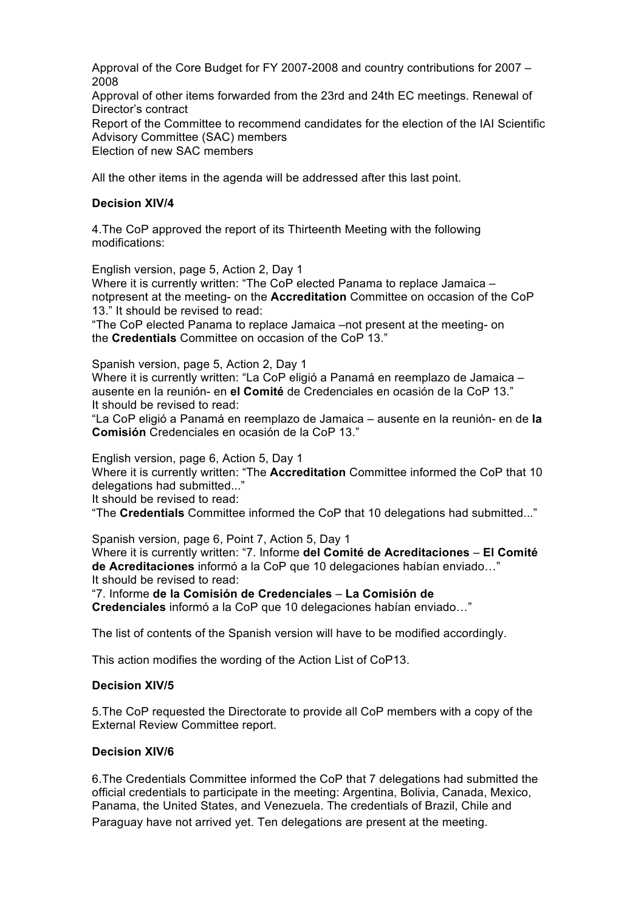Approval of the Core Budget for FY 2007-2008 and country contributions for 2007 – 2008
Approval of other items forwarded from the 23rd and 24th EC meetings. Renewal of Director's contract
Report of the Committee to recommend candidates for the election of the IAI Scientific Advisory Committee (SAC) members
Election of new SAC members

All the other items in the agenda will be addressed after this last point.

**Decision XIV/4**

4.The CoP approved the report of its Thirteenth Meeting with the following modifications:

English version, page 5, Action 2, Day 1
Where it is currently written: "The CoP elected Panama to replace Jamaica –notpresent at the meeting- on the **Accreditation** Committee on occasion of the CoP 13." It should be revised to read:
"The CoP elected Panama to replace Jamaica –not present at the meeting- on the **Credentials** Committee on occasion of the CoP 13."

Spanish version, page 5, Action 2, Day 1
Where it is currently written: "La CoP eligió a Panamá en reemplazo de Jamaica – ausente en la reunión- en **el Comité** de Credenciales en ocasión de la CoP 13."
It should be revised to read:
"La CoP eligió a Panamá en reemplazo de Jamaica – ausente en la reunión- en de **la Comisión** Credenciales en ocasión de la CoP 13."

English version, page 6, Action 5, Day 1
Where it is currently written: "The **Accreditation** Committee informed the CoP that 10 delegations had submitted..."
It should be revised to read:
"The **Credentials** Committee informed the CoP that 10 delegations had submitted..."

Spanish version, page 6, Point 7, Action 5, Day 1
Where it is currently written: "7. Informe **del Comité de Acreditaciones** – **El Comité de Acreditaciones** informó a la CoP que 10 delegaciones habían enviado…"
It should be revised to read:
"7. Informe **de la Comisión de Credenciales** – **La Comisión de Credenciales** informó a la CoP que 10 delegaciones habían enviado…"

The list of contents of the Spanish version will have to be modified accordingly.

This action modifies the wording of the Action List of CoP13.

**Decision XIV/5**

5.The CoP requested the Directorate to provide all CoP members with a copy of the External Review Committee report.

**Decision XIV/6**

6.The Credentials Committee informed the CoP that 7 delegations had submitted the official credentials to participate in the meeting: Argentina, Bolivia, Canada, Mexico, Panama, the United States, and Venezuela. The credentials of Brazil, Chile and Paraguay have not arrived yet. Ten delegations are present at the meeting.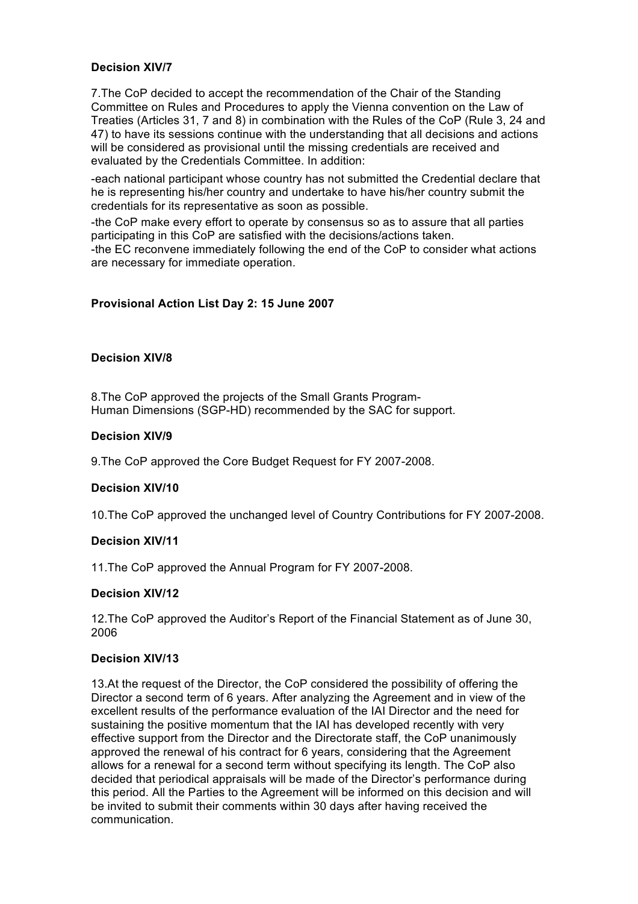**Decision XIV/7**

7.The CoP decided to accept the recommendation of the Chair of the Standing Committee on Rules and Procedures to apply the Vienna convention on the Law of Treaties (Articles 31, 7 and 8) in combination with the Rules of the CoP (Rule 3, 24 and 47) to have its sessions continue with the understanding that all decisions and actions will be considered as provisional until the missing credentials are received and evaluated by the Credentials Committee. In addition:

-each national participant whose country has not submitted the Credential declare that he is representing his/her country and undertake to have his/her country submit the credentials for its representative as soon as possible.

-the CoP make every effort to operate by consensus so as to assure that all parties participating in this CoP are satisfied with the decisions/actions taken.
-the EC reconvene immediately following the end of the CoP to consider what actions are necessary for immediate operation.

**Provisional Action List Day 2: 15 June 2007**

**Decision XIV/8**

8.The CoP approved the projects of the Small Grants Program-
Human Dimensions (SGP-HD) recommended by the SAC for support.

**Decision XIV/9**

9.The CoP approved the Core Budget Request for FY 2007-2008.

**Decision XIV/10**

10.The CoP approved the unchanged level of Country Contributions for FY 2007-2008.

**Decision XIV/11**

11.The CoP approved the Annual Program for FY 2007-2008.

**Decision XIV/12**

12.The CoP approved the Auditor's Report of the Financial Statement as of June 30, 2006

**Decision XIV/13**

13.At the request of the Director, the CoP considered the possibility of offering the Director a second term of 6 years. After analyzing the Agreement and in view of the excellent results of the performance evaluation of the IAI Director and the need for sustaining the positive momentum that the IAI has developed recently with very effective support from the Director and the Directorate staff, the CoP unanimously approved the renewal of his contract for 6 years, considering that the Agreement allows for a renewal for a second term without specifying its length. The CoP also decided that periodical appraisals will be made of the Director's performance during this period. All the Parties to the Agreement will be informed on this decision and will be invited to submit their comments within 30 days after having received the communication.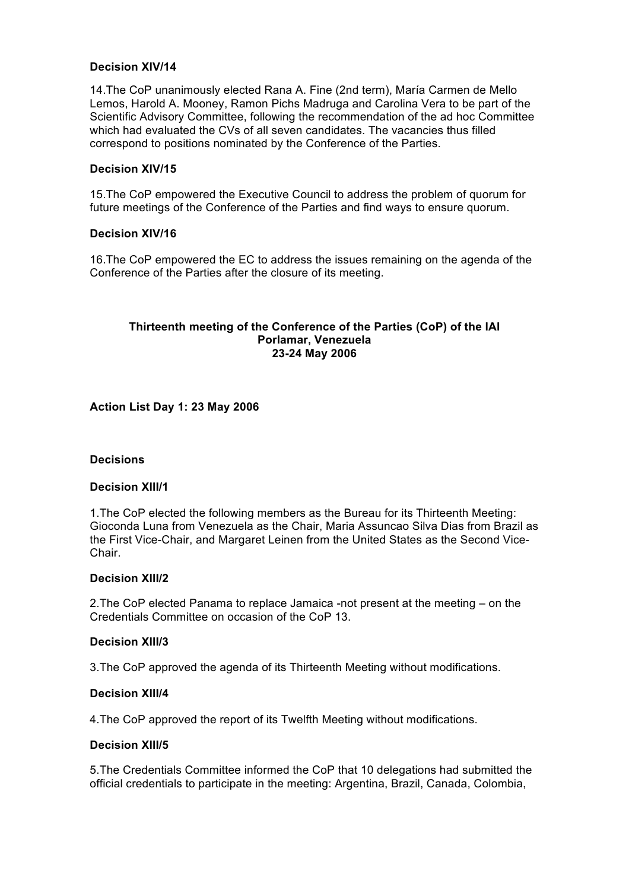**Decision XIV/14**

14.The CoP unanimously elected Rana A. Fine (2nd term), María Carmen de Mello Lemos, Harold A. Mooney, Ramon Pichs Madruga and Carolina Vera to be part of the Scientific Advisory Committee, following the recommendation of the ad hoc Committee which had evaluated the CVs of all seven candidates. The vacancies thus filled correspond to positions nominated by the Conference of the Parties.

**Decision XIV/15**

15.The CoP empowered the Executive Council to address the problem of quorum for future meetings of the Conference of the Parties and find ways to ensure quorum.

**Decision XIV/16**

16.The CoP empowered the EC to address the issues remaining on the agenda of the Conference of the Parties after the closure of its meeting.

## Thirteenth meeting of the Conference of the Parties (CoP) of the IAI
## Porlamar, Venezuela
## 23-24 May 2006

**Action List Day 1: 23 May 2006**

**Decisions**

**Decision XIII/1**

1.The CoP elected the following members as the Bureau for its Thirteenth Meeting: Gioconda Luna from Venezuela as the Chair, Maria Assuncao Silva Dias from Brazil as the First Vice-Chair, and Margaret Leinen from the United States as the Second Vice-Chair.

**Decision XIII/2**

2.The CoP elected Panama to replace Jamaica -not present at the meeting – on the Credentials Committee on occasion of the CoP 13.

**Decision XIII/3**

3.The CoP approved the agenda of its Thirteenth Meeting without modifications.

**Decision XIII/4**

4.The CoP approved the report of its Twelfth Meeting without modifications.

**Decision XIII/5**

5.The Credentials Committee informed the CoP that 10 delegations had submitted the official credentials to participate in the meeting: Argentina, Brazil, Canada, Colombia,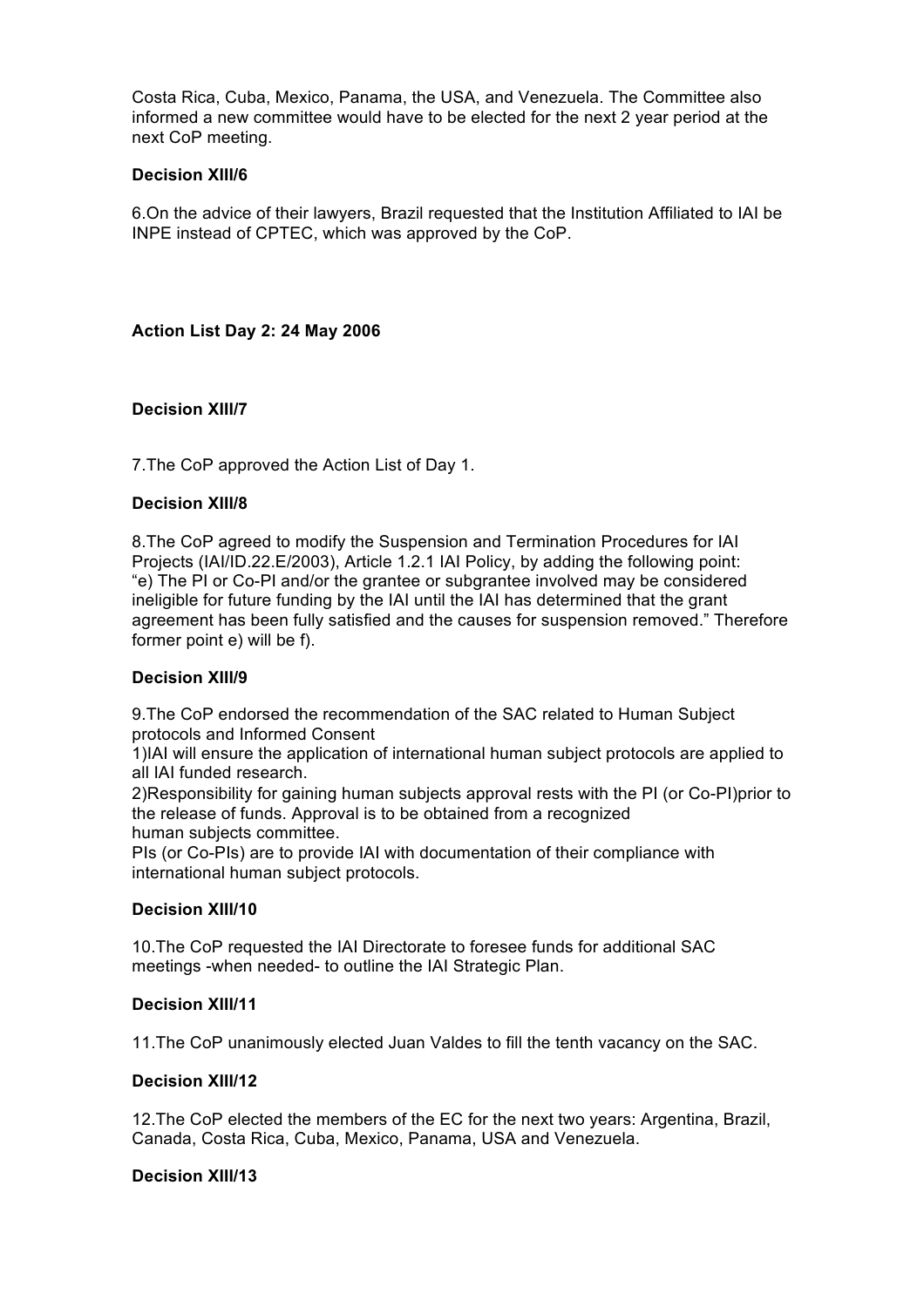Costa Rica, Cuba, Mexico, Panama, the USA, and Venezuela. The Committee also informed a new committee would have to be elected for the next 2 year period at the next CoP meeting.

**Decision XIII/6**

6.On the advice of their lawyers, Brazil requested that the Institution Affiliated to IAI be INPE instead of CPTEC, which was approved by the CoP.

**Action List Day 2: 24 May 2006**

**Decision XIII/7**

7.The CoP approved the Action List of Day 1.

**Decision XIII/8**

8.The CoP agreed to modify the Suspension and Termination Procedures for IAI Projects (IAI/ID.22.E/2003), Article 1.2.1 IAI Policy, by adding the following point: "e) The PI or Co-PI and/or the grantee or subgrantee involved may be considered ineligible for future funding by the IAI until the IAI has determined that the grant agreement has been fully satisfied and the causes for suspension removed." Therefore former point e) will be f).

**Decision XIII/9**

9.The CoP endorsed the recommendation of the SAC related to Human Subject protocols and Informed Consent

1)IAI will ensure the application of international human subject protocols are applied to all IAI funded research.

2)Responsibility for gaining human subjects approval rests with the PI (or Co-PI)prior to the release of funds. Approval is to be obtained from a recognized human subjects committee.

PIs (or Co-PIs) are to provide IAI with documentation of their compliance with international human subject protocols.

**Decision XIII/10**

10.The CoP requested the IAI Directorate to foresee funds for additional SAC meetings -when needed- to outline the IAI Strategic Plan.

**Decision XIII/11**

11.The CoP unanimously elected Juan Valdes to fill the tenth vacancy on the SAC.

**Decision XIII/12**

12.The CoP elected the members of the EC for the next two years: Argentina, Brazil, Canada, Costa Rica, Cuba, Mexico, Panama, USA and Venezuela.

**Decision XIII/13**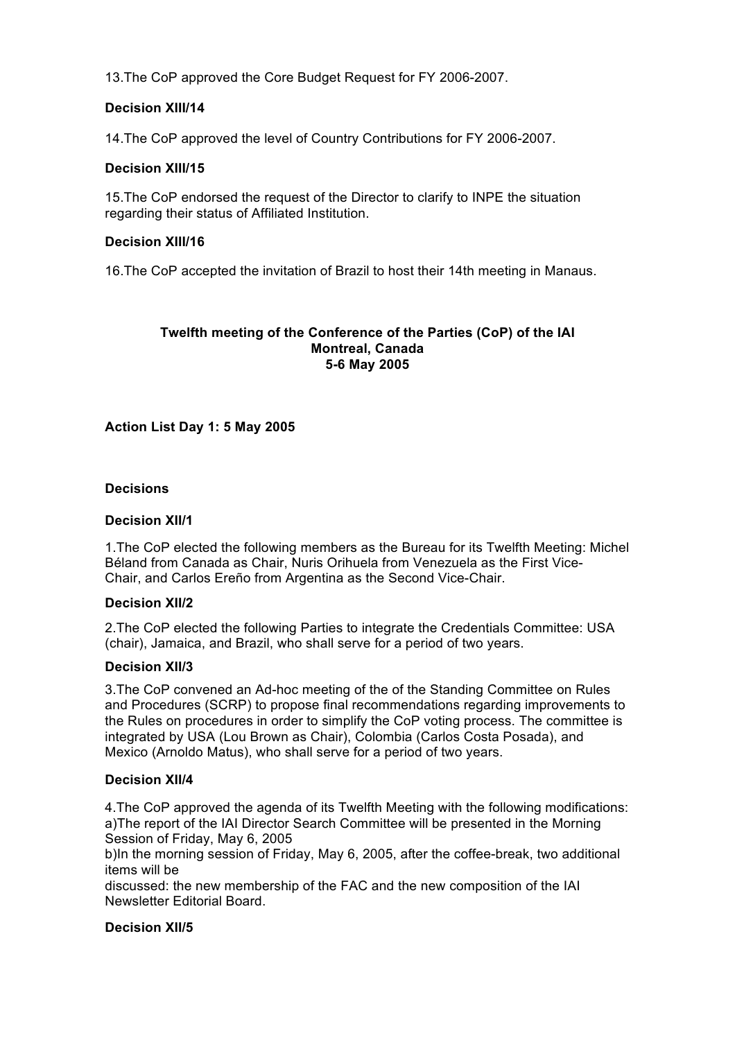13.The CoP approved the Core Budget Request for FY 2006-2007.

**Decision XIII/14**

14.The CoP approved the level of Country Contributions for FY 2006-2007.

**Decision XIII/15**

15.The CoP endorsed the request of the Director to clarify to INPE the situation regarding their status of Affiliated Institution.

**Decision XIII/16**

16.The CoP accepted the invitation of Brazil to host their 14th meeting in Manaus.

**Twelfth meeting of the Conference of the Parties (CoP) of the IAI**
**Montreal, Canada**
**5-6 May 2005**

**Action List Day 1: 5 May 2005**

**Decisions**

**Decision XII/1**

1.The CoP elected the following members as the Bureau for its Twelfth Meeting: Michel Béland from Canada as Chair, Nuris Orihuela from Venezuela as the First Vice-Chair, and Carlos Ereño from Argentina as the Second Vice-Chair.

**Decision XII/2**

2.The CoP elected the following Parties to integrate the Credentials Committee: USA (chair), Jamaica, and Brazil, who shall serve for a period of two years.

**Decision XII/3**

3.The CoP convened an Ad-hoc meeting of the of the Standing Committee on Rules and Procedures (SCRP) to propose final recommendations regarding improvements to the Rules on procedures in order to simplify the CoP voting process. The committee is integrated by USA (Lou Brown as Chair), Colombia (Carlos Costa Posada), and Mexico (Arnoldo Matus), who shall serve for a period of two years.

**Decision XII/4**

4.The CoP approved the agenda of its Twelfth Meeting with the following modifications:
a)The report of the IAI Director Search Committee will be presented in the Morning Session of Friday, May 6, 2005
b)In the morning session of Friday, May 6, 2005, after the coffee-break, two additional items will be
discussed: the new membership of the FAC and the new composition of the IAI Newsletter Editorial Board.

**Decision XII/5**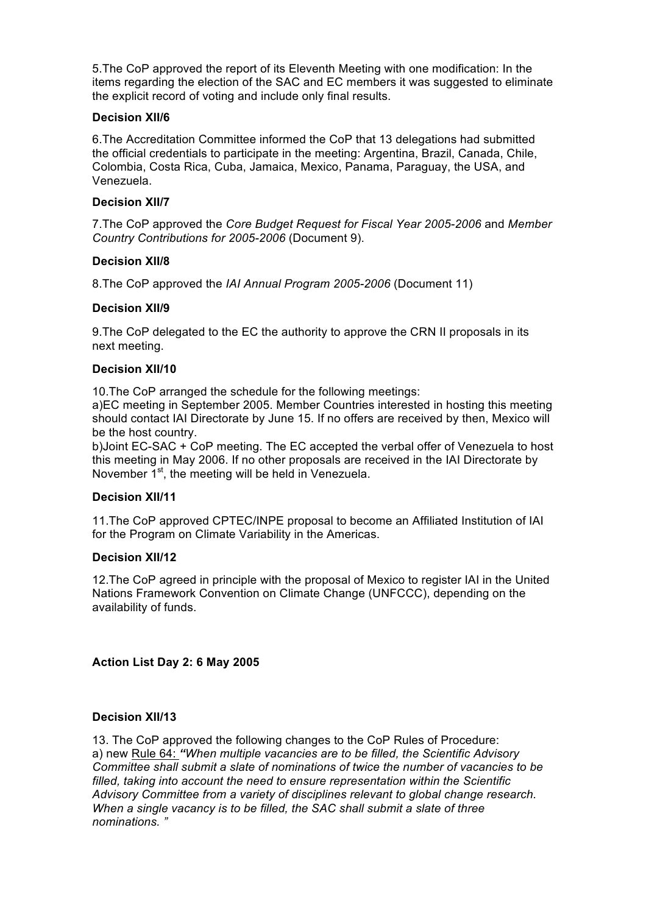5.The CoP approved the report of its Eleventh Meeting with one modification: In the items regarding the election of the SAC and EC members it was suggested to eliminate the explicit record of voting and include only final results.

**Decision XII/6**

6.The Accreditation Committee informed the CoP that 13 delegations had submitted the official credentials to participate in the meeting: Argentina, Brazil, Canada, Chile, Colombia, Costa Rica, Cuba, Jamaica, Mexico, Panama, Paraguay, the USA, and Venezuela.

**Decision XII/7**

7.The CoP approved the *Core Budget Request for Fiscal Year 2005-2006* and *Member Country Contributions for 2005-2006* (Document 9).

**Decision XII/8**

8.The CoP approved the *IAI Annual Program 2005-2006* (Document 11)

**Decision XII/9**

9.The CoP delegated to the EC the authority to approve the CRN II proposals in its next meeting.

**Decision XII/10**

10.The CoP arranged the schedule for the following meetings:
a)EC meeting in September 2005. Member Countries interested in hosting this meeting should contact IAI Directorate by June 15. If no offers are received by then, Mexico will be the host country.
b)Joint EC-SAC + CoP meeting. The EC accepted the verbal offer of Venezuela to host this meeting in May 2006. If no other proposals are received in the IAI Directorate by November 1st, the meeting will be held in Venezuela.

**Decision XII/11**

11.The CoP approved CPTEC/INPE proposal to become an Affiliated Institution of IAI for the Program on Climate Variability in the Americas.

**Decision XII/12**

12.The CoP agreed in principle with the proposal of Mexico to register IAI in the United Nations Framework Convention on Climate Change (UNFCCC), depending on the availability of funds.

**Action List Day 2: 6 May 2005**

**Decision XII/13**

13. The CoP approved the following changes to the CoP Rules of Procedure:
a) new Rule 64: ***"****When multiple vacancies are to be filled, the Scientific Advisory Committee shall submit a slate of nominations of twice the number of vacancies to be filled, taking into account the need to ensure representation within the Scientific Advisory Committee from a variety of disciplines relevant to global change research. When a single vacancy is to be filled, the SAC shall submit a slate of three nominations. "*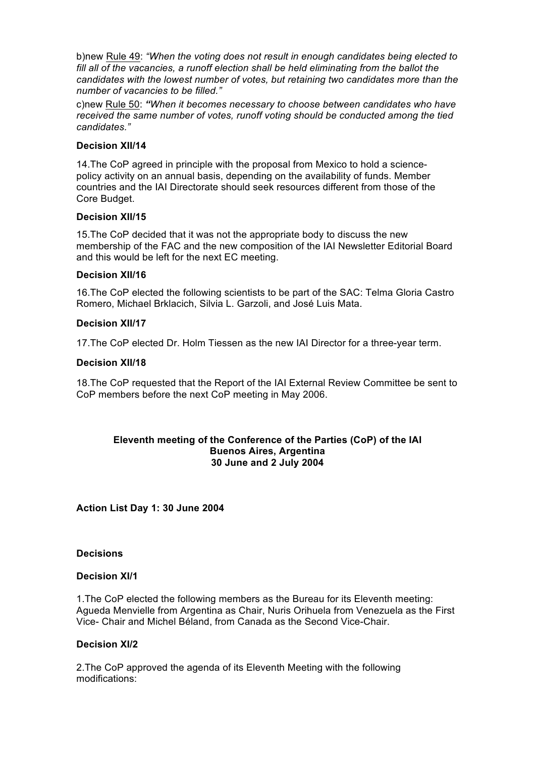b)new Rule 49: *"When the voting does not result in enough candidates being elected to fill all of the vacancies, a runoff election shall be held eliminating from the ballot the candidates with the lowest number of votes, but retaining two candidates more than the number of vacancies to be filled."*

c)new Rule 50: ***"****When it becomes necessary to choose between candidates who have received the same number of votes, runoff voting should be conducted among the tied candidates."*

**Decision XII/14**

14.The CoP agreed in principle with the proposal from Mexico to hold a science-policy activity on an annual basis, depending on the availability of funds. Member countries and the IAI Directorate should seek resources different from those of the Core Budget.

**Decision XII/15**

15.The CoP decided that it was not the appropriate body to discuss the new membership of the FAC and the new composition of the IAI Newsletter Editorial Board and this would be left for the next EC meeting.

**Decision XII/16**

16.The CoP elected the following scientists to be part of the SAC: Telma Gloria Castro Romero, Michael Brklacich, Silvia L. Garzoli, and José Luis Mata.

**Decision XII/17**

17.The CoP elected Dr. Holm Tiessen as the new IAI Director for a three-year term.

**Decision XII/18**

18.The CoP requested that the Report of the IAI External Review Committee be sent to CoP members before the next CoP meeting in May 2006.

**Eleventh meeting of the Conference of the Parties (CoP) of the IAI**
**Buenos Aires, Argentina**
**30 June and 2 July 2004**

**Action List Day 1: 30 June 2004**

**Decisions**

**Decision XI/1**

1.The CoP elected the following members as the Bureau for its Eleventh meeting: Agueda Menvielle from Argentina as Chair, Nuris Orihuela from Venezuela as the First Vice- Chair and Michel Béland, from Canada as the Second Vice-Chair.

**Decision XI/2**

2.The CoP approved the agenda of its Eleventh Meeting with the following modifications: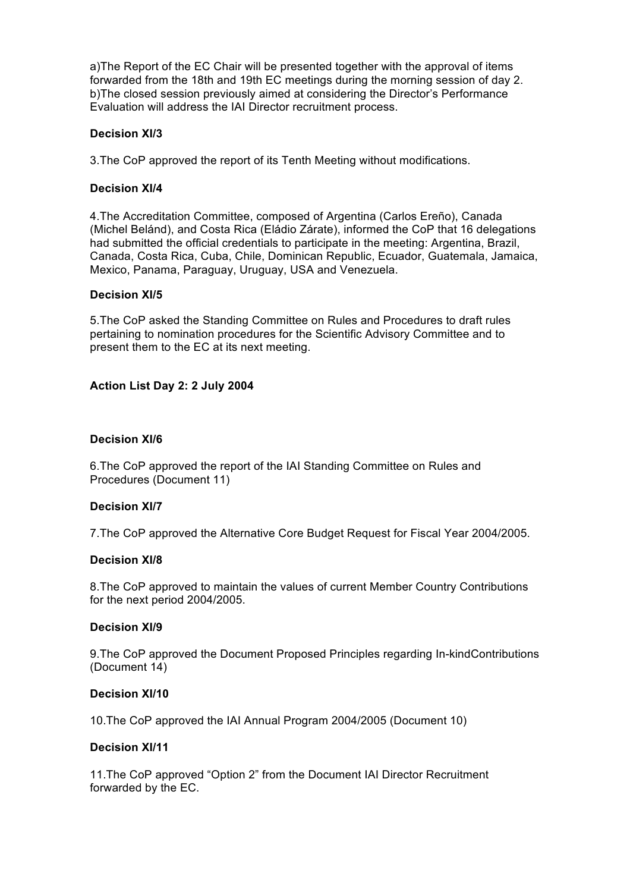a)The Report of the EC Chair will be presented together with the approval of items forwarded from the 18th and 19th EC meetings during the morning session of day 2.
b)The closed session previously aimed at considering the Director's Performance Evaluation will address the IAI Director recruitment process.

**Decision XI/3**

3.The CoP approved the report of its Tenth Meeting without modifications.

**Decision XI/4**

4.The Accreditation Committee, composed of Argentina (Carlos Ereño), Canada (Michel Beland), and Costa Rica (Eládio Zárate), informed the CoP that 16 delegations had submitted the official credentials to participate in the meeting: Argentina, Brazil, Canada, Costa Rica, Cuba, Chile, Dominican Republic, Ecuador, Guatemala, Jamaica, Mexico, Panama, Paraguay, Uruguay, USA and Venezuela.

**Decision XI/5**

5.The CoP asked the Standing Committee on Rules and Procedures to draft rules pertaining to nomination procedures for the Scientific Advisory Committee and to present them to the EC at its next meeting.

**Action List Day 2: 2 July 2004**

**Decision XI/6**

6.The CoP approved the report of the IAI Standing Committee on Rules and Procedures (Document 11)

**Decision XI/7**

7.The CoP approved the Alternative Core Budget Request for Fiscal Year 2004/2005.

**Decision XI/8**

8.The CoP approved to maintain the values of current Member Country Contributions for the next period 2004/2005.

**Decision XI/9**

9.The CoP approved the Document Proposed Principles regarding In-kindContributions (Document 14)

**Decision XI/10**

10.The CoP approved the IAI Annual Program 2004/2005 (Document 10)

**Decision XI/11**

11.The CoP approved "Option 2" from the Document IAI Director Recruitment forwarded by the EC.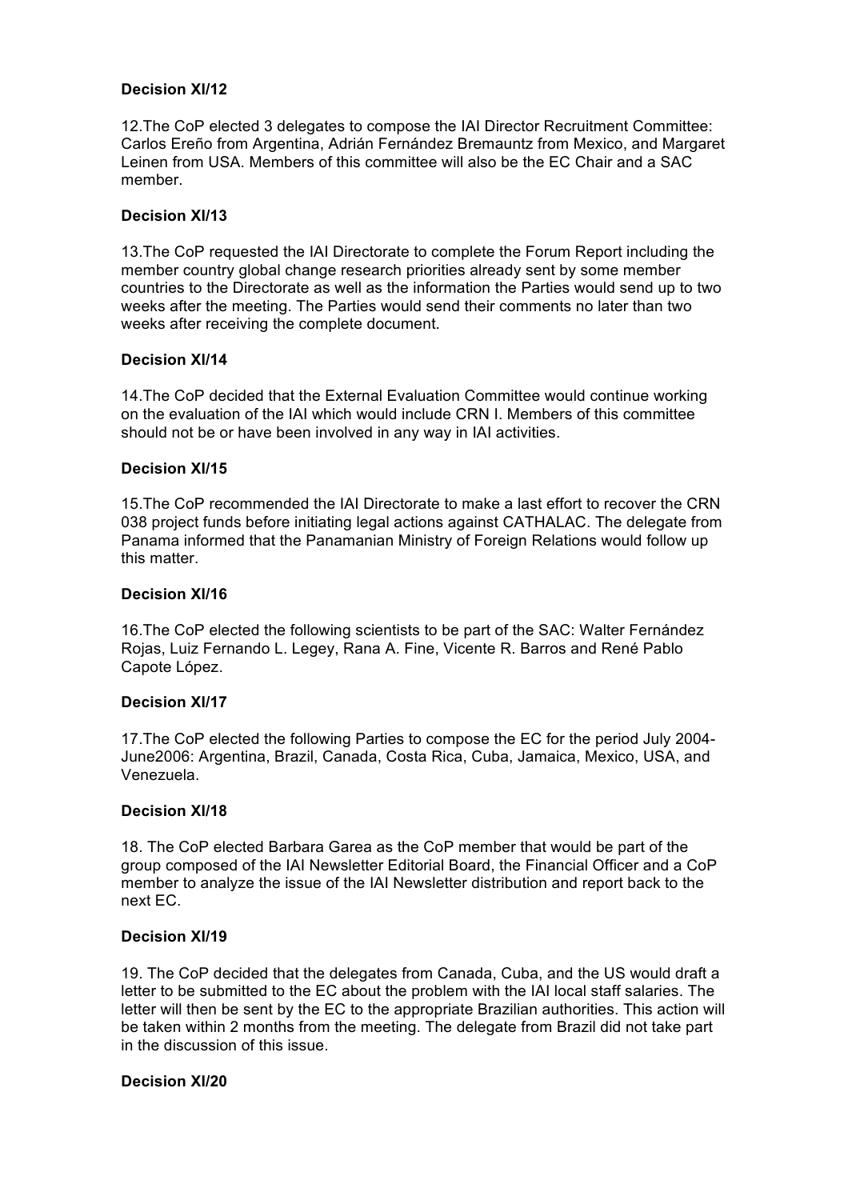**Decision XI/12**

12.The CoP elected 3 delegates to compose the IAI Director Recruitment Committee: Carlos Ereño from Argentina, Adrián Fernández Bremauntz from Mexico, and Margaret Leinen from USA. Members of this committee will also be the EC Chair and a SAC member.

**Decision XI/13**

13.The CoP requested the IAI Directorate to complete the Forum Report including the member country global change research priorities already sent by some member countries to the Directorate as well as the information the Parties would send up to two weeks after the meeting. The Parties would send their comments no later than two weeks after receiving the complete document.

**Decision XI/14**

14.The CoP decided that the External Evaluation Committee would continue working on the evaluation of the IAI which would include CRN I. Members of this committee should not be or have been involved in any way in IAI activities.

**Decision XI/15**

15.The CoP recommended the IAI Directorate to make a last effort to recover the CRN 038 project funds before initiating legal actions against CATHALAC. The delegate from Panama informed that the Panamanian Ministry of Foreign Relations would follow up this matter.

**Decision XI/16**

16.The CoP elected the following scientists to be part of the SAC: Walter Fernández Rojas, Luiz Fernando L. Legey, Rana A. Fine, Vicente R. Barros and René Pablo Capote López.

**Decision XI/17**

17.The CoP elected the following Parties to compose the EC for the period July 2004-June2006: Argentina, Brazil, Canada, Costa Rica, Cuba, Jamaica, Mexico, USA, and Venezuela.

**Decision XI/18**

18. The CoP elected Barbara Garea as the CoP member that would be part of the group composed of the IAI Newsletter Editorial Board, the Financial Officer and a CoP member to analyze the issue of the IAI Newsletter distribution and report back to the next EC.

**Decision XI/19**

19. The CoP decided that the delegates from Canada, Cuba, and the US would draft a letter to be submitted to the EC about the problem with the IAI local staff salaries. The letter will then be sent by the EC to the appropriate Brazilian authorities. This action will be taken within 2 months from the meeting. The delegate from Brazil did not take part in the discussion of this issue.

**Decision XI/20**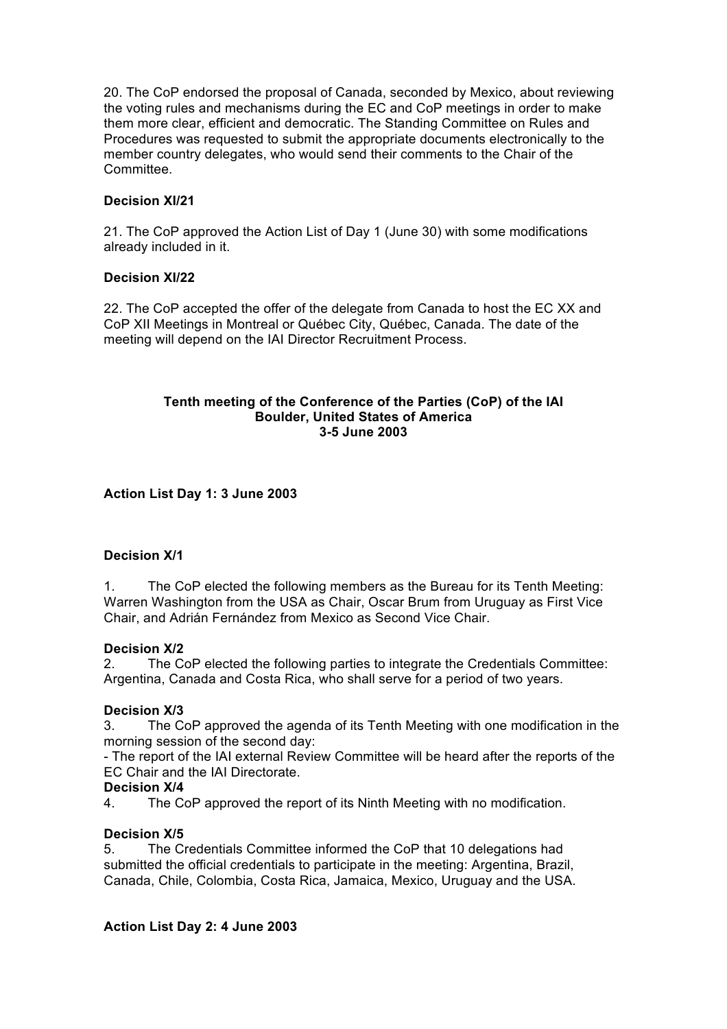20. The CoP endorsed the proposal of Canada, seconded by Mexico, about reviewing the voting rules and mechanisms during the EC and CoP meetings in order to make them more clear, efficient and democratic. The Standing Committee on Rules and Procedures was requested to submit the appropriate documents electronically to the member country delegates, who would send their comments to the Chair of the Committee.

**Decision XI/21**

21. The CoP approved the Action List of Day 1 (June 30) with some modifications already included in it.

**Decision XI/22**

22. The CoP accepted the offer of the delegate from Canada to host the EC XX and CoP XII Meetings in Montreal or Québec City, Québec, Canada. The date of the meeting will depend on the IAI Director Recruitment Process.

**Tenth meeting of the Conference of the Parties (CoP) of the IAI**
**Boulder, United States of America**
**3-5 June 2003**

**Action List Day 1: 3 June 2003**

**Decision X/1**

1. The CoP elected the following members as the Bureau for its Tenth Meeting: Warren Washington from the USA as Chair, Oscar Brum from Uruguay as First Vice Chair, and Adrián Fernández from Mexico as Second Vice Chair.

**Decision X/2**

2. The CoP elected the following parties to integrate the Credentials Committee: Argentina, Canada and Costa Rica, who shall serve for a period of two years.

**Decision X/3**

3. The CoP approved the agenda of its Tenth Meeting with one modification in the morning session of the second day:

- The report of the IAI external Review Committee will be heard after the reports of the EC Chair and the IAI Directorate.

**Decision X/4**

4. The CoP approved the report of its Ninth Meeting with no modification.

**Decision X/5**

5. The Credentials Committee informed the CoP that 10 delegations had submitted the official credentials to participate in the meeting: Argentina, Brazil, Canada, Chile, Colombia, Costa Rica, Jamaica, Mexico, Uruguay and the USA.

**Action List Day 2: 4 June 2003**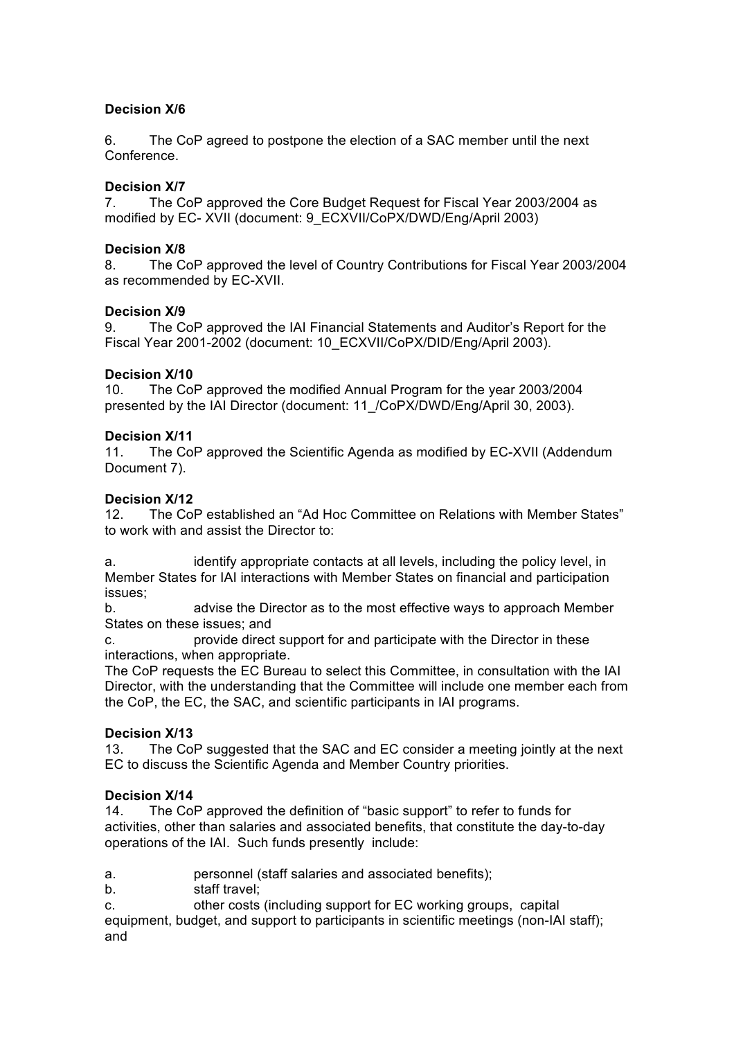**Decision X/6**

6. The CoP agreed to postpone the election of a SAC member until the next Conference.

**Decision X/7**

7. The CoP approved the Core Budget Request for Fiscal Year 2003/2004 as modified by EC- XVII (document: 9_ECXVII/CoPX/DWD/Eng/April 2003)

**Decision X/8**

8. The CoP approved the level of Country Contributions for Fiscal Year 2003/2004 as recommended by EC-XVII.

**Decision X/9**

9. The CoP approved the IAI Financial Statements and Auditor's Report for the Fiscal Year 2001-2002 (document: 10_ECXVII/CoPX/DID/Eng/April 2003).

**Decision X/10**

10. The CoP approved the modified Annual Program for the year 2003/2004 presented by the IAI Director (document: 11_/CoPX/DWD/Eng/April 30, 2003).

**Decision X/11**

11. The CoP approved the Scientific Agenda as modified by EC-XVII (Addendum Document 7).

**Decision X/12**

12. The CoP established an "Ad Hoc Committee on Relations with Member States" to work with and assist the Director to:

a. identify appropriate contacts at all levels, including the policy level, in Member States for IAI interactions with Member States on financial and participation issues;
b. advise the Director as to the most effective ways to approach Member States on these issues; and
c. provide direct support for and participate with the Director in these interactions, when appropriate.

The CoP requests the EC Bureau to select this Committee, in consultation with the IAI Director, with the understanding that the Committee will include one member each from the CoP, the EC, the SAC, and scientific participants in IAI programs.

**Decision X/13**

13. The CoP suggested that the SAC and EC consider a meeting jointly at the next EC to discuss the Scientific Agenda and Member Country priorities.

**Decision X/14**

14. The CoP approved the definition of "basic support" to refer to funds for activities, other than salaries and associated benefits, that constitute the day-to-day operations of the IAI. Such funds presently include:

a. personnel (staff salaries and associated benefits);
b. staff travel;
c. other costs (including support for EC working groups, capital equipment, budget, and support to participants in scientific meetings (non-IAI staff); and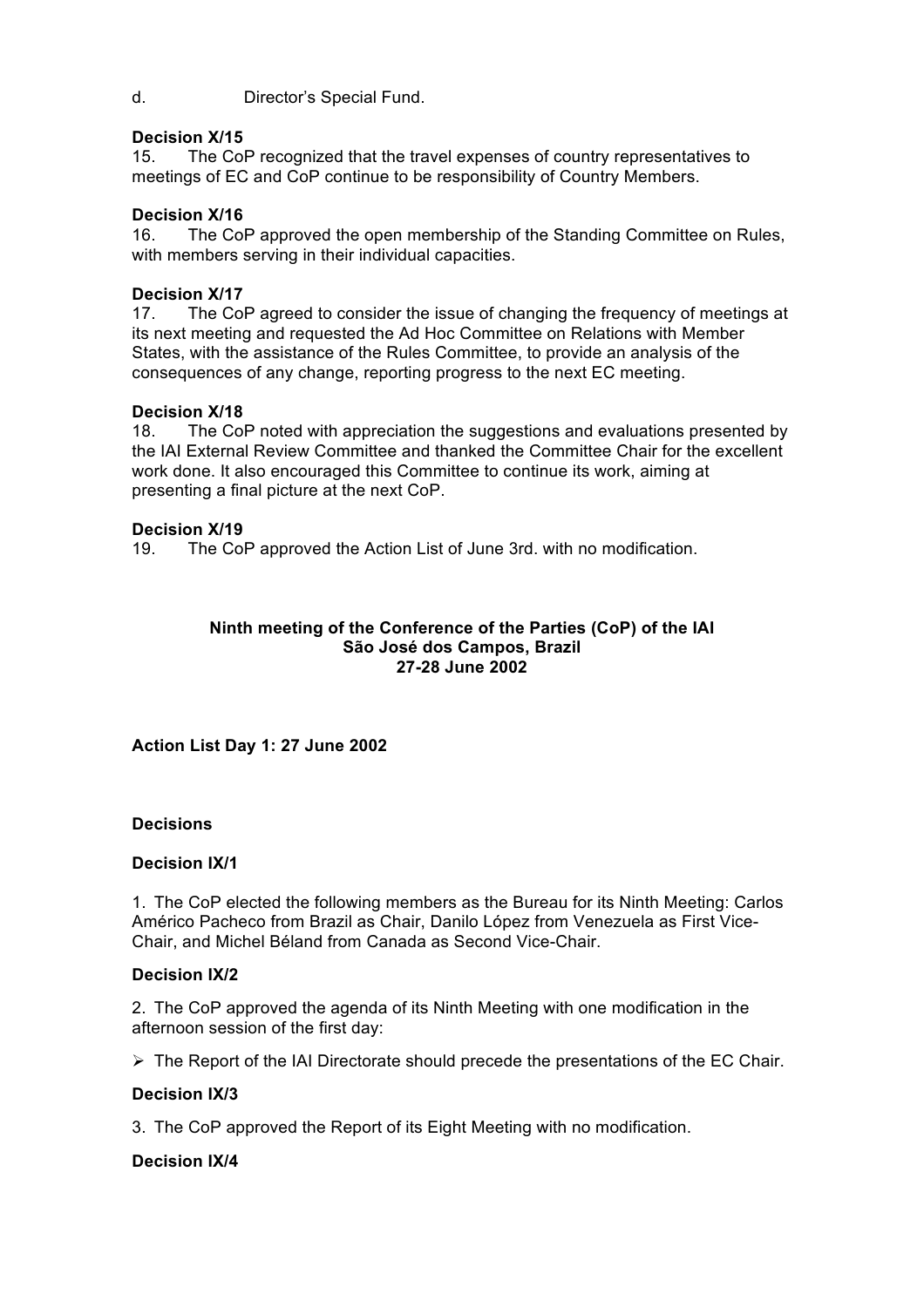d. Director's Special Fund.

**Decision X/15**

15. The CoP recognized that the travel expenses of country representatives to meetings of EC and CoP continue to be responsibility of Country Members.

**Decision X/16**

16. The CoP approved the open membership of the Standing Committee on Rules, with members serving in their individual capacities.

**Decision X/17**

17. The CoP agreed to consider the issue of changing the frequency of meetings at its next meeting and requested the Ad Hoc Committee on Relations with Member States, with the assistance of the Rules Committee, to provide an analysis of the consequences of any change, reporting progress to the next EC meeting.

**Decision X/18**

18. The CoP noted with appreciation the suggestions and evaluations presented by the IAI External Review Committee and thanked the Committee Chair for the excellent work done. It also encouraged this Committee to continue its work, aiming at presenting a final picture at the next CoP.

**Decision X/19**

19. The CoP approved the Action List of June 3rd. with no modification.

**Ninth meeting of the Conference of the Parties (CoP) of the IAI**
**São José dos Campos, Brazil**
**27-28 June 2002**

**Action List Day 1: 27 June 2002**

**Decisions**

**Decision IX/1**

1. The CoP elected the following members as the Bureau for its Ninth Meeting: Carlos Américo Pacheco from Brazil as Chair, Danilo López from Venezuela as First Vice-Chair, and Michel Béland from Canada as Second Vice-Chair.

**Decision IX/2**

2. The CoP approved the agenda of its Ninth Meeting with one modification in the afternoon session of the first day:

- The Report of the IAI Directorate should precede the presentations of the EC Chair.

**Decision IX/3**

3. The CoP approved the Report of its Eight Meeting with no modification.

**Decision IX/4**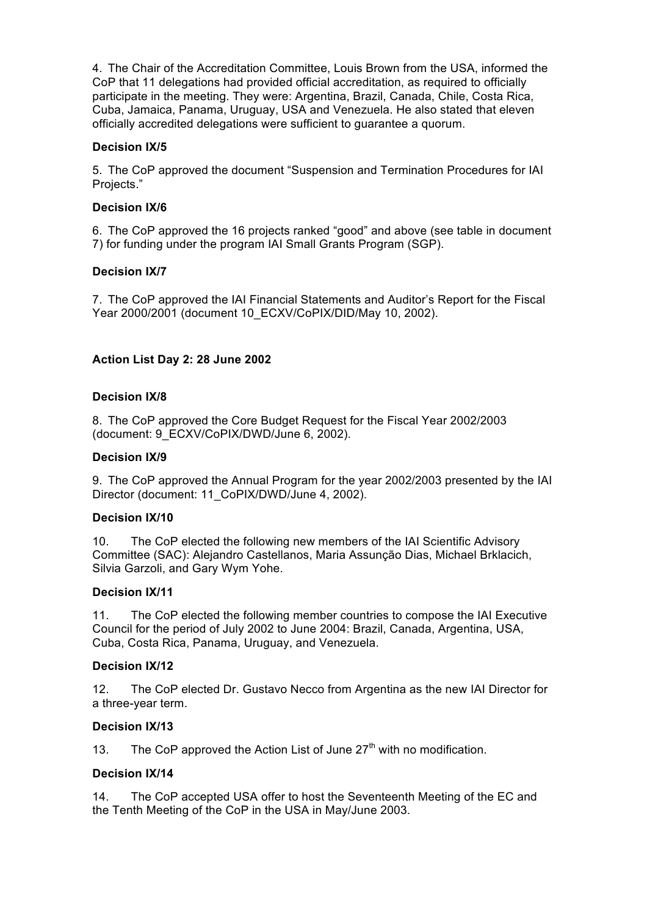4. The Chair of the Accreditation Committee, Louis Brown from the USA, informed the CoP that 11 delegations had provided official accreditation, as required to officially participate in the meeting. They were: Argentina, Brazil, Canada, Chile, Costa Rica, Cuba, Jamaica, Panama, Uruguay, USA and Venezuela. He also stated that eleven officially accredited delegations were sufficient to guarantee a quorum.

**Decision IX/5**

5. The CoP approved the document "Suspension and Termination Procedures for IAI Projects."

**Decision IX/6**

6. The CoP approved the 16 projects ranked "good" and above (see table in document 7) for funding under the program IAI Small Grants Program (SGP).

**Decision IX/7**

7. The CoP approved the IAI Financial Statements and Auditor's Report for the Fiscal Year 2000/2001 (document 10_ECXV/CoPIX/DID/May 10, 2002).

**Action List Day 2: 28 June 2002**

**Decision IX/8**

8. The CoP approved the Core Budget Request for the Fiscal Year 2002/2003 (document: 9_ECXV/CoPIX/DWD/June 6, 2002).

**Decision IX/9**

9. The CoP approved the Annual Program for the year 2002/2003 presented by the IAI Director (document: 11_CoPIX/DWD/June 4, 2002).

**Decision IX/10**

10. The CoP elected the following new members of the IAI Scientific Advisory Committee (SAC): Alejandro Castellanos, Maria Assunção Dias, Michael Brklacich, Silvia Garzoli, and Gary Wym Yohe.

**Decision IX/11**

11. The CoP elected the following member countries to compose the IAI Executive Council for the period of July 2002 to June 2004: Brazil, Canada, Argentina, USA, Cuba, Costa Rica, Panama, Uruguay, and Venezuela.

**Decision IX/12**

12. The CoP elected Dr. Gustavo Necco from Argentina as the new IAI Director for a three-year term.

**Decision IX/13**

13. The CoP approved the Action List of June 27th with no modification.

**Decision IX/14**

14. The CoP accepted USA offer to host the Seventeenth Meeting of the EC and the Tenth Meeting of the CoP in the USA in May/June 2003.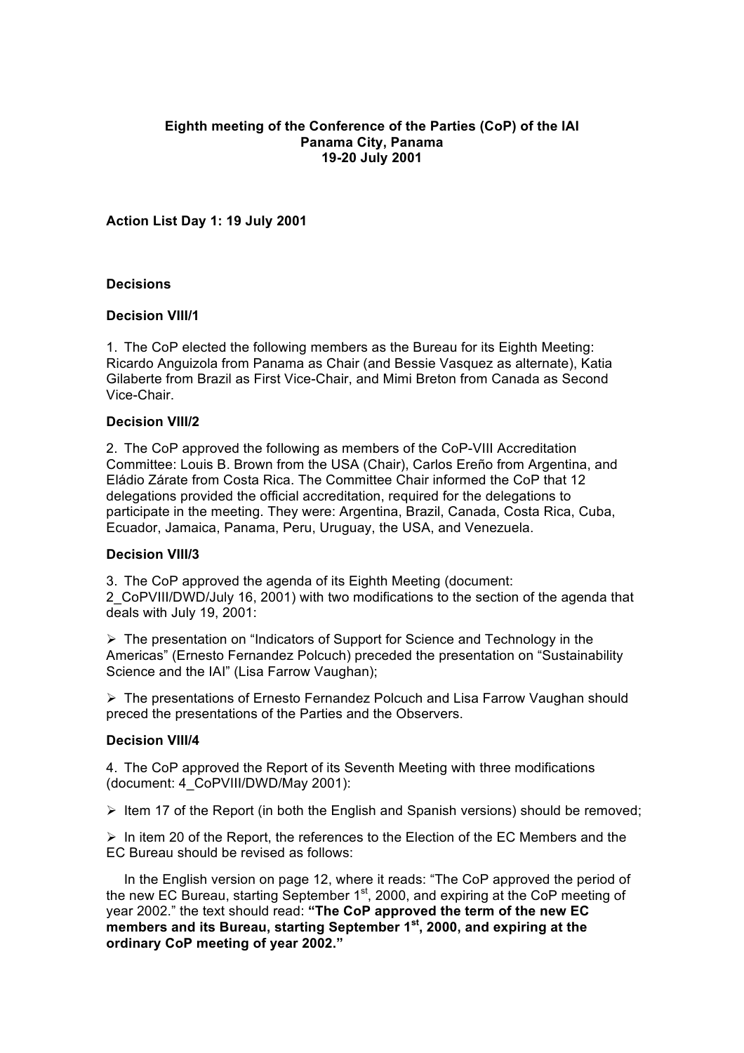**Eighth meeting of the Conference of the Parties (CoP) of the IAI**
**Panama City, Panama**
**19-20 July 2001**

**Action List Day 1: 19 July 2001**

**Decisions**

**Decision VIII/1**

1. The CoP elected the following members as the Bureau for its Eighth Meeting: Ricardo Anguizola from Panama as Chair (and Bessie Vasquez as alternate), Katia Gilaberte from Brazil as First Vice-Chair, and Mimi Breton from Canada as Second Vice-Chair.

**Decision VIII/2**

2. The CoP approved the following as members of the CoP-VIII Accreditation Committee: Louis B. Brown from the USA (Chair), Carlos Ereño from Argentina, and Eládio Zárate from Costa Rica. The Committee Chair informed the CoP that 12 delegations provided the official accreditation, required for the delegations to participate in the meeting. They were: Argentina, Brazil, Canada, Costa Rica, Cuba, Ecuador, Jamaica, Panama, Peru, Uruguay, the USA, and Venezuela.

**Decision VIII/3**

3. The CoP approved the agenda of its Eighth Meeting (document: 2_CoPVIII/DWD/July 16, 2001) with two modifications to the section of the agenda that deals with July 19, 2001:

- The presentation on "Indicators of Support for Science and Technology in the Americas" (Ernesto Fernandez Polcuch) preceded the presentation on "Sustainability Science and the IAI" (Lisa Farrow Vaughan);
- The presentations of Ernesto Fernandez Polcuch and Lisa Farrow Vaughan should preced the presentations of the Parties and the Observers.

**Decision VIII/4**

4. The CoP approved the Report of its Seventh Meeting with three modifications (document: 4_CoPVIII/DWD/May 2001):

- Item 17 of the Report (in both the English and Spanish versions) should be removed;
- In item 20 of the Report, the references to the Election of the EC Members and the EC Bureau should be revised as follows:

In the English version on page 12, where it reads: "The CoP approved the period of the new EC Bureau, starting September 1st, 2000, and expiring at the CoP meeting of year 2002." the text should read: **"The CoP approved the term of the new EC members and its Bureau, starting September 1st, 2000, and expiring at the ordinary CoP meeting of year 2002."**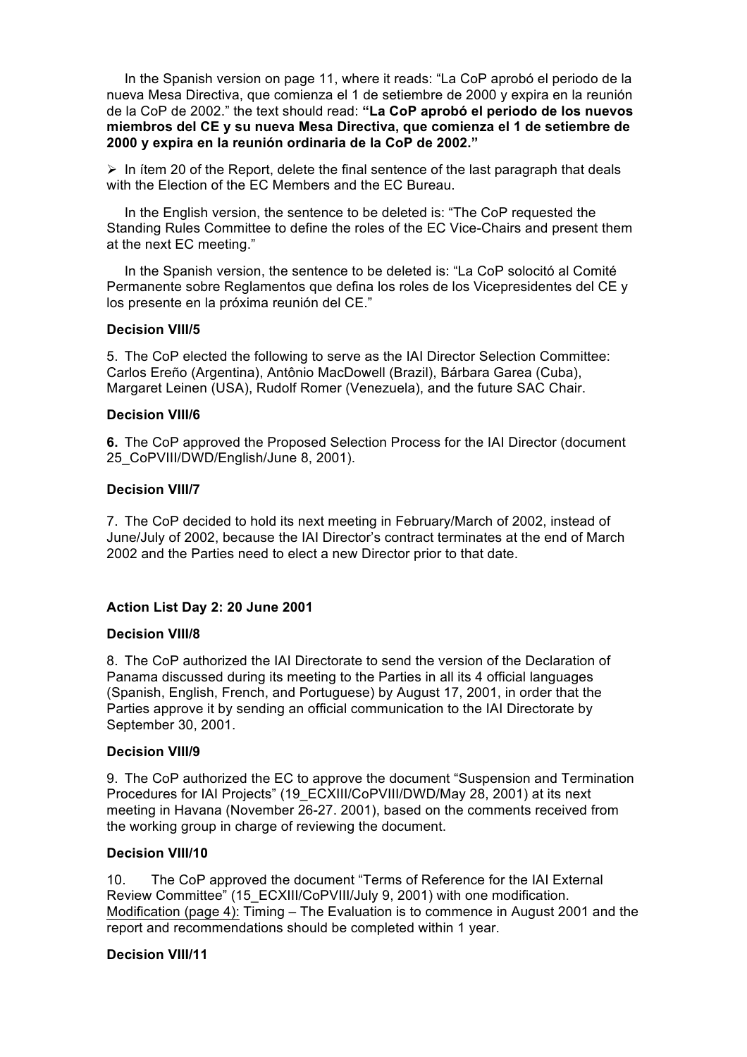In the Spanish version on page 11, where it reads: "La CoP aprobó el periodo de la nueva Mesa Directiva, que comienza el 1 de setiembre de 2000 y expira en la reunión de la CoP de 2002." the text should read: **"La CoP aprobó el periodo de los nuevos miembros del CE y su nueva Mesa Directiva, que comienza el 1 de setiembre de 2000 y expira en la reunión ordinaria de la CoP de 2002."**

- In ítem 20 of the Report, delete the final sentence of the last paragraph that deals with the Election of the EC Members and the EC Bureau.

In the English version, the sentence to be deleted is: "The CoP requested the Standing Rules Committee to define the roles of the EC Vice-Chairs and present them at the next EC meeting."

In the Spanish version, the sentence to be deleted is: "La CoP solocitó al Comité Permanente sobre Reglamentos que defina los roles de los Vicepresidentes del CE y los presente en la próxima reunión del CE."

**Decision VIII/5**

5. The CoP elected the following to serve as the IAI Director Selection Committee: Carlos Ereño (Argentina), Antônio MacDowell (Brazil), Bárbara Garea (Cuba), Margaret Leinen (USA), Rudolf Romer (Venezuela), and the future SAC Chair.

**Decision VIII/6**

**6.** The CoP approved the Proposed Selection Process for the IAI Director (document 25_CoPVIII/DWD/English/June 8, 2001).

**Decision VIII/7**

7. The CoP decided to hold its next meeting in February/March of 2002, instead of June/July of 2002, because the IAI Director's contract terminates at the end of March 2002 and the Parties need to elect a new Director prior to that date.

**Action List Day 2: 20 June 2001**

**Decision VIII/8**

8. The CoP authorized the IAI Directorate to send the version of the Declaration of Panama discussed during its meeting to the Parties in all its 4 official languages (Spanish, English, French, and Portuguese) by August 17, 2001, in order that the Parties approve it by sending an official communication to the IAI Directorate by September 30, 2001.

**Decision VIII/9**

9. The CoP authorized the EC to approve the document "Suspension and Termination Procedures for IAI Projects" (19_ECXIII/CoPVIII/DWD/May 28, 2001) at its next meeting in Havana (November 26-27. 2001), based on the comments received from the working group in charge of reviewing the document.

**Decision VIII/10**

10. The CoP approved the document "Terms of Reference for the IAI External Review Committee" (15_ECXIII/CoPVIII/July 9, 2001) with one modification. Modification (page 4): Timing – The Evaluation is to commence in August 2001 and the report and recommendations should be completed within 1 year.

**Decision VIII/11**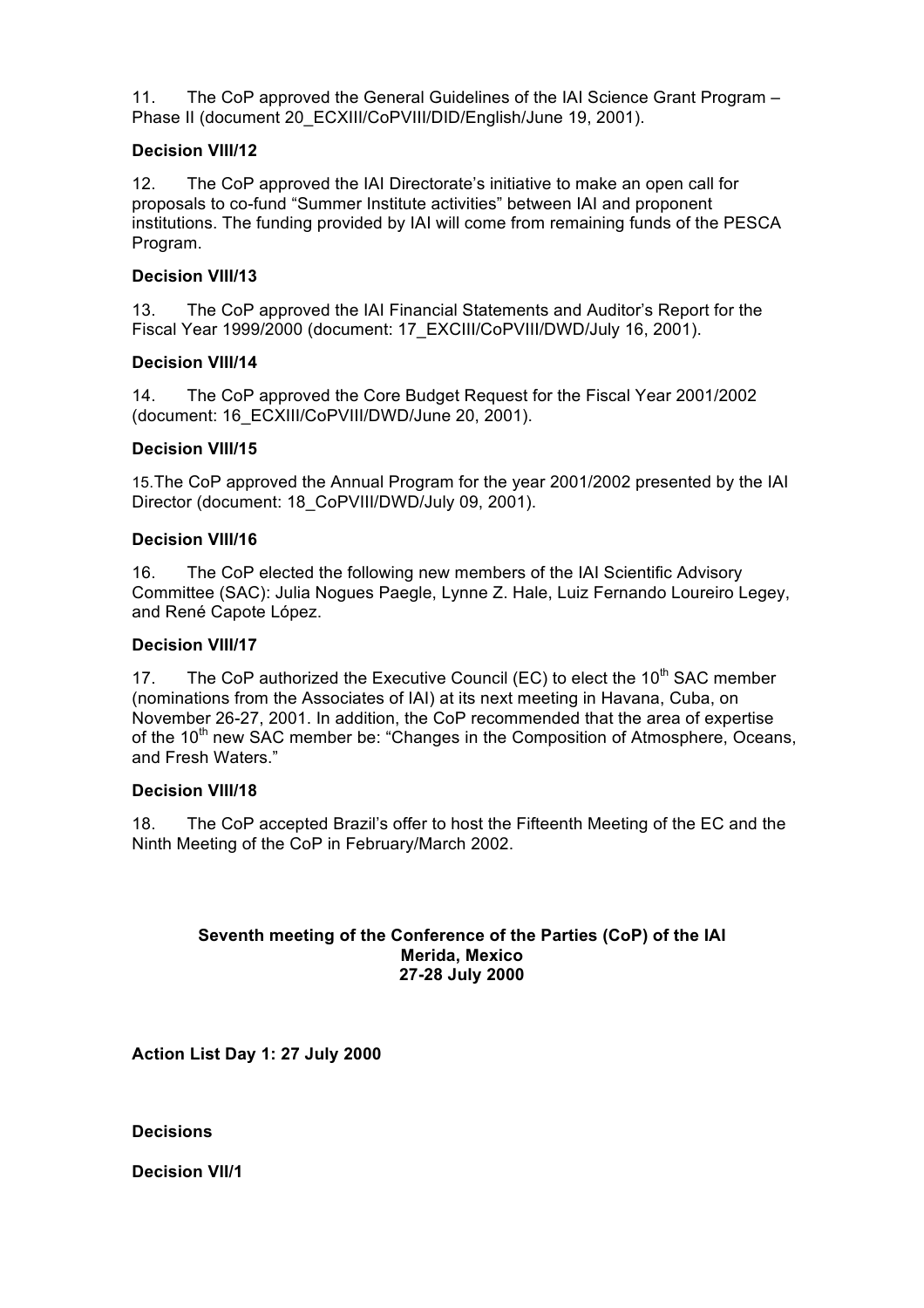11. The CoP approved the General Guidelines of the IAI Science Grant Program – Phase II (document 20_ECXIII/CoPVIII/DID/English/June 19, 2001).

**Decision VIII/12**

12. The CoP approved the IAI Directorate's initiative to make an open call for proposals to co-fund "Summer Institute activities" between IAI and proponent institutions. The funding provided by IAI will come from remaining funds of the PESCA Program.

**Decision VIII/13**

13. The CoP approved the IAI Financial Statements and Auditor's Report for the Fiscal Year 1999/2000 (document: 17_EXCIII/CoPVIII/DWD/July 16, 2001).

**Decision VIII/14**

14. The CoP approved the Core Budget Request for the Fiscal Year 2001/2002 (document: 16_ECXIII/CoPVIII/DWD/June 20, 2001).

**Decision VIII/15**

15. The CoP approved the Annual Program for the year 2001/2002 presented by the IAI Director (document: 18_CoPVIII/DWD/July 09, 2001).

**Decision VIII/16**

16. The CoP elected the following new members of the IAI Scientific Advisory Committee (SAC): Julia Nogues Paegle, Lynne Z. Hale, Luiz Fernando Loureiro Legey, and René Capote López.

**Decision VIII/17**

17. The CoP authorized the Executive Council (EC) to elect the 10th SAC member (nominations from the Associates of IAI) at its next meeting in Havana, Cuba, on November 26-27, 2001. In addition, the CoP recommended that the area of expertise of the 10th new SAC member be: "Changes in the Composition of Atmosphere, Oceans, and Fresh Waters."

**Decision VIII/18**

18. The CoP accepted Brazil's offer to host the Fifteenth Meeting of the EC and the Ninth Meeting of the CoP in February/March 2002.

**Seventh meeting of the Conference of the Parties (CoP) of the IAI**
**Merida, Mexico**
**27-28 July 2000**

**Action List Day 1: 27 July 2000**

**Decisions**

**Decision VII/1**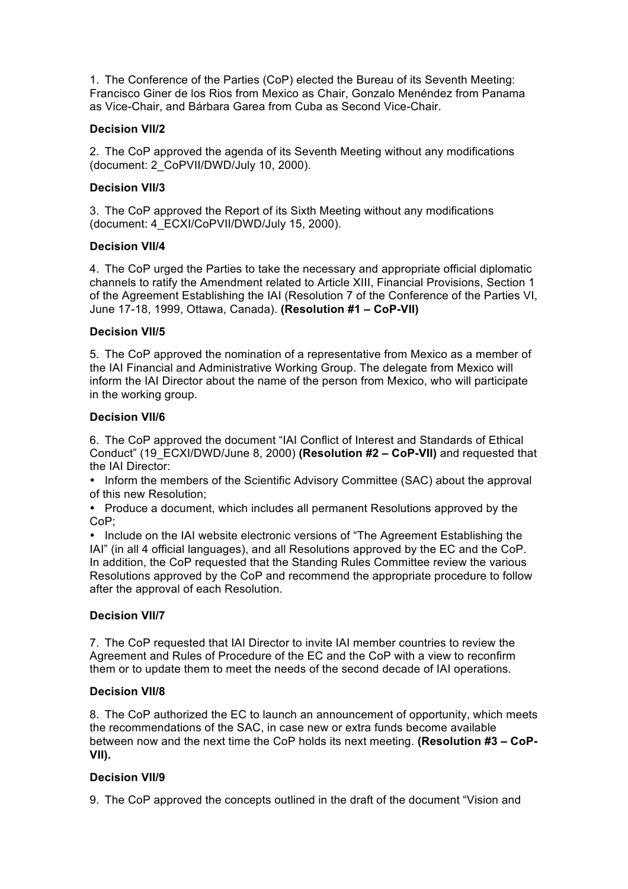1. The Conference of the Parties (CoP) elected the Bureau of its Seventh Meeting: Francisco Giner de los Rios from Mexico as Chair, Gonzalo Menéndez from Panama as Vice-Chair, and Bárbara Garea from Cuba as Second Vice-Chair.

**Decision VII/2**

2. The CoP approved the agenda of its Seventh Meeting without any modifications (document: 2_CoPVII/DWD/July 10, 2000).

**Decision VII/3**

3. The CoP approved the Report of its Sixth Meeting without any modifications (document: 4_ECXI/CoPVII/DWD/July 15, 2000).

**Decision VII/4**

4. The CoP urged the Parties to take the necessary and appropriate official diplomatic channels to ratify the Amendment related to Article XIII, Financial Provisions, Section 1 of the Agreement Establishing the IAI (Resolution 7 of the Conference of the Parties VI, June 17-18, 1999, Ottawa, Canada). **(Resolution #1 – CoP-VII)**

**Decision VII/5**

5. The CoP approved the nomination of a representative from Mexico as a member of the IAI Financial and Administrative Working Group. The delegate from Mexico will inform the IAI Director about the name of the person from Mexico, who will participate in the working group.

**Decision VII/6**

6. The CoP approved the document "IAI Conflict of Interest and Standards of Ethical Conduct" (19_ECXI/DWD/June 8, 2000) **(Resolution #2 – CoP-VII)** and requested that the IAI Director:

- Inform the members of the Scientific Advisory Committee (SAC) about the approval of this new Resolution;
- Produce a document, which includes all permanent Resolutions approved by the CoP;
- Include on the IAI website electronic versions of "The Agreement Establishing the IAI" (in all 4 official languages), and all Resolutions approved by the EC and the CoP.

In addition, the CoP requested that the Standing Rules Committee review the various Resolutions approved by the CoP and recommend the appropriate procedure to follow after the approval of each Resolution.

**Decision VII/7**

7. The CoP requested that IAI Director to invite IAI member countries to review the Agreement and Rules of Procedure of the EC and the CoP with a view to reconfirm them or to update them to meet the needs of the second decade of IAI operations.

**Decision VII/8**

8. The CoP authorized the EC to launch an announcement of opportunity, which meets the recommendations of the SAC, in case new or extra funds become available between now and the next time the CoP holds its next meeting. **(Resolution #3 – CoP-VII).**

**Decision VII/9**

9. The CoP approved the concepts outlined in the draft of the document "Vision and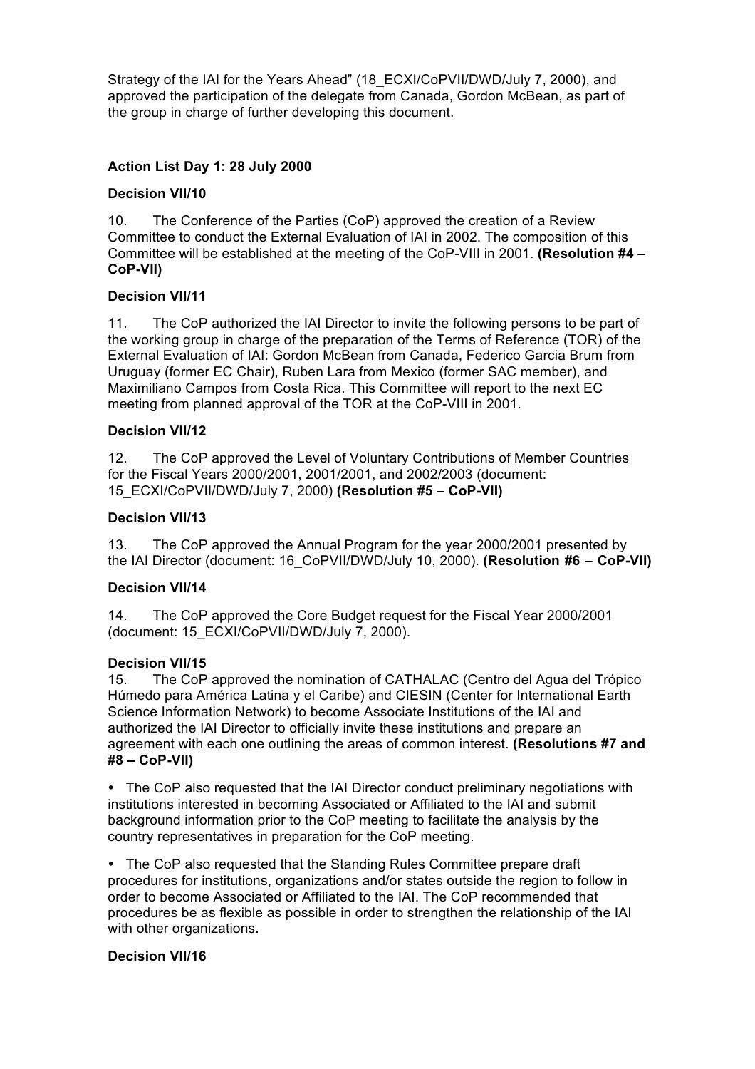Strategy of the IAI for the Years Ahead" (18_ECXI/CoPVII/DWD/July 7, 2000), and approved the participation of the delegate from Canada, Gordon McBean, as part of the group in charge of further developing this document.

**Action List Day 1: 28 July 2000**

**Decision VII/10**

10. The Conference of the Parties (CoP) approved the creation of a Review Committee to conduct the External Evaluation of IAI in 2002. The composition of this Committee will be established at the meeting of the CoP-VIII in 2001. **(Resolution #4 – CoP-VII)**

**Decision VII/11**

11. The CoP authorized the IAI Director to invite the following persons to be part of the working group in charge of the preparation of the Terms of Reference (TOR) of the External Evaluation of IAI: Gordon McBean from Canada, Federico Garcia Brum from Uruguay (former EC Chair), Ruben Lara from Mexico (former SAC member), and Maximiliano Campos from Costa Rica. This Committee will report to the next EC meeting from planned approval of the TOR at the CoP-VIII in 2001.

**Decision VII/12**

12. The CoP approved the Level of Voluntary Contributions of Member Countries for the Fiscal Years 2000/2001, 2001/2001, and 2002/2003 (document: 15_ECXI/CoPVII/DWD/July 7, 2000) **(Resolution #5 – CoP-VII)**

**Decision VII/13**

13. The CoP approved the Annual Program for the year 2000/2001 presented by the IAI Director (document: 16_CoPVII/DWD/July 10, 2000). **(Resolution #6 – CoP-VII)**

**Decision VII/14**

14. The CoP approved the Core Budget request for the Fiscal Year 2000/2001 (document: 15_ECXI/CoPVII/DWD/July 7, 2000).

**Decision VII/15**

15. The CoP approved the nomination of CATHALAC (Centro del Agua del Trópico Húmedo para América Latina y el Caribe) and CIESIN (Center for International Earth Science Information Network) to become Associate Institutions of the IAI and authorized the IAI Director to officially invite these institutions and prepare an agreement with each one outlining the areas of common interest. **(Resolutions #7 and #8 – CoP-VII)**

- The CoP also requested that the IAI Director conduct preliminary negotiations with institutions interested in becoming Associated or Affiliated to the IAI and submit background information prior to the CoP meeting to facilitate the analysis by the country representatives in preparation for the CoP meeting.

- The CoP also requested that the Standing Rules Committee prepare draft procedures for institutions, organizations and/or states outside the region to follow in order to become Associated or Affiliated to the IAI. The CoP recommended that procedures be as flexible as possible in order to strengthen the relationship of the IAI with other organizations.

**Decision VII/16**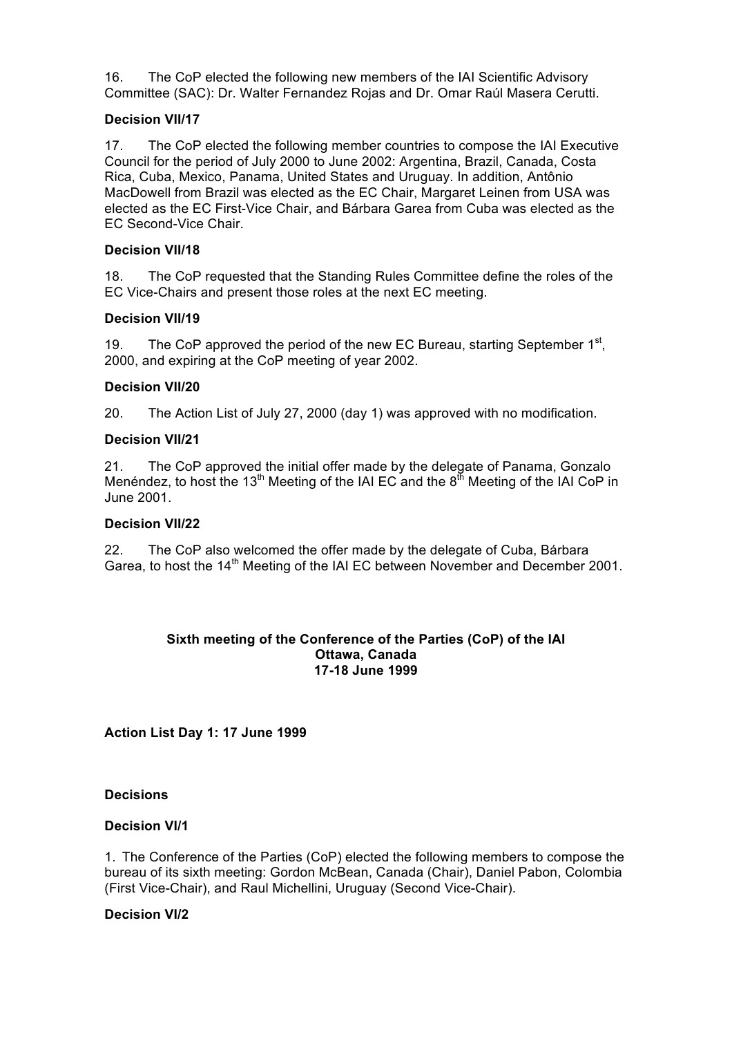16. The CoP elected the following new members of the IAI Scientific Advisory Committee (SAC): Dr. Walter Fernandez Rojas and Dr. Omar Raúl Masera Cerutti.

**Decision VII/17**

17. The CoP elected the following member countries to compose the IAI Executive Council for the period of July 2000 to June 2002: Argentina, Brazil, Canada, Costa Rica, Cuba, Mexico, Panama, United States and Uruguay. In addition, Antônio MacDowell from Brazil was elected as the EC Chair, Margaret Leinen from USA was elected as the EC First-Vice Chair, and Bárbara Garea from Cuba was elected as the EC Second-Vice Chair.

**Decision VII/18**

18. The CoP requested that the Standing Rules Committee define the roles of the EC Vice-Chairs and present those roles at the next EC meeting.

**Decision VII/19**

19. The CoP approved the period of the new EC Bureau, starting September 1st, 2000, and expiring at the CoP meeting of year 2002.

**Decision VII/20**

20. The Action List of July 27, 2000 (day 1) was approved with no modification.

**Decision VII/21**

21. The CoP approved the initial offer made by the delegate of Panama, Gonzalo Menéndez, to host the 13th Meeting of the IAI EC and the 8th Meeting of the IAI CoP in June 2001.

**Decision VII/22**

22. The CoP also welcomed the offer made by the delegate of Cuba, Bárbara Garea, to host the 14th Meeting of the IAI EC between November and December 2001.

**Sixth meeting of the Conference of the Parties (CoP) of the IAI**
**Ottawa, Canada**
**17-18 June 1999**

**Action List Day 1: 17 June 1999**

**Decisions**

**Decision VI/1**

1. The Conference of the Parties (CoP) elected the following members to compose the bureau of its sixth meeting: Gordon McBean, Canada (Chair), Daniel Pabon, Colombia (First Vice-Chair), and Raul Michellini, Uruguay (Second Vice-Chair).

**Decision VI/2**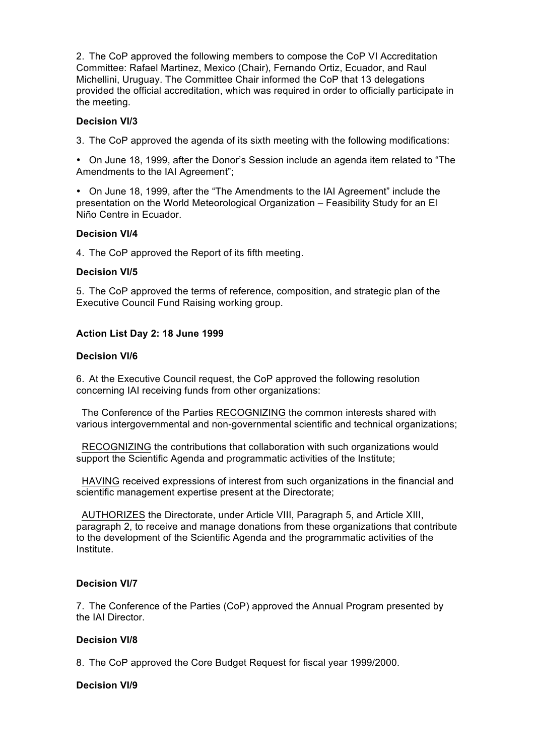2. The CoP approved the following members to compose the CoP VI Accreditation Committee: Rafael Martinez, Mexico (Chair), Fernando Ortiz, Ecuador, and Raul Michellini, Uruguay. The Committee Chair informed the CoP that 13 delegations provided the official accreditation, which was required in order to officially participate in the meeting.

**Decision VI/3**

3. The CoP approved the agenda of its sixth meeting with the following modifications:

- On June 18, 1999, after the Donor's Session include an agenda item related to "The Amendments to the IAI Agreement";
- On June 18, 1999, after the "The Amendments to the IAI Agreement" include the presentation on the World Meteorological Organization – Feasibility Study for an El Niño Centre in Ecuador.

**Decision VI/4**

4. The CoP approved the Report of its fifth meeting.

**Decision VI/5**

5. The CoP approved the terms of reference, composition, and strategic plan of the Executive Council Fund Raising working group.

**Action List Day 2: 18 June 1999**

**Decision VI/6**

6. At the Executive Council request, the CoP approved the following resolution concerning IAI receiving funds from other organizations:

The Conference of the Parties RECOGNIZING the common interests shared with various intergovernmental and non-governmental scientific and technical organizations;

RECOGNIZING the contributions that collaboration with such organizations would support the Scientific Agenda and programmatic activities of the Institute;

HAVING received expressions of interest from such organizations in the financial and scientific management expertise present at the Directorate;

AUTHORIZES the Directorate, under Article VIII, Paragraph 5, and Article XIII, paragraph 2, to receive and manage donations from these organizations that contribute to the development of the Scientific Agenda and the programmatic activities of the Institute.

**Decision VI/7**

7. The Conference of the Parties (CoP) approved the Annual Program presented by the IAI Director.

**Decision VI/8**

8. The CoP approved the Core Budget Request for fiscal year 1999/2000.

**Decision VI/9**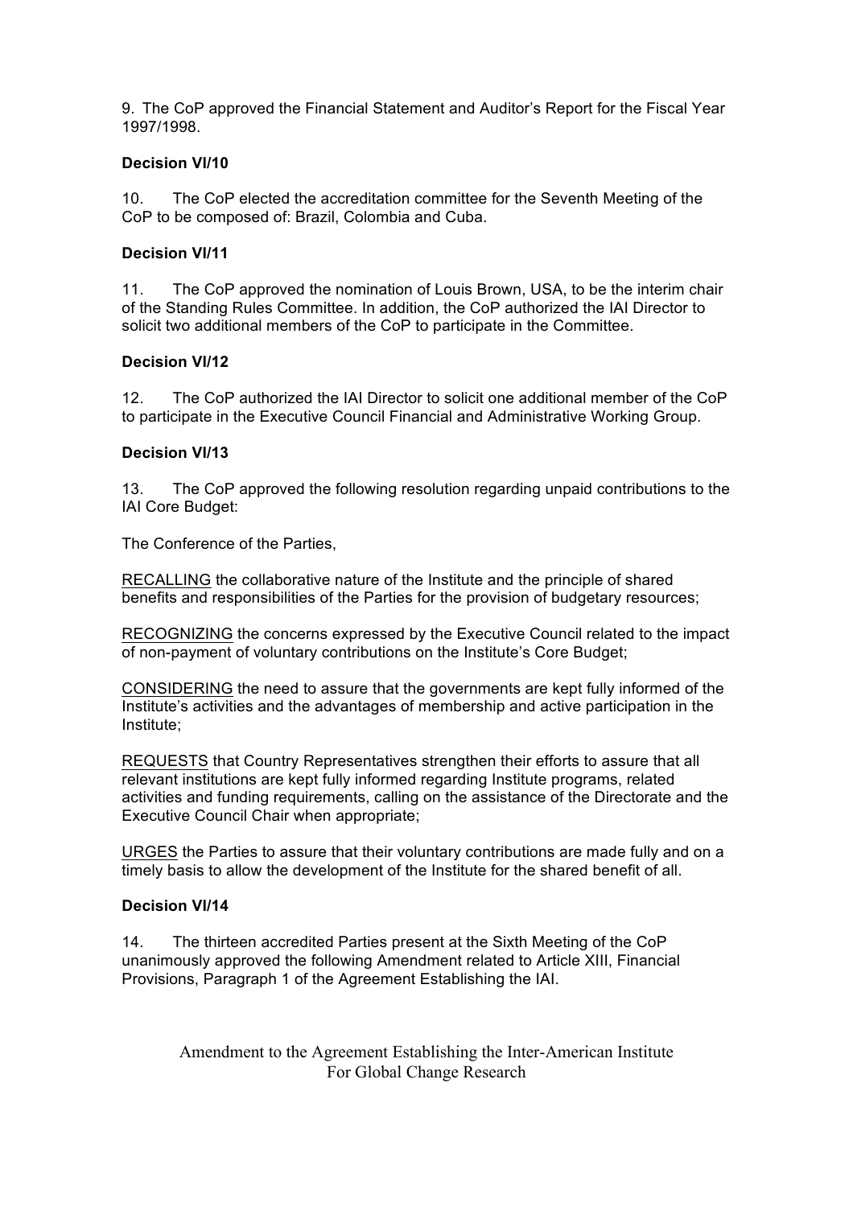9. The CoP approved the Financial Statement and Auditor's Report for the Fiscal Year 1997/1998.

**Decision VI/10**

10. The CoP elected the accreditation committee for the Seventh Meeting of the CoP to be composed of: Brazil, Colombia and Cuba.

**Decision VI/11**

11. The CoP approved the nomination of Louis Brown, USA, to be the interim chair of the Standing Rules Committee. In addition, the CoP authorized the IAI Director to solicit two additional members of the CoP to participate in the Committee.

**Decision VI/12**

12. The CoP authorized the IAI Director to solicit one additional member of the CoP to participate in the Executive Council Financial and Administrative Working Group.

**Decision VI/13**

13. The CoP approved the following resolution regarding unpaid contributions to the IAI Core Budget:

The Conference of the Parties,

RECALLING the collaborative nature of the Institute and the principle of shared benefits and responsibilities of the Parties for the provision of budgetary resources;

RECOGNIZING the concerns expressed by the Executive Council related to the impact of non-payment of voluntary contributions on the Institute's Core Budget;

CONSIDERING the need to assure that the governments are kept fully informed of the Institute's activities and the advantages of membership and active participation in the Institute;

REQUESTS that Country Representatives strengthen their efforts to assure that all relevant institutions are kept fully informed regarding Institute programs, related activities and funding requirements, calling on the assistance of the Directorate and the Executive Council Chair when appropriate;

URGES the Parties to assure that their voluntary contributions are made fully and on a timely basis to allow the development of the Institute for the shared benefit of all.

**Decision VI/14**

14. The thirteen accredited Parties present at the Sixth Meeting of the CoP unanimously approved the following Amendment related to Article XIII, Financial Provisions, Paragraph 1 of the Agreement Establishing the IAI.

Amendment to the Agreement Establishing the Inter-American Institute For Global Change Research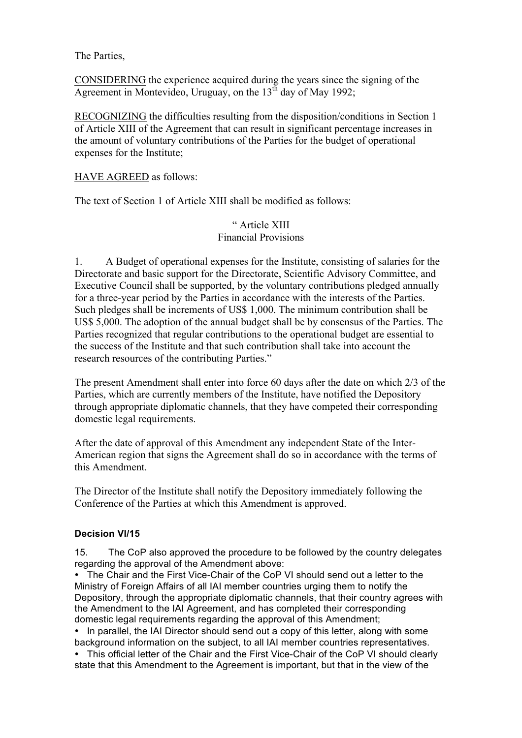The Parties,

CONSIDERING the experience acquired during the years since the signing of the Agreement in Montevideo, Uruguay, on the 13th day of May 1992;

RECOGNIZING the difficulties resulting from the disposition/conditions in Section 1 of Article XIII of the Agreement that can result in significant percentage increases in the amount of voluntary contributions of the Parties for the budget of operational expenses for the Institute;

HAVE AGREED as follows:

The text of Section 1 of Article XIII shall be modified as follows:

" Article XIII
Financial Provisions

1. A Budget of operational expenses for the Institute, consisting of salaries for the Directorate and basic support for the Directorate, Scientific Advisory Committee, and Executive Council shall be supported, by the voluntary contributions pledged annually for a three-year period by the Parties in accordance with the interests of the Parties. Such pledges shall be increments of US$ 1,000. The minimum contribution shall be US$ 5,000. The adoption of the annual budget shall be by consensus of the Parties. The Parties recognized that regular contributions to the operational budget are essential to the success of the Institute and that such contribution shall take into account the research resources of the contributing Parties."

The present Amendment shall enter into force 60 days after the date on which 2/3 of the Parties, which are currently members of the Institute, have notified the Depository through appropriate diplomatic channels, that they have competed their corresponding domestic legal requirements.

After the date of approval of this Amendment any independent State of the Inter-American region that signs the Agreement shall do so in accordance with the terms of this Amendment.

The Director of the Institute shall notify the Depository immediately following the Conference of the Parties at which this Amendment is approved.

**Decision VI/15**

15. The CoP also approved the procedure to be followed by the country delegates regarding the approval of the Amendment above:

- The Chair and the First Vice-Chair of the CoP VI should send out a letter to the Ministry of Foreign Affairs of all IAI member countries urging them to notify the Depository, through the appropriate diplomatic channels, that their country agrees with the Amendment to the IAI Agreement, and has completed their corresponding domestic legal requirements regarding the approval of this Amendment;
- In parallel, the IAI Director should send out a copy of this letter, along with some background information on the subject, to all IAI member countries representatives.
- This official letter of the Chair and the First Vice-Chair of the CoP VI should clearly state that this Amendment to the Agreement is important, but that in the view of the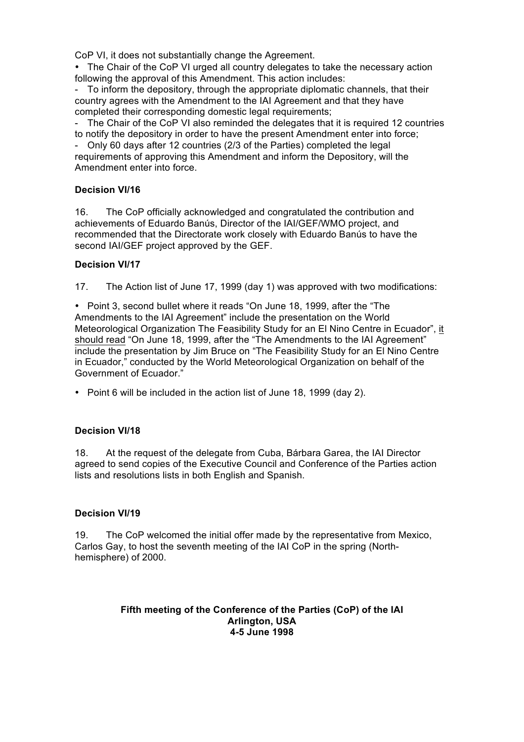CoP VI, it does not substantially change the Agreement.

- The Chair of the CoP VI urged all country delegates to take the necessary action following the approval of this Amendment. This action includes:

\- To inform the depository, through the appropriate diplomatic channels, that their country agrees with the Amendment to the IAI Agreement and that they have completed their corresponding domestic legal requirements;

\- The Chair of the CoP VI also reminded the delegates that it is required 12 countries to notify the depository in order to have the present Amendment enter into force;

\- Only 60 days after 12 countries (2/3 of the Parties) completed the legal requirements of approving this Amendment and inform the Depository, will the Amendment enter into force.

**Decision VI/16**

16. The CoP officially acknowledged and congratulated the contribution and achievements of Eduardo Banús, Director of the IAI/GEF/WMO project, and recommended that the Directorate work closely with Eduardo Banús to have the second IAI/GEF project approved by the GEF.

**Decision VI/17**

17. The Action list of June 17, 1999 (day 1) was approved with two modifications:

- Point 3, second bullet where it reads "On June 18, 1999, after the "The Amendments to the IAI Agreement" include the presentation on the World Meteorological Organization The Feasibility Study for an El Nino Centre in Ecuador", it should read "On June 18, 1999, after the "The Amendments to the IAI Agreement" include the presentation by Jim Bruce on "The Feasibility Study for an El Nino Centre in Ecuador," conducted by the World Meteorological Organization on behalf of the Government of Ecuador."

- Point 6 will be included in the action list of June 18, 1999 (day 2).

**Decision VI/18**

18. At the request of the delegate from Cuba, Bárbara Garea, the IAI Director agreed to send copies of the Executive Council and Conference of the Parties action lists and resolutions lists in both English and Spanish.

**Decision VI/19**

19. The CoP welcomed the initial offer made by the representative from Mexico, Carlos Gay, to host the seventh meeting of the IAI CoP in the spring (North-hemisphere) of 2000.

**Fifth meeting of the Conference of the Parties (CoP) of the IAI**
**Arlington, USA**
**4-5 June 1998**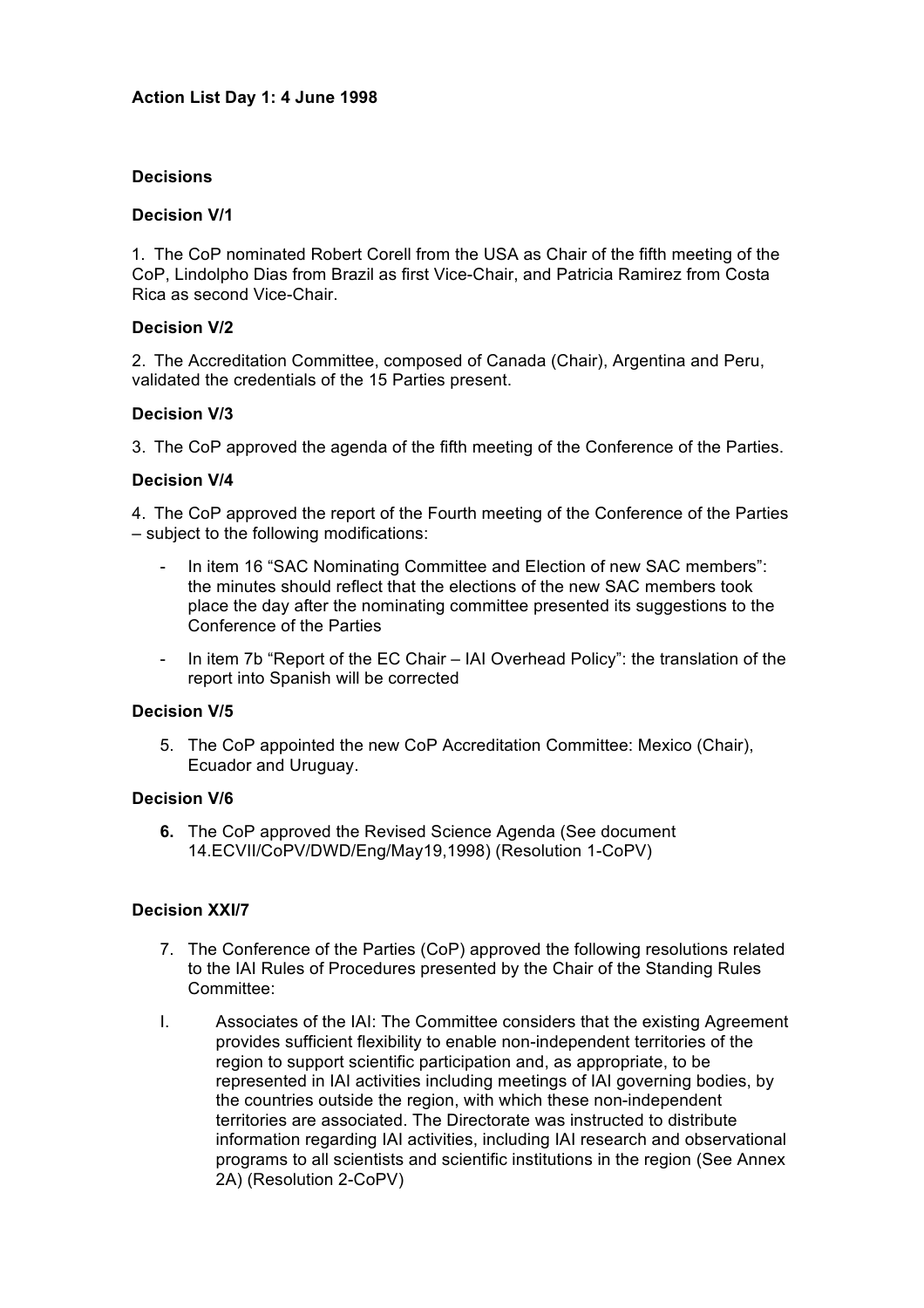**Action List Day 1: 4 June 1998**

**Decisions**

**Decision V/1**

1. The CoP nominated Robert Corell from the USA as Chair of the fifth meeting of the CoP, Lindolpho Dias from Brazil as first Vice-Chair, and Patricia Ramirez from Costa Rica as second Vice-Chair.

**Decision V/2**

2. The Accreditation Committee, composed of Canada (Chair), Argentina and Peru, validated the credentials of the 15 Parties present.

**Decision V/3**

3. The CoP approved the agenda of the fifth meeting of the Conference of the Parties.

**Decision V/4**

4. The CoP approved the report of the Fourth meeting of the Conference of the Parties – subject to the following modifications:

- In item 16 "SAC Nominating Committee and Election of new SAC members": the minutes should reflect that the elections of the new SAC members took place the day after the nominating committee presented its suggestions to the Conference of the Parties
- In item 7b "Report of the EC Chair – IAI Overhead Policy": the translation of the report into Spanish will be corrected

**Decision V/5**

5. The CoP appointed the new CoP Accreditation Committee: Mexico (Chair), Ecuador and Uruguay.

**Decision V/6**

6. The CoP approved the Revised Science Agenda (See document 14.ECVII/CoPV/DWD/Eng/May19,1998) (Resolution 1-CoPV)

**Decision XXI/7**

7. The Conference of the Parties (CoP) approved the following resolutions related to the IAI Rules of Procedures presented by the Chair of the Standing Rules Committee:

I. Associates of the IAI: The Committee considers that the existing Agreement provides sufficient flexibility to enable non-independent territories of the region to support scientific participation and, as appropriate, to be represented in IAI activities including meetings of IAI governing bodies, by the countries outside the region, with which these non-independent territories are associated. The Directorate was instructed to distribute information regarding IAI activities, including IAI research and observational programs to all scientists and scientific institutions in the region (See Annex 2A) (Resolution 2-CoPV)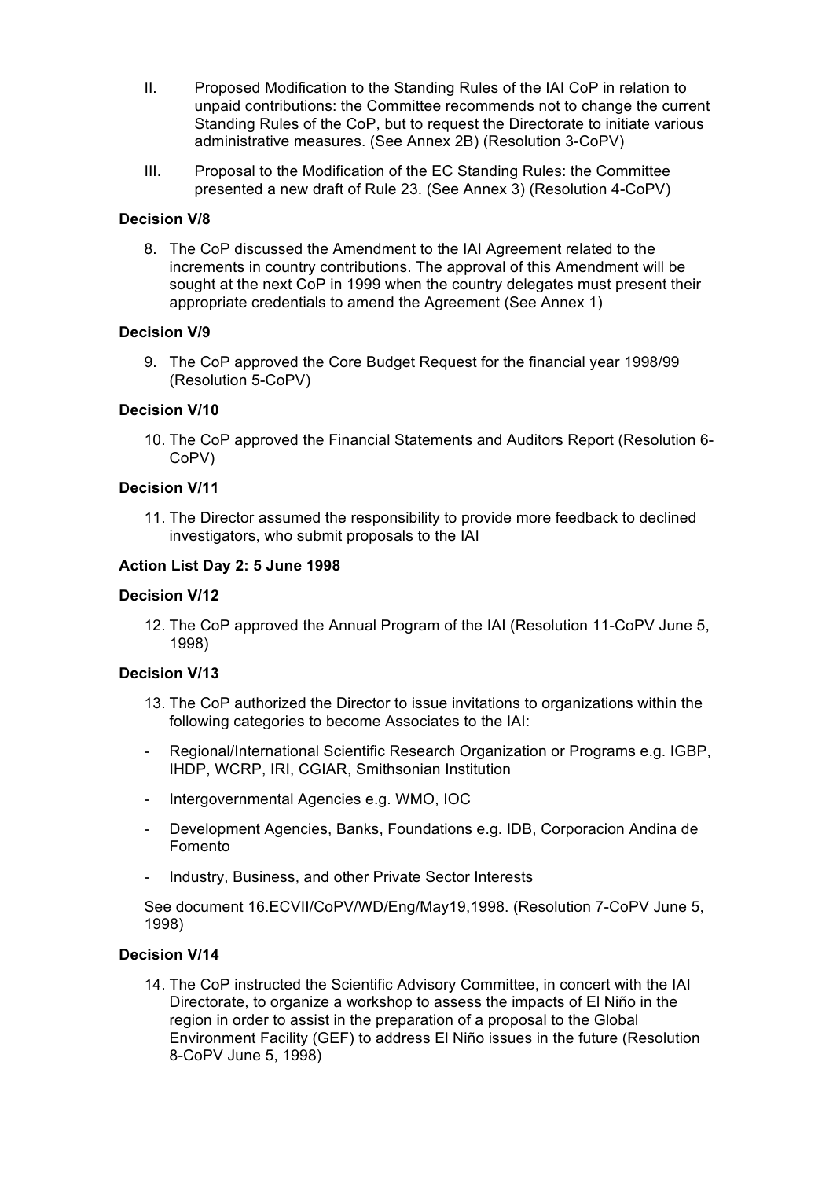II. Proposed Modification to the Standing Rules of the IAI CoP in relation to unpaid contributions: the Committee recommends not to change the current Standing Rules of the CoP, but to request the Directorate to initiate various administrative measures. (See Annex 2B) (Resolution 3-CoPV)

III. Proposal to the Modification of the EC Standing Rules: the Committee presented a new draft of Rule 23. (See Annex 3) (Resolution 4-CoPV)

**Decision V/8**

8. The CoP discussed the Amendment to the IAI Agreement related to the increments in country contributions. The approval of this Amendment will be sought at the next CoP in 1999 when the country delegates must present their appropriate credentials to amend the Agreement (See Annex 1)

**Decision V/9**

9. The CoP approved the Core Budget Request for the financial year 1998/99 (Resolution 5-CoPV)

**Decision V/10**

10. The CoP approved the Financial Statements and Auditors Report (Resolution 6-CoPV)

**Decision V/11**

11. The Director assumed the responsibility to provide more feedback to declined investigators, who submit proposals to the IAI

**Action List Day 2: 5 June 1998**

**Decision V/12**

12. The CoP approved the Annual Program of the IAI (Resolution 11-CoPV June 5, 1998)

**Decision V/13**

13. The CoP authorized the Director to issue invitations to organizations within the following categories to become Associates to the IAI:

- Regional/International Scientific Research Organization or Programs e.g. IGBP, IHDP, WCRP, IRI, CGIAR, Smithsonian Institution
- Intergovernmental Agencies e.g. WMO, IOC
- Development Agencies, Banks, Foundations e.g. IDB, Corporacion Andina de Fomento
- Industry, Business, and other Private Sector Interests

See document 16.ECVII/CoPV/WD/Eng/May19,1998. (Resolution 7-CoPV June 5, 1998)

**Decision V/14**

14. The CoP instructed the Scientific Advisory Committee, in concert with the IAI Directorate, to organize a workshop to assess the impacts of El Niño in the region in order to assist in the preparation of a proposal to the Global Environment Facility (GEF) to address El Niño issues in the future (Resolution 8-CoPV June 5, 1998)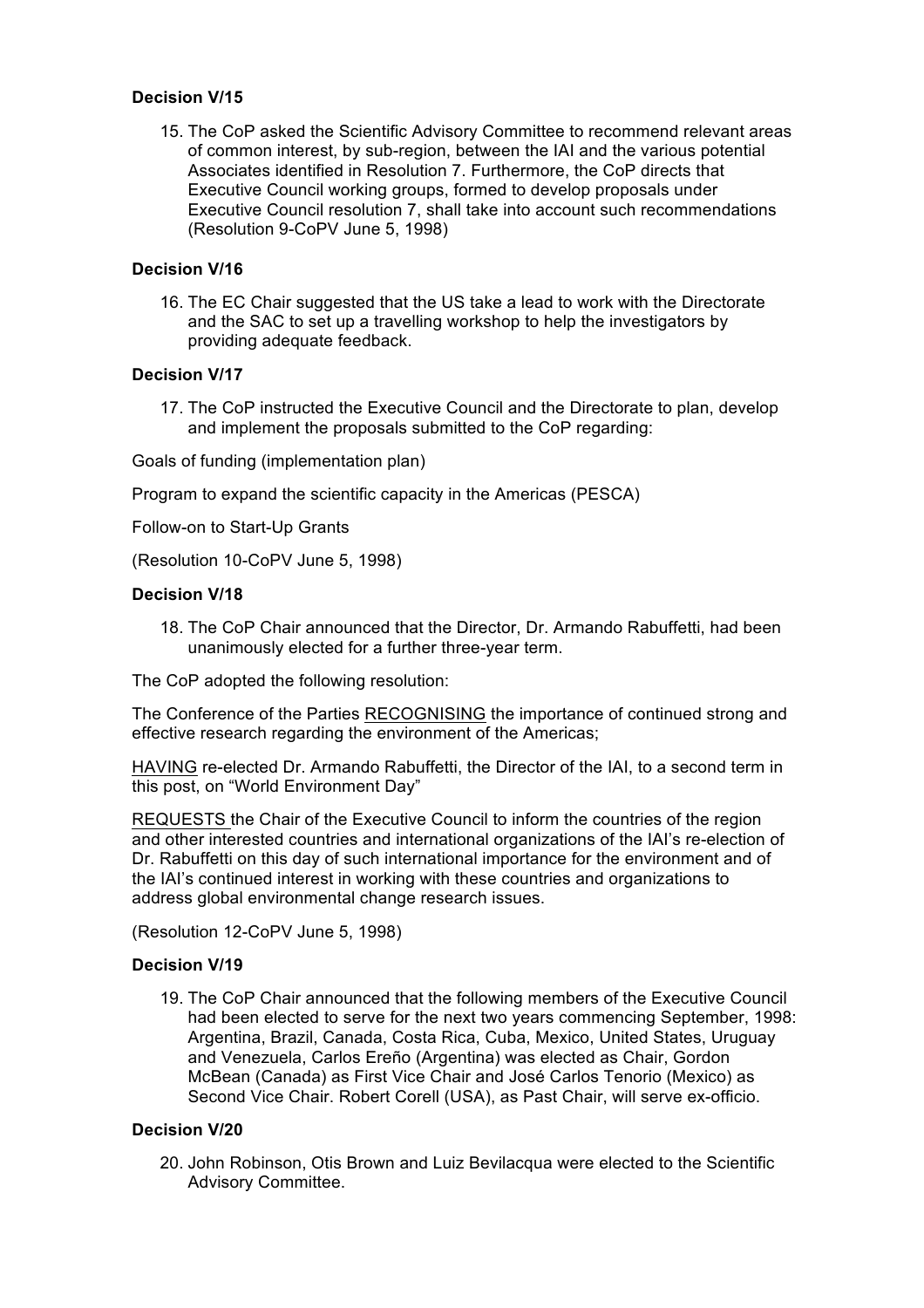**Decision V/15**

15. The CoP asked the Scientific Advisory Committee to recommend relevant areas of common interest, by sub-region, between the IAI and the various potential Associates identified in Resolution 7. Furthermore, the CoP directs that Executive Council working groups, formed to develop proposals under Executive Council resolution 7, shall take into account such recommendations (Resolution 9-CoPV June 5, 1998)

**Decision V/16**

16. The EC Chair suggested that the US take a lead to work with the Directorate and the SAC to set up a travelling workshop to help the investigators by providing adequate feedback.

**Decision V/17**

17. The CoP instructed the Executive Council and the Directorate to plan, develop and implement the proposals submitted to the CoP regarding:

Goals of funding (implementation plan)

Program to expand the scientific capacity in the Americas (PESCA)

Follow-on to Start-Up Grants

(Resolution 10-CoPV June 5, 1998)

**Decision V/18**

18. The CoP Chair announced that the Director, Dr. Armando Rabuffetti, had been unanimously elected for a further three-year term.

The CoP adopted the following resolution:

The Conference of the Parties RECOGNISING the importance of continued strong and effective research regarding the environment of the Americas;

HAVING re-elected Dr. Armando Rabuffetti, the Director of the IAI, to a second term in this post, on "World Environment Day"

REQUESTS the Chair of the Executive Council to inform the countries of the region and other interested countries and international organizations of the IAI's re-election of Dr. Rabuffetti on this day of such international importance for the environment and of the IAI's continued interest in working with these countries and organizations to address global environmental change research issues.

(Resolution 12-CoPV June 5, 1998)

**Decision V/19**

19. The CoP Chair announced that the following members of the Executive Council had been elected to serve for the next two years commencing September, 1998: Argentina, Brazil, Canada, Costa Rica, Cuba, Mexico, United States, Uruguay and Venezuela, Carlos Ereño (Argentina) was elected as Chair, Gordon McBean (Canada) as First Vice Chair and José Carlos Tenorio (Mexico) as Second Vice Chair. Robert Corell (USA), as Past Chair, will serve ex-officio.

**Decision V/20**

20. John Robinson, Otis Brown and Luiz Bevilacqua were elected to the Scientific Advisory Committee.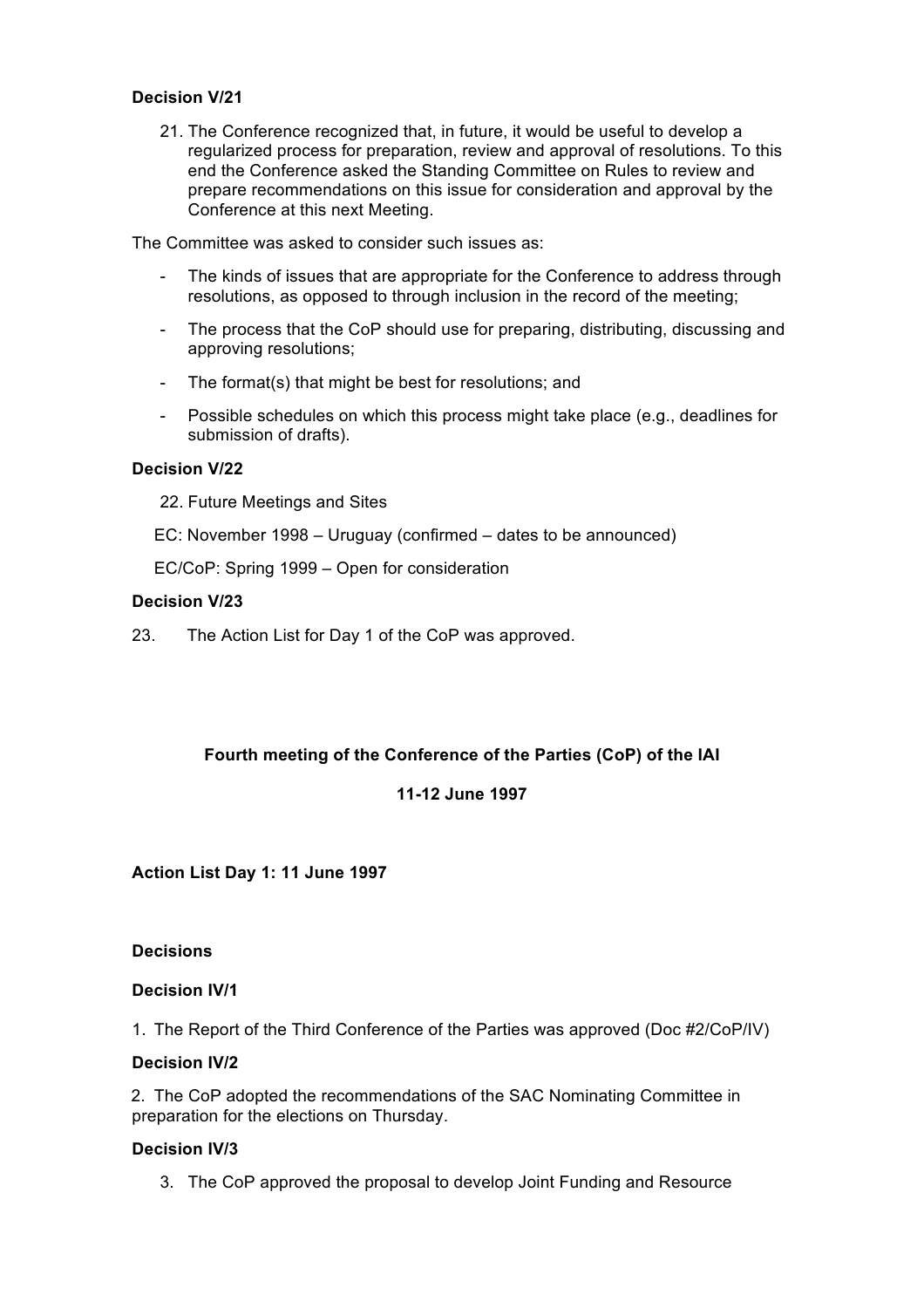**Decision V/21**

21. The Conference recognized that, in future, it would be useful to develop a regularized process for preparation, review and approval of resolutions. To this end the Conference asked the Standing Committee on Rules to review and prepare recommendations on this issue for consideration and approval by the Conference at this next Meeting.

The Committee was asked to consider such issues as:

- The kinds of issues that are appropriate for the Conference to address through resolutions, as opposed to through inclusion in the record of the meeting;
- The process that the CoP should use for preparing, distributing, discussing and approving resolutions;
- The format(s) that might be best for resolutions; and
- Possible schedules on which this process might take place (e.g., deadlines for submission of drafts).

**Decision V/22**

22. Future Meetings and Sites

EC: November 1998 – Uruguay (confirmed – dates to be announced)

EC/CoP: Spring 1999 – Open for consideration

**Decision V/23**

23. The Action List for Day 1 of the CoP was approved.

**Fourth meeting of the Conference of the Parties (CoP) of the IAI**

**11-12 June 1997**

**Action List Day 1: 11 June 1997**

**Decisions**

**Decision IV/1**

1. The Report of the Third Conference of the Parties was approved (Doc #2/CoP/IV)

**Decision IV/2**

2. The CoP adopted the recommendations of the SAC Nominating Committee in preparation for the elections on Thursday.

**Decision IV/3**

3. The CoP approved the proposal to develop Joint Funding and Resource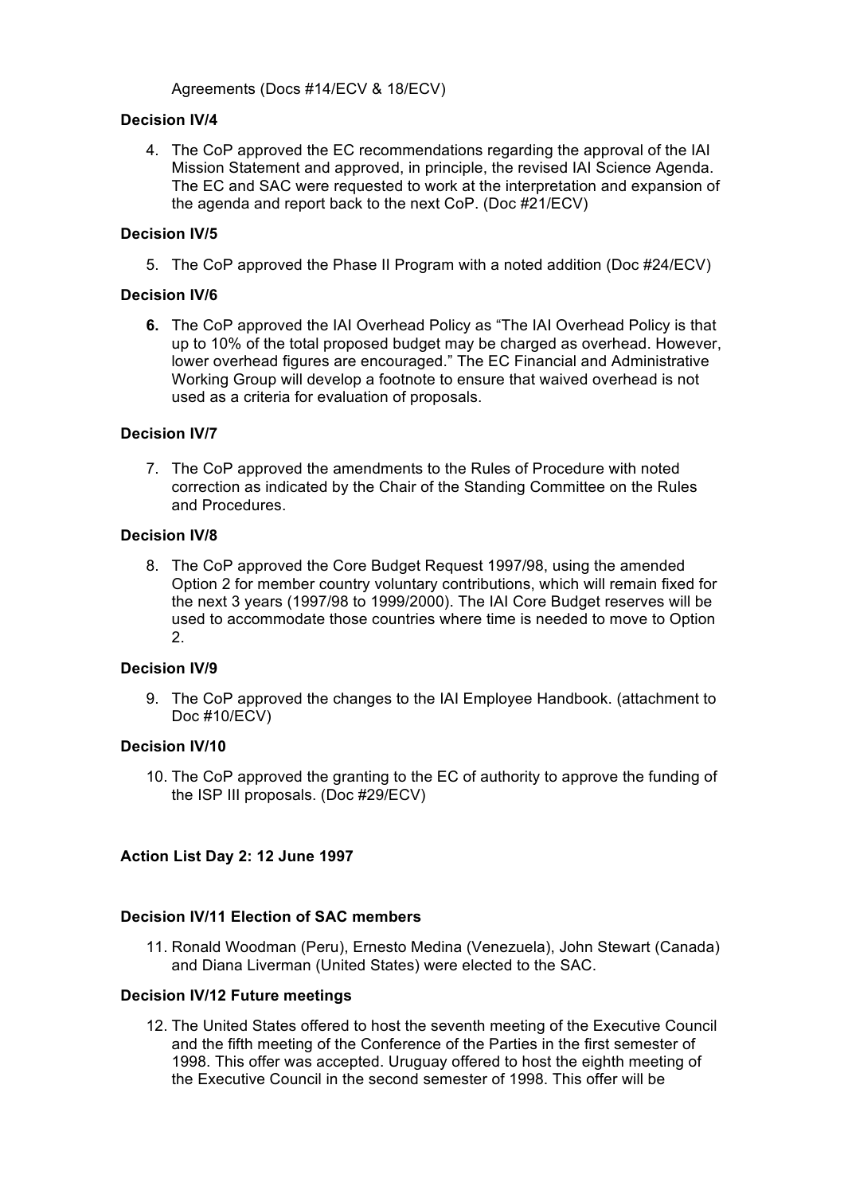Agreements (Docs #14/ECV & 18/ECV)

**Decision IV/4**

4. The CoP approved the EC recommendations regarding the approval of the IAI Mission Statement and approved, in principle, the revised IAI Science Agenda. The EC and SAC were requested to work at the interpretation and expansion of the agenda and report back to the next CoP. (Doc #21/ECV)

**Decision IV/5**

5. The CoP approved the Phase II Program with a noted addition (Doc #24/ECV)

**Decision IV/6**

6. The CoP approved the IAI Overhead Policy as "The IAI Overhead Policy is that up to 10% of the total proposed budget may be charged as overhead. However, lower overhead figures are encouraged." The EC Financial and Administrative Working Group will develop a footnote to ensure that waived overhead is not used as a criteria for evaluation of proposals.

**Decision IV/7**

7. The CoP approved the amendments to the Rules of Procedure with noted correction as indicated by the Chair of the Standing Committee on the Rules and Procedures.

**Decision IV/8**

8. The CoP approved the Core Budget Request 1997/98, using the amended Option 2 for member country voluntary contributions, which will remain fixed for the next 3 years (1997/98 to 1999/2000). The IAI Core Budget reserves will be used to accommodate those countries where time is needed to move to Option 2.

**Decision IV/9**

9. The CoP approved the changes to the IAI Employee Handbook. (attachment to Doc #10/ECV)

**Decision IV/10**

10. The CoP approved the granting to the EC of authority to approve the funding of the ISP III proposals. (Doc #29/ECV)

**Action List Day 2: 12 June 1997**

**Decision IV/11 Election of SAC members**

11. Ronald Woodman (Peru), Ernesto Medina (Venezuela), John Stewart (Canada) and Diana Liverman (United States) were elected to the SAC.

**Decision IV/12 Future meetings**

12. The United States offered to host the seventh meeting of the Executive Council and the fifth meeting of the Conference of the Parties in the first semester of 1998. This offer was accepted. Uruguay offered to host the eighth meeting of the Executive Council in the second semester of 1998. This offer will be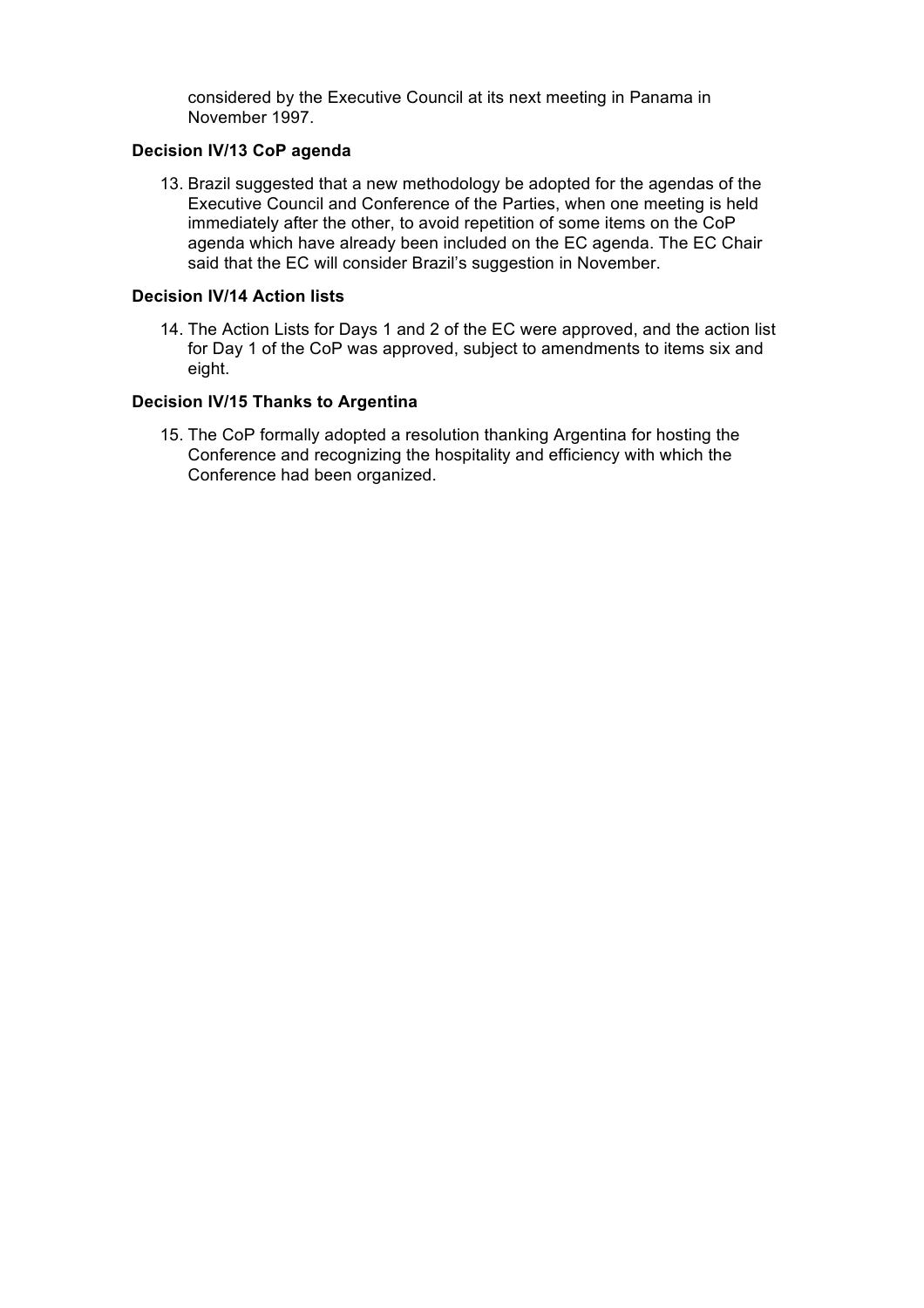considered by the Executive Council at its next meeting in Panama in November 1997.

**Decision IV/13 CoP agenda**

13. Brazil suggested that a new methodology be adopted for the agendas of the Executive Council and Conference of the Parties, when one meeting is held immediately after the other, to avoid repetition of some items on the CoP agenda which have already been included on the EC agenda. The EC Chair said that the EC will consider Brazil's suggestion in November.

**Decision IV/14 Action lists**

14. The Action Lists for Days 1 and 2 of the EC were approved, and the action list for Day 1 of the CoP was approved, subject to amendments to items six and eight.

**Decision IV/15 Thanks to Argentina**

15. The CoP formally adopted a resolution thanking Argentina for hosting the Conference and recognizing the hospitality and efficiency with which the Conference had been organized.